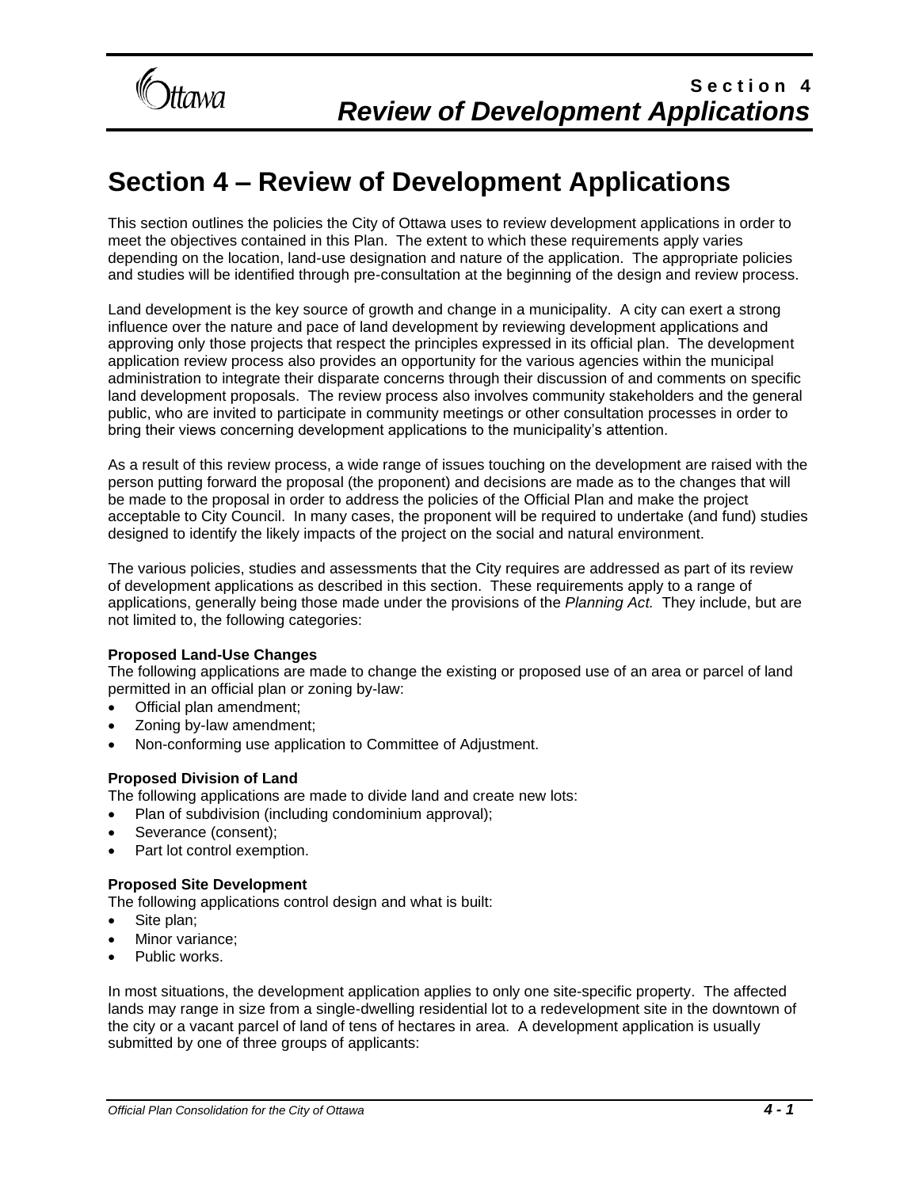# Section 4 – Review of Development Applications

This section outlines the policies the City of Ottawa uses to review development applications in order to meet the objectives contained in this Plan. The extent to which these requirements apply varies depending on the location, land-use designation and nature of the application. The appropriate policies and studies will be identified through pre-consultation at the beginning of the design and review process.

Land development is the key source of growth and change in a municipality. A city can exert a strong influence over the nature and pace of land development by reviewing development applications and approving only those projects that respect the principles expressed in its official plan. The development application review process also provides an opportunity for the various agencies within the municipal administration to integrate their disparate concerns through their discussion of and comments on specific land development proposals. The review process also involves community stakeholders and the general public, who are invited to participate in community meetings or other consultation processes in order to bring their views concerning development applications to the municipality's attention.

As a result of this review process, a wide range of issues touching on the development are raised with the person putting forward the proposal (the proponent) and decisions are made as to the changes that will be made to the proposal in order to address the policies of the Official Plan and make the project acceptable to City Council. In many cases, the proponent will be required to undertake (and fund) studies designed to identify the likely impacts of the project on the social and natural environment.

The various policies, studies and assessments that the City requires are addressed as part of its review of development applications as described in this section. These requirements apply to a range of applications, generally being those made under the provisions of the *Planning Act.* They include, but are not limited to, the following categories:

**Proposed Land-Use Changes**
The following applications are made to change the existing or proposed use of an area or parcel of land permitted in an official plan or zoning by-law:

- Official plan amendment;
- Zoning by-law amendment;
- Non-conforming use application to Committee of Adjustment.

**Proposed Division of Land**
The following applications are made to divide land and create new lots:

- Plan of subdivision (including condominium approval);
- Severance (consent);
- Part lot control exemption.

**Proposed Site Development**
The following applications control design and what is built:

- Site plan;
- Minor variance;
- Public works.

In most situations, the development application applies to only one site-specific property. The affected lands may range in size from a single-dwelling residential lot to a redevelopment site in the downtown of the city or a vacant parcel of land of tens of hectares in area. A development application is usually submitted by one of three groups of applicants: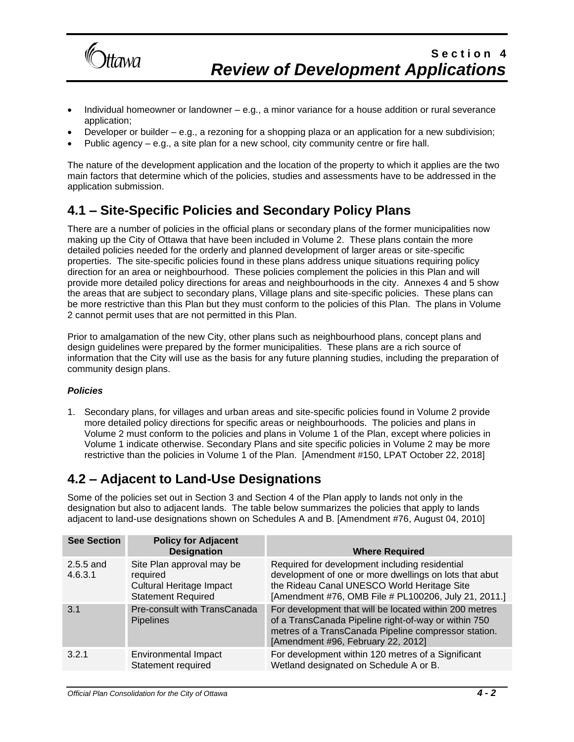- Individual homeowner or landowner – e.g., a minor variance for a house addition or rural severance application;
- Developer or builder – e.g., a rezoning for a shopping plaza or an application for a new subdivision;
- Public agency – e.g., a site plan for a new school, city community centre or fire hall.

The nature of the development application and the location of the property to which it applies are the two main factors that determine which of the policies, studies and assessments have to be addressed in the application submission.

## 4.1 – Site-Specific Policies and Secondary Policy Plans

There are a number of policies in the official plans or secondary plans of the former municipalities now making up the City of Ottawa that have been included in Volume 2. These plans contain the more detailed policies needed for the orderly and planned development of larger areas or site-specific properties. The site-specific policies found in these plans address unique situations requiring policy direction for an area or neighbourhood. These policies complement the policies in this Plan and will provide more detailed policy directions for areas and neighbourhoods in the city. Annexes 4 and 5 show the areas that are subject to secondary plans, Village plans and site-specific policies. These plans can be more restrictive than this Plan but they must conform to the policies of this Plan. The plans in Volume 2 cannot permit uses that are not permitted in this Plan.

Prior to amalgamation of the new City, other plans such as neighbourhood plans, concept plans and design guidelines were prepared by the former municipalities. These plans are a rich source of information that the City will use as the basis for any future planning studies, including the preparation of community design plans.

***Policies***

1. Secondary plans, for villages and urban areas and site-specific policies found in Volume 2 provide more detailed policy directions for specific areas or neighbourhoods. The policies and plans in Volume 2 must conform to the policies and plans in Volume 1 of the Plan, except where policies in Volume 1 indicate otherwise. Secondary Plans and site specific policies in Volume 2 may be more restrictive than the policies in Volume 1 of the Plan. [Amendment #150, LPAT October 22, 2018]

## 4.2 – Adjacent to Land-Use Designations

Some of the policies set out in Section 3 and Section 4 of the Plan apply to lands not only in the designation but also to adjacent lands. The table below summarizes the policies that apply to lands adjacent to land-use designations shown on Schedules A and B. [Amendment #76, August 04, 2010]

| See Section | Policy for Adjacent Designation | Where Required |
|---|---|---|
| 2.5.5 and 4.6.3.1 | Site Plan approval may be required<br>Cultural Heritage Impact Statement Required | Required for development including residential development of one or more dwellings on lots that abut the Rideau Canal UNESCO World Heritage Site [Amendment #76, OMB File # PL100206, July 21, 2011.] |
| 3.1 | Pre-consult with TransCanada Pipelines | For development that will be located within 200 metres of a TransCanada Pipeline right-of-way or within 750 metres of a TransCanada Pipeline compressor station. [Amendment #96, February 22, 2012] |
| 3.2.1 | Environmental Impact Statement required | For development within 120 metres of a Significant Wetland designated on Schedule A or B. |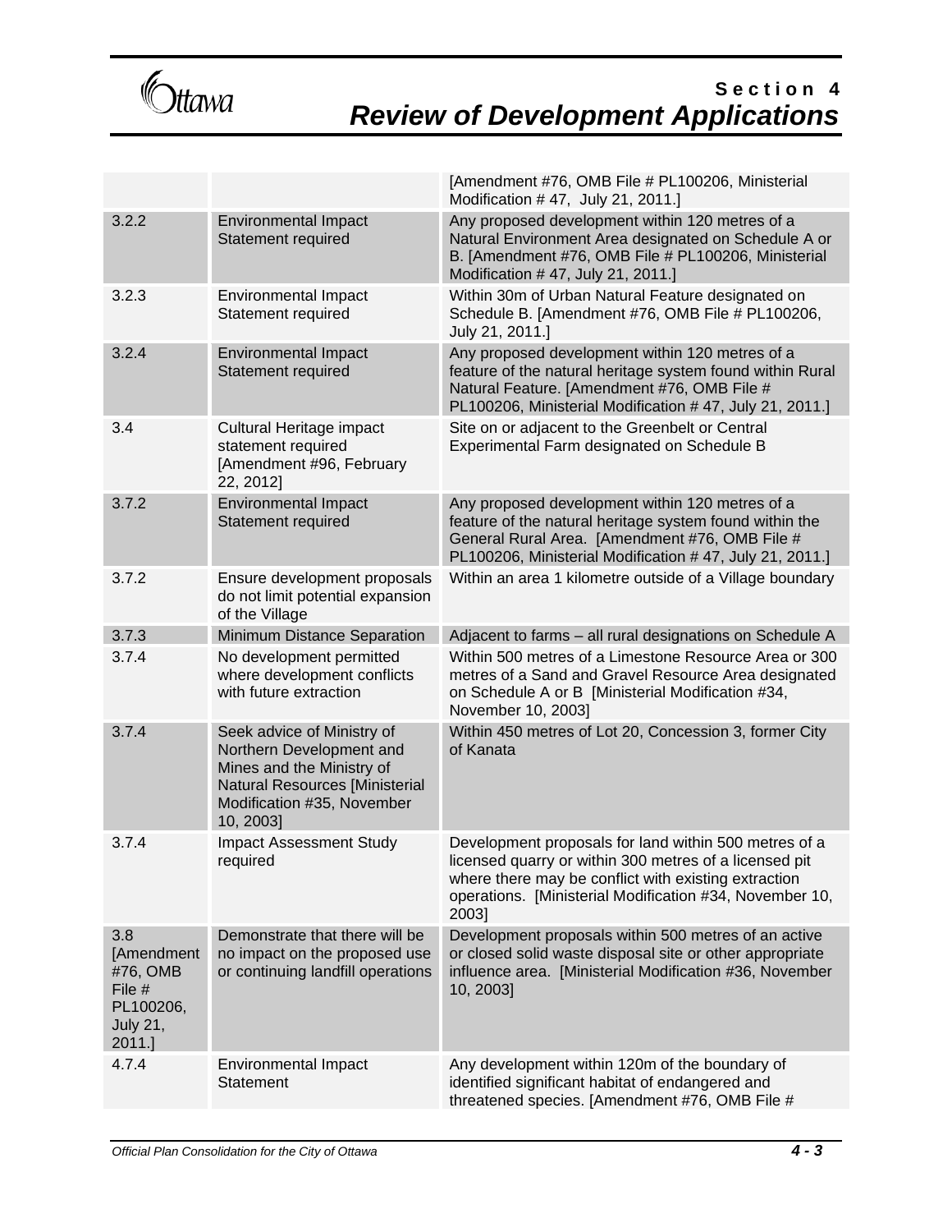|  |  | [Amendment #76, OMB File # PL100206, Ministerial Modification # 47, July 21, 2011.] |
|---|---|---|
| 3.2.2 | Environmental Impact Statement required | Any proposed development within 120 metres of a Natural Environment Area designated on Schedule A or B. [Amendment #76, OMB File # PL100206, Ministerial Modification # 47, July 21, 2011.] |
| 3.2.3 | Environmental Impact Statement required | Within 30m of Urban Natural Feature designated on Schedule B. [Amendment #76, OMB File # PL100206, July 21, 2011.] |
| 3.2.4 | Environmental Impact Statement required | Any proposed development within 120 metres of a feature of the natural heritage system found within Rural Natural Feature. [Amendment #76, OMB File # PL100206, Ministerial Modification # 47, July 21, 2011.] |
| 3.4 | Cultural Heritage impact statement required [Amendment #96, February 22, 2012] | Site on or adjacent to the Greenbelt or Central Experimental Farm designated on Schedule B |
| 3.7.2 | Environmental Impact Statement required | Any proposed development within 120 metres of a feature of the natural heritage system found within the General Rural Area. [Amendment #76, OMB File # PL100206, Ministerial Modification # 47, July 21, 2011.] |
| 3.7.2 | Ensure development proposals do not limit potential expansion of the Village | Within an area 1 kilometre outside of a Village boundary |
| 3.7.3 | Minimum Distance Separation | Adjacent to farms – all rural designations on Schedule A |
| 3.7.4 | No development permitted where development conflicts with future extraction | Within 500 metres of a Limestone Resource Area or 300 metres of a Sand and Gravel Resource Area designated on Schedule A or B [Ministerial Modification #34, November 10, 2003] |
| 3.7.4 | Seek advice of Ministry of Northern Development and Mines and the Ministry of Natural Resources [Ministerial Modification #35, November 10, 2003] | Within 450 metres of Lot 20, Concession 3, former City of Kanata |
| 3.7.4 | Impact Assessment Study required | Development proposals for land within 500 metres of a licensed quarry or within 300 metres of a licensed pit where there may be conflict with existing extraction operations. [Ministerial Modification #34, November 10, 2003] |
| 3.8 [Amendment #76, OMB File # PL100206, July 21, 2011.] | Demonstrate that there will be no impact on the proposed use or continuing landfill operations | Development proposals within 500 metres of an active or closed solid waste disposal site or other appropriate influence area. [Ministerial Modification #36, November 10, 2003] |
| 4.7.4 | Environmental Impact Statement | Any development within 120m of the boundary of identified significant habitat of endangered and threatened species. [Amendment #76, OMB File # |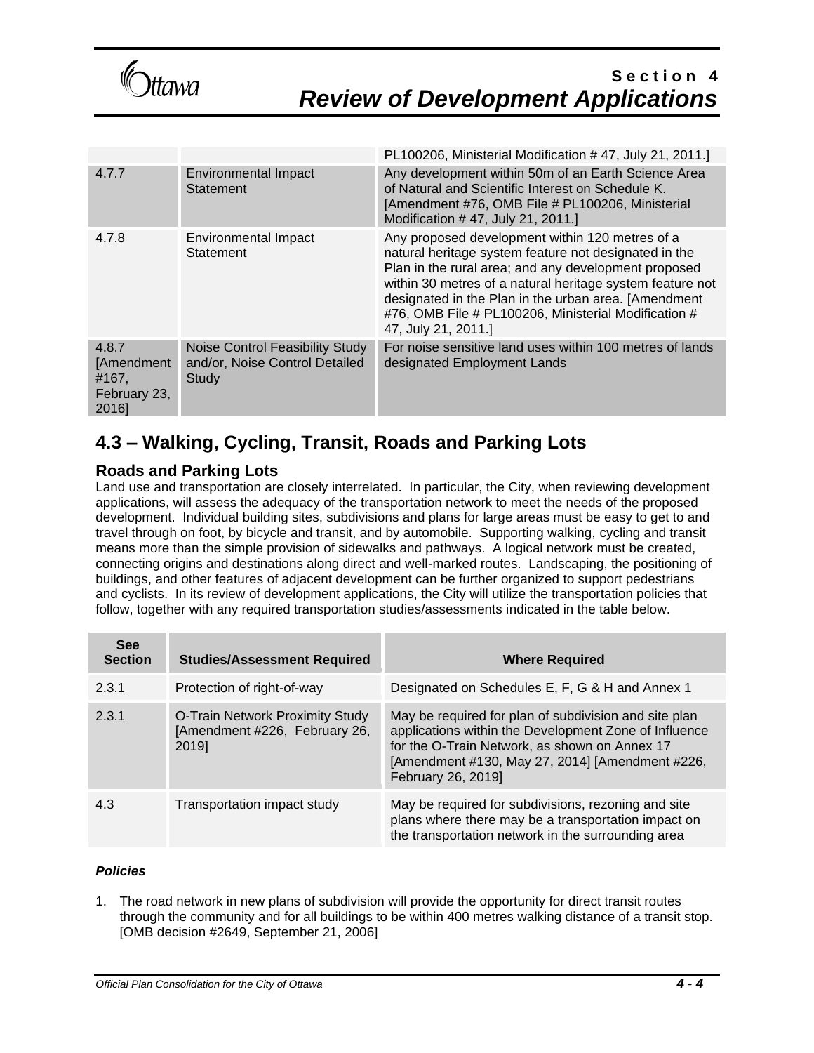| | | |
|---|---|---|
| | | PL100206, Ministerial Modification # 47, July 21, 2011.] |
| 4.7.7 | Environmental Impact Statement | Any development within 50m of an Earth Science Area of Natural and Scientific Interest on Schedule K. [Amendment #76, OMB File # PL100206, Ministerial Modification # 47, July 21, 2011.] |
| 4.7.8 | Environmental Impact Statement | Any proposed development within 120 metres of a natural heritage system feature not designated in the Plan in the rural area; and any development proposed within 30 metres of a natural heritage system feature not designated in the Plan in the urban area. [Amendment #76, OMB File # PL100206, Ministerial Modification # 47, July 21, 2011.] |
| 4.8.7 [Amendment #167, February 23, 2016] | Noise Control Feasibility Study and/or, Noise Control Detailed Study | For noise sensitive land uses within 100 metres of lands designated Employment Lands |

## 4.3 – Walking, Cycling, Transit, Roads and Parking Lots

### Roads and Parking Lots

Land use and transportation are closely interrelated. In particular, the City, when reviewing development applications, will assess the adequacy of the transportation network to meet the needs of the proposed development. Individual building sites, subdivisions and plans for large areas must be easy to get to and travel through on foot, by bicycle and transit, and by automobile. Supporting walking, cycling and transit means more than the simple provision of sidewalks and pathways. A logical network must be created, connecting origins and destinations along direct and well-marked routes. Landscaping, the positioning of buildings, and other features of adjacent development can be further organized to support pedestrians and cyclists. In its review of development applications, the City will utilize the transportation policies that follow, together with any required transportation studies/assessments indicated in the table below.

| See Section | Studies/Assessment Required | Where Required |
|---|---|---|
| 2.3.1 | Protection of right-of-way | Designated on Schedules E, F, G & H and Annex 1 |
| 2.3.1 | O-Train Network Proximity Study [Amendment #226, February 26, 2019] | May be required for plan of subdivision and site plan applications within the Development Zone of Influence for the O-Train Network, as shown on Annex 17 [Amendment #130, May 27, 2014] [Amendment #226, February 26, 2019] |
| 4.3 | Transportation impact study | May be required for subdivisions, rezoning and site plans where there may be a transportation impact on the transportation network in the surrounding area |

***Policies***

1. The road network in new plans of subdivision will provide the opportunity for direct transit routes through the community and for all buildings to be within 400 metres walking distance of a transit stop. [OMB decision #2649, September 21, 2006]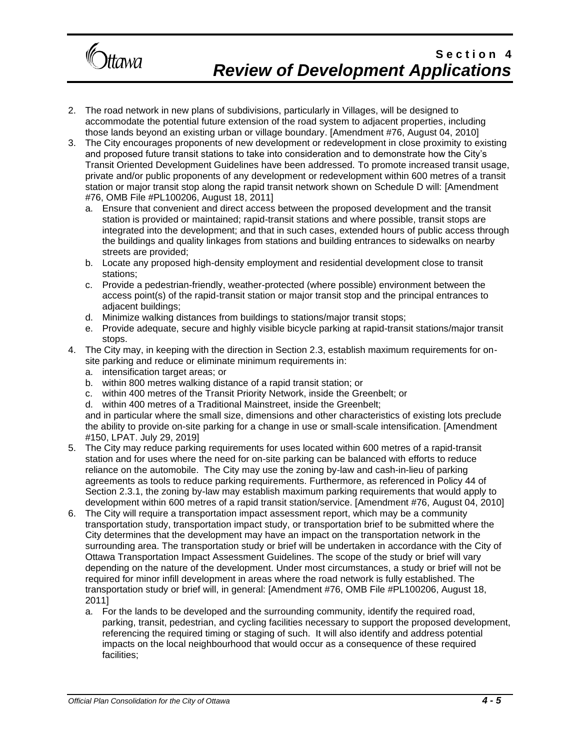2. The road network in new plans of subdivisions, particularly in Villages, will be designed to accommodate the potential future extension of the road system to adjacent properties, including those lands beyond an existing urban or village boundary. [Amendment #76, August 04, 2010]
3. The City encourages proponents of new development or redevelopment in close proximity to existing and proposed future transit stations to take into consideration and to demonstrate how the City's Transit Oriented Development Guidelines have been addressed. To promote increased transit usage, private and/or public proponents of any development or redevelopment within 600 metres of a transit station or major transit stop along the rapid transit network shown on Schedule D will: [Amendment #76, OMB File #PL100206, August 18, 2011]
   a. Ensure that convenient and direct access between the proposed development and the transit station is provided or maintained; rapid-transit stations and where possible, transit stops are integrated into the development; and that in such cases, extended hours of public access through the buildings and quality linkages from stations and building entrances to sidewalks on nearby streets are provided;
   b. Locate any proposed high-density employment and residential development close to transit stations;
   c. Provide a pedestrian-friendly, weather-protected (where possible) environment between the access point(s) of the rapid-transit station or major transit stop and the principal entrances to adjacent buildings;
   d. Minimize walking distances from buildings to stations/major transit stops;
   e. Provide adequate, secure and highly visible bicycle parking at rapid-transit stations/major transit stops.
4. The City may, in keeping with the direction in Section 2.3, establish maximum requirements for on-site parking and reduce or eliminate minimum requirements in:
   a. intensification target areas; or
   b. within 800 metres walking distance of a rapid transit station; or
   c. within 400 metres of the Transit Priority Network, inside the Greenbelt; or
   d. within 400 metres of a Traditional Mainstreet, inside the Greenbelt;

   and in particular where the small size, dimensions and other characteristics of existing lots preclude the ability to provide on-site parking for a change in use or small-scale intensification. [Amendment #150, LPAT. July 29, 2019]
5. The City may reduce parking requirements for uses located within 600 metres of a rapid-transit station and for uses where the need for on-site parking can be balanced with efforts to reduce reliance on the automobile. The City may use the zoning by-law and cash-in-lieu of parking agreements as tools to reduce parking requirements. Furthermore, as referenced in Policy 44 of Section 2.3.1, the zoning by-law may establish maximum parking requirements that would apply to development within 600 metres of a rapid transit station/service. [Amendment #76, August 04, 2010]
6. The City will require a transportation impact assessment report, which may be a community transportation study, transportation impact study, or transportation brief to be submitted where the City determines that the development may have an impact on the transportation network in the surrounding area. The transportation study or brief will be undertaken in accordance with the City of Ottawa Transportation Impact Assessment Guidelines. The scope of the study or brief will vary depending on the nature of the development. Under most circumstances, a study or brief will not be required for minor infill development in areas where the road network is fully established. The transportation study or brief will, in general: [Amendment #76, OMB File #PL100206, August 18, 2011]
   a. For the lands to be developed and the surrounding community, identify the required road, parking, transit, pedestrian, and cycling facilities necessary to support the proposed development, referencing the required timing or staging of such. It will also identify and address potential impacts on the local neighbourhood that would occur as a consequence of these required facilities;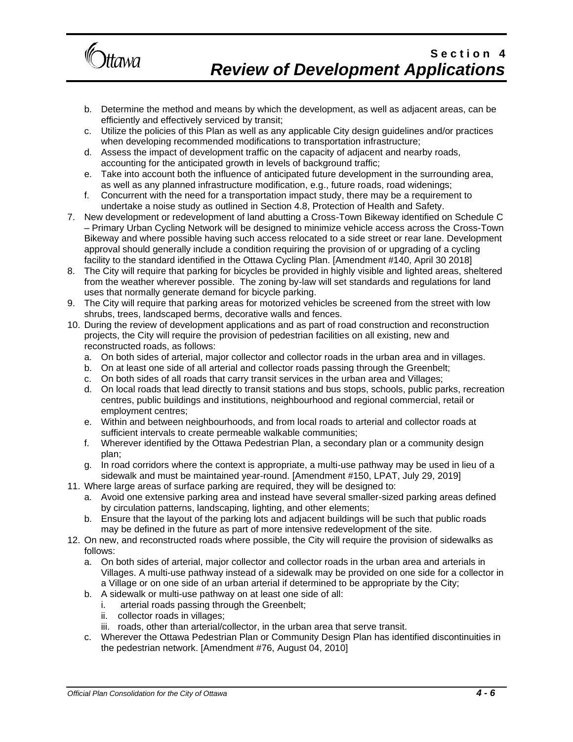b. Determine the method and means by which the development, as well as adjacent areas, can be efficiently and effectively serviced by transit;
   c. Utilize the policies of this Plan as well as any applicable City design guidelines and/or practices when developing recommended modifications to transportation infrastructure;
   d. Assess the impact of development traffic on the capacity of adjacent and nearby roads, accounting for the anticipated growth in levels of background traffic;
   e. Take into account both the influence of anticipated future development in the surrounding area, as well as any planned infrastructure modification, e.g., future roads, road widenings;
   f. Concurrent with the need for a transportation impact study, there may be a requirement to undertake a noise study as outlined in Section 4.8, Protection of Health and Safety.
7. New development or redevelopment of land abutting a Cross-Town Bikeway identified on Schedule C – Primary Urban Cycling Network will be designed to minimize vehicle access across the Cross-Town Bikeway and where possible having such access relocated to a side street or rear lane. Development approval should generally include a condition requiring the provision of or upgrading of a cycling facility to the standard identified in the Ottawa Cycling Plan. [Amendment #140, April 30 2018]
8. The City will require that parking for bicycles be provided in highly visible and lighted areas, sheltered from the weather wherever possible. The zoning by-law will set standards and regulations for land uses that normally generate demand for bicycle parking.
9. The City will require that parking areas for motorized vehicles be screened from the street with low shrubs, trees, landscaped berms, decorative walls and fences.
10. During the review of development applications and as part of road construction and reconstruction projects, the City will require the provision of pedestrian facilities on all existing, new and reconstructed roads, as follows:
    a. On both sides of arterial, major collector and collector roads in the urban area and in villages.
    b. On at least one side of all arterial and collector roads passing through the Greenbelt;
    c. On both sides of all roads that carry transit services in the urban area and Villages;
    d. On local roads that lead directly to transit stations and bus stops, schools, public parks, recreation centres, public buildings and institutions, neighbourhood and regional commercial, retail or employment centres;
    e. Within and between neighbourhoods, and from local roads to arterial and collector roads at sufficient intervals to create permeable walkable communities;
    f. Wherever identified by the Ottawa Pedestrian Plan, a secondary plan or a community design plan;
    g. In road corridors where the context is appropriate, a multi-use pathway may be used in lieu of a sidewalk and must be maintained year-round. [Amendment #150, LPAT, July 29, 2019]
11. Where large areas of surface parking are required, they will be designed to:
    a. Avoid one extensive parking area and instead have several smaller-sized parking areas defined by circulation patterns, landscaping, lighting, and other elements;
    b. Ensure that the layout of the parking lots and adjacent buildings will be such that public roads may be defined in the future as part of more intensive redevelopment of the site.
12. On new, and reconstructed roads where possible, the City will require the provision of sidewalks as follows:
    a. On both sides of arterial, major collector and collector roads in the urban area and arterials in Villages. A multi-use pathway instead of a sidewalk may be provided on one side for a collector in a Village or on one side of an urban arterial if determined to be appropriate by the City;
    b. A sidewalk or multi-use pathway on at least one side of all:
       i. arterial roads passing through the Greenbelt;
       ii. collector roads in villages;
       iii. roads, other than arterial/collector, in the urban area that serve transit.
    c. Wherever the Ottawa Pedestrian Plan or Community Design Plan has identified discontinuities in the pedestrian network. [Amendment #76, August 04, 2010]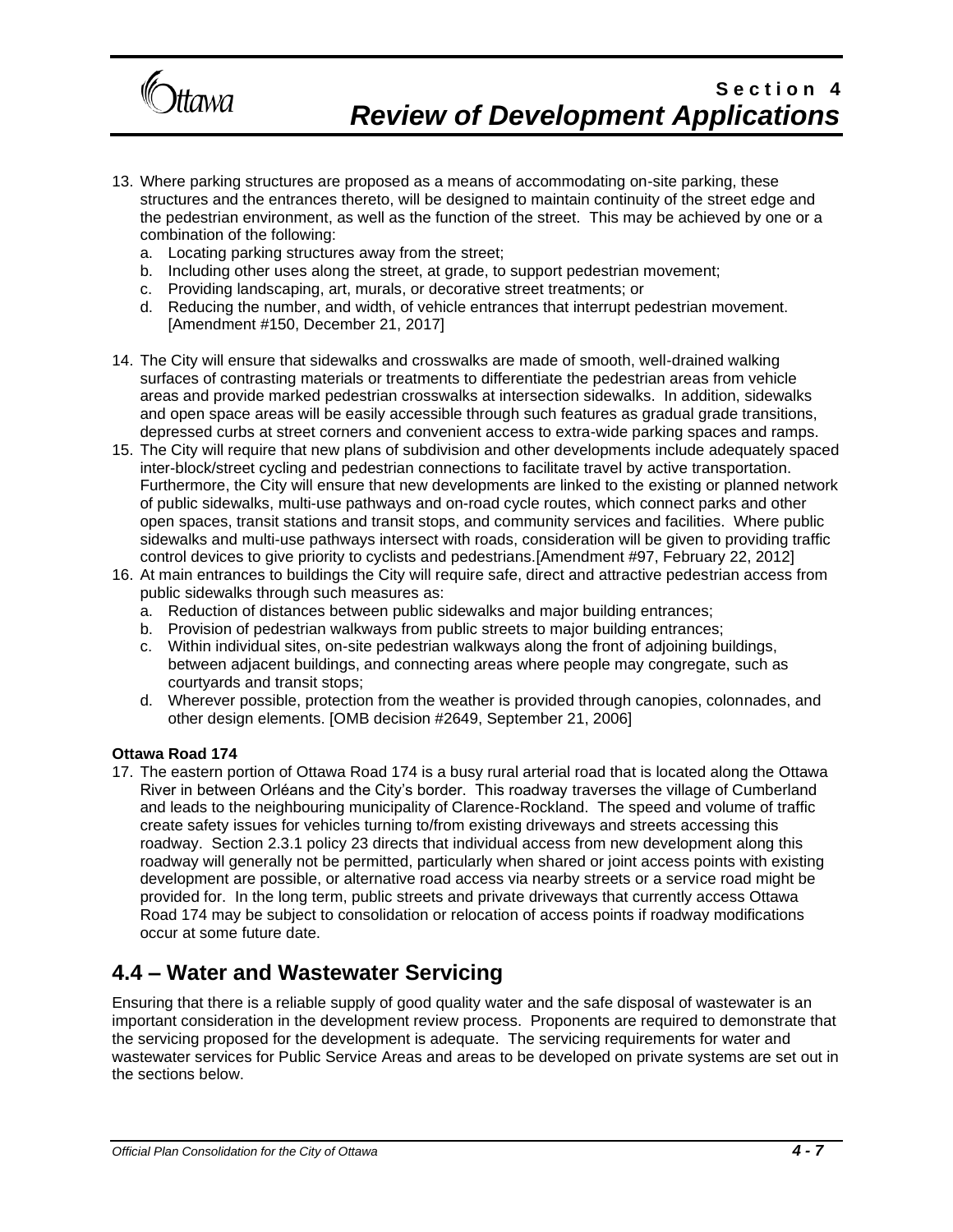13. Where parking structures are proposed as a means of accommodating on-site parking, these structures and the entrances thereto, will be designed to maintain continuity of the street edge and the pedestrian environment, as well as the function of the street. This may be achieved by one or a combination of the following:
    a. Locating parking structures away from the street;
    b. Including other uses along the street, at grade, to support pedestrian movement;
    c. Providing landscaping, art, murals, or decorative street treatments; or
    d. Reducing the number, and width, of vehicle entrances that interrupt pedestrian movement. [Amendment #150, December 21, 2017]

14. The City will ensure that sidewalks and crosswalks are made of smooth, well-drained walking surfaces of contrasting materials or treatments to differentiate the pedestrian areas from vehicle areas and provide marked pedestrian crosswalks at intersection sidewalks. In addition, sidewalks and open space areas will be easily accessible through such features as gradual grade transitions, depressed curbs at street corners and convenient access to extra-wide parking spaces and ramps.
15. The City will require that new plans of subdivision and other developments include adequately spaced inter-block/street cycling and pedestrian connections to facilitate travel by active transportation. Furthermore, the City will ensure that new developments are linked to the existing or planned network of public sidewalks, multi-use pathways and on-road cycle routes, which connect parks and other open spaces, transit stations and transit stops, and community services and facilities. Where public sidewalks and multi-use pathways intersect with roads, consideration will be given to providing traffic control devices to give priority to cyclists and pedestrians.[Amendment #97, February 22, 2012]
16. At main entrances to buildings the City will require safe, direct and attractive pedestrian access from public sidewalks through such measures as:
    a. Reduction of distances between public sidewalks and major building entrances;
    b. Provision of pedestrian walkways from public streets to major building entrances;
    c. Within individual sites, on-site pedestrian walkways along the front of adjoining buildings, between adjacent buildings, and connecting areas where people may congregate, such as courtyards and transit stops;
    d. Wherever possible, protection from the weather is provided through canopies, colonnades, and other design elements. [OMB decision #2649, September 21, 2006]

**Ottawa Road 174**

17. The eastern portion of Ottawa Road 174 is a busy rural arterial road that is located along the Ottawa River in between Orléans and the City's border. This roadway traverses the village of Cumberland and leads to the neighbouring municipality of Clarence-Rockland. The speed and volume of traffic create safety issues for vehicles turning to/from existing driveways and streets accessing this roadway. Section 2.3.1 policy 23 directs that individual access from new development along this roadway will generally not be permitted, particularly when shared or joint access points with existing development are possible, or alternative road access via nearby streets or a service road might be provided for. In the long term, public streets and private driveways that currently access Ottawa Road 174 may be subject to consolidation or relocation of access points if roadway modifications occur at some future date.

## 4.4 – Water and Wastewater Servicing

Ensuring that there is a reliable supply of good quality water and the safe disposal of wastewater is an important consideration in the development review process. Proponents are required to demonstrate that the servicing proposed for the development is adequate. The servicing requirements for water and wastewater services for Public Service Areas and areas to be developed on private systems are set out in the sections below.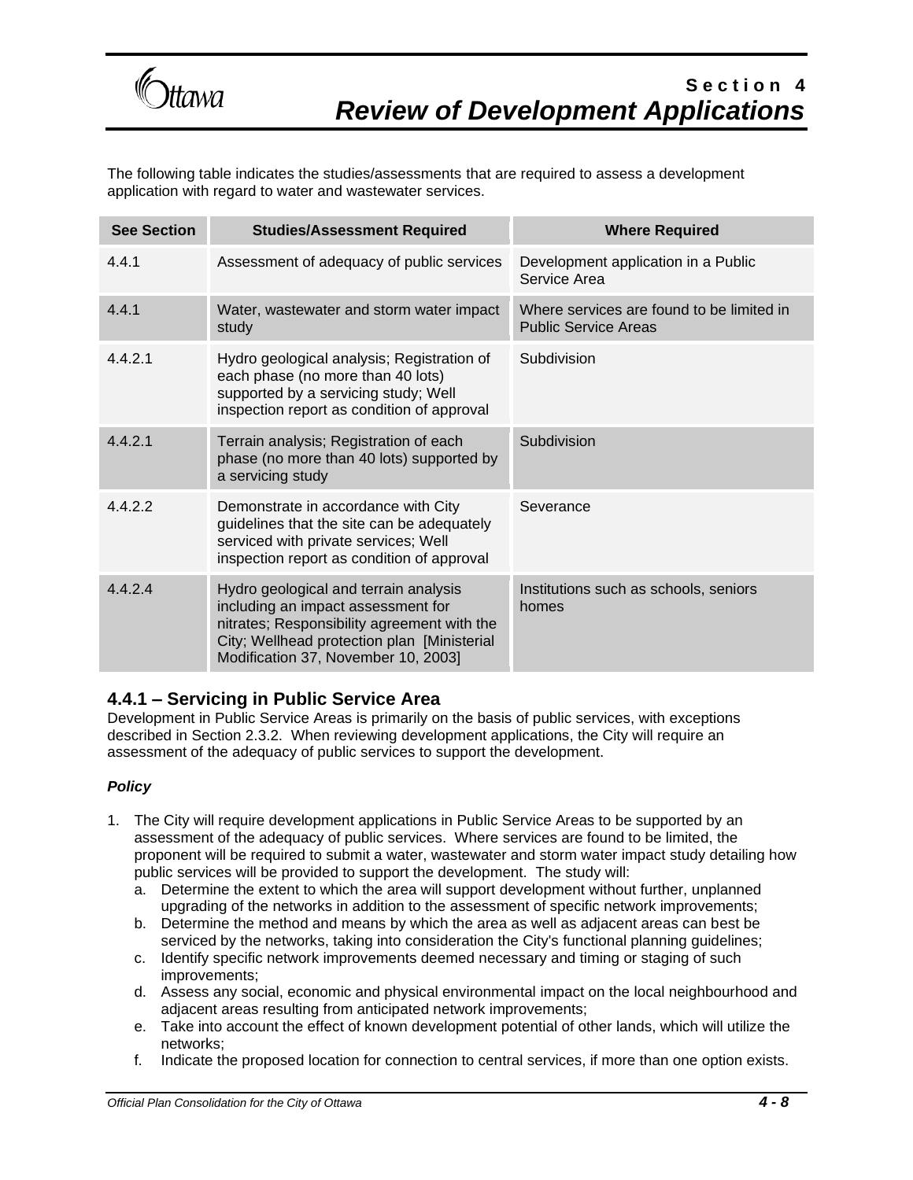The following table indicates the studies/assessments that are required to assess a development application with regard to water and wastewater services.

| See Section | Studies/Assessment Required | Where Required |
|---|---|---|
| 4.4.1 | Assessment of adequacy of public services | Development application in a Public Service Area |
| 4.4.1 | Water, wastewater and storm water impact study | Where services are found to be limited in Public Service Areas |
| 4.4.2.1 | Hydro geological analysis; Registration of each phase (no more than 40 lots) supported by a servicing study; Well inspection report as condition of approval | Subdivision |
| 4.4.2.1 | Terrain analysis; Registration of each phase (no more than 40 lots) supported by a servicing study | Subdivision |
| 4.4.2.2 | Demonstrate in accordance with City guidelines that the site can be adequately serviced with private services; Well inspection report as condition of approval | Severance |
| 4.4.2.4 | Hydro geological and terrain analysis including an impact assessment for nitrates; Responsibility agreement with the City; Wellhead protection plan [Ministerial Modification 37, November 10, 2003] | Institutions such as schools, seniors homes |

### 4.4.1 – Servicing in Public Service Area

Development in Public Service Areas is primarily on the basis of public services, with exceptions described in Section 2.3.2. When reviewing development applications, the City will require an assessment of the adequacy of public services to support the development.

#### *Policy*

1. The City will require development applications in Public Service Areas to be supported by an assessment of the adequacy of public services. Where services are found to be limited, the proponent will be required to submit a water, wastewater and storm water impact study detailing how public services will be provided to support the development. The study will:
   a. Determine the extent to which the area will support development without further, unplanned upgrading of the networks in addition to the assessment of specific network improvements;
   b. Determine the method and means by which the area as well as adjacent areas can best be serviced by the networks, taking into consideration the City's functional planning guidelines;
   c. Identify specific network improvements deemed necessary and timing or staging of such improvements;
   d. Assess any social, economic and physical environmental impact on the local neighbourhood and adjacent areas resulting from anticipated network improvements;
   e. Take into account the effect of known development potential of other lands, which will utilize the networks;
   f. Indicate the proposed location for connection to central services, if more than one option exists.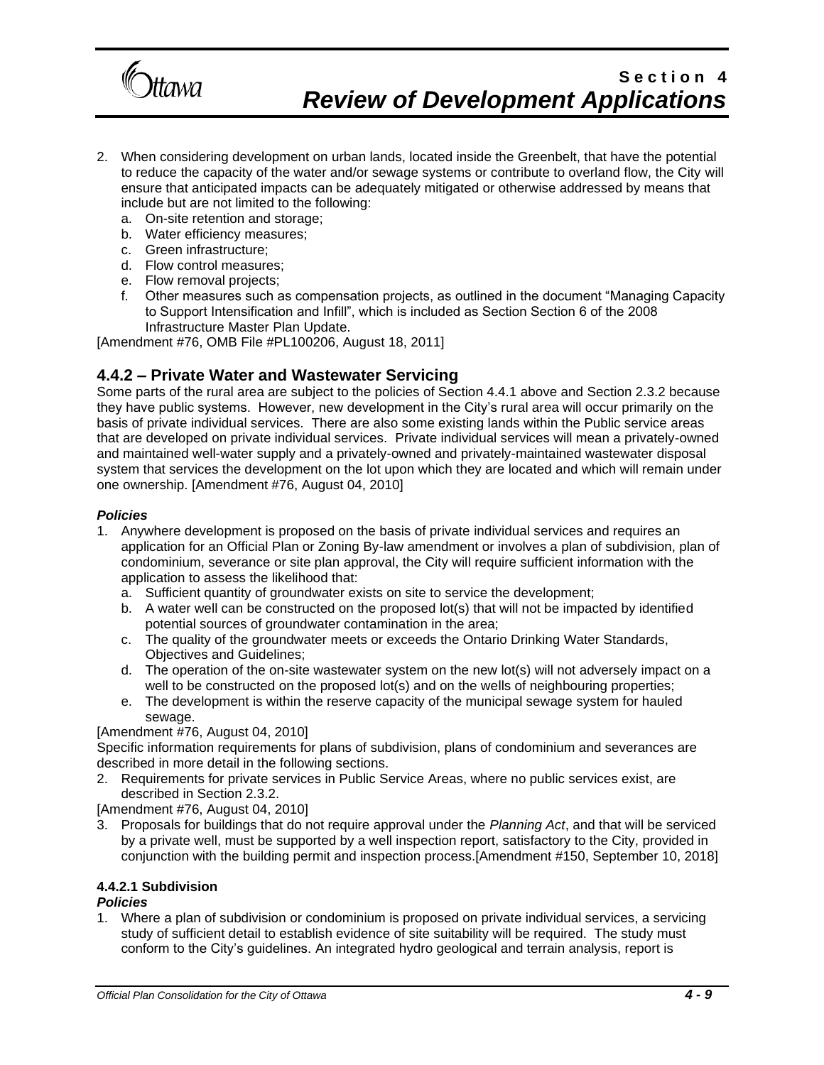2. When considering development on urban lands, located inside the Greenbelt, that have the potential to reduce the capacity of the water and/or sewage systems or contribute to overland flow, the City will ensure that anticipated impacts can be adequately mitigated or otherwise addressed by means that include but are not limited to the following:
   a. On-site retention and storage;
   b. Water efficiency measures;
   c. Green infrastructure;
   d. Flow control measures;
   e. Flow removal projects;
   f. Other measures such as compensation projects, as outlined in the document "Managing Capacity to Support Intensification and Infill", which is included as Section Section 6 of the 2008 Infrastructure Master Plan Update.

[Amendment #76, OMB File #PL100206, August 18, 2011]

## 4.4.2 – Private Water and Wastewater Servicing

Some parts of the rural area are subject to the policies of Section 4.4.1 above and Section 2.3.2 because they have public systems. However, new development in the City's rural area will occur primarily on the basis of private individual services. There are also some existing lands within the Public service areas that are developed on private individual services. Private individual services will mean a privately-owned and maintained well-water supply and a privately-owned and privately-maintained wastewater disposal system that services the development on the lot upon which they are located and which will remain under one ownership. [Amendment #76, August 04, 2010]

***Policies***

1. Anywhere development is proposed on the basis of private individual services and requires an application for an Official Plan or Zoning By-law amendment or involves a plan of subdivision, plan of condominium, severance or site plan approval, the City will require sufficient information with the application to assess the likelihood that:
   a. Sufficient quantity of groundwater exists on site to service the development;
   b. A water well can be constructed on the proposed lot(s) that will not be impacted by identified potential sources of groundwater contamination in the area;
   c. The quality of the groundwater meets or exceeds the Ontario Drinking Water Standards, Objectives and Guidelines;
   d. The operation of the on-site wastewater system on the new lot(s) will not adversely impact on a well to be constructed on the proposed lot(s) and on the wells of neighbouring properties;
   e. The development is within the reserve capacity of the municipal sewage system for hauled sewage.

[Amendment #76, August 04, 2010]

Specific information requirements for plans of subdivision, plans of condominium and severances are described in more detail in the following sections.

2. Requirements for private services in Public Service Areas, where no public services exist, are described in Section 2.3.2.

[Amendment #76, August 04, 2010]

3. Proposals for buildings that do not require approval under the *Planning Act*, and that will be serviced by a private well, must be supported by a well inspection report, satisfactory to the City, provided in conjunction with the building permit and inspection process.[Amendment #150, September 10, 2018]

#### 4.4.2.1 Subdivision

***Policies***

1. Where a plan of subdivision or condominium is proposed on private individual services, a servicing study of sufficient detail to establish evidence of site suitability will be required. The study must conform to the City's guidelines. An integrated hydro geological and terrain analysis, report is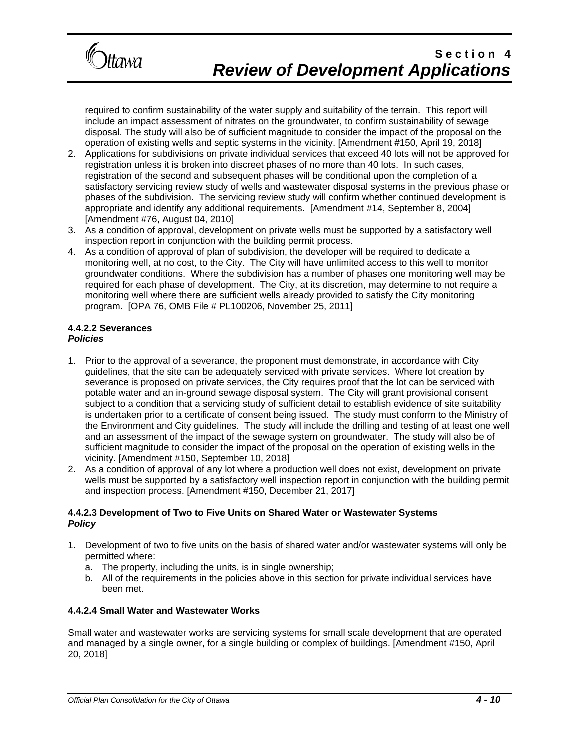required to confirm sustainability of the water supply and suitability of the terrain. This report will include an impact assessment of nitrates on the groundwater, to confirm sustainability of sewage disposal. The study will also be of sufficient magnitude to consider the impact of the proposal on the operation of existing wells and septic systems in the vicinity. [Amendment #150, April 19, 2018]

2. Applications for subdivisions on private individual services that exceed 40 lots will not be approved for registration unless it is broken into discreet phases of no more than 40 lots. In such cases, registration of the second and subsequent phases will be conditional upon the completion of a satisfactory servicing review study of wells and wastewater disposal systems in the previous phase or phases of the subdivision. The servicing review study will confirm whether continued development is appropriate and identify any additional requirements. [Amendment #14, September 8, 2004] [Amendment #76, August 04, 2010]
3. As a condition of approval, development on private wells must be supported by a satisfactory well inspection report in conjunction with the building permit process.
4. As a condition of approval of plan of subdivision, the developer will be required to dedicate a monitoring well, at no cost, to the City. The City will have unlimited access to this well to monitor groundwater conditions. Where the subdivision has a number of phases one monitoring well may be required for each phase of development. The City, at its discretion, may determine to not require a monitoring well where there are sufficient wells already provided to satisfy the City monitoring program. [OPA 76, OMB File # PL100206, November 25, 2011]

#### 4.4.2.2 Severances

***Policies***

1. Prior to the approval of a severance, the proponent must demonstrate, in accordance with City guidelines, that the site can be adequately serviced with private services. Where lot creation by severance is proposed on private services, the City requires proof that the lot can be serviced with potable water and an in-ground sewage disposal system. The City will grant provisional consent subject to a condition that a servicing study of sufficient detail to establish evidence of site suitability is undertaken prior to a certificate of consent being issued. The study must conform to the Ministry of the Environment and City guidelines. The study will include the drilling and testing of at least one well and an assessment of the impact of the sewage system on groundwater. The study will also be of sufficient magnitude to consider the impact of the proposal on the operation of existing wells in the vicinity. [Amendment #150, September 10, 2018]
2. As a condition of approval of any lot where a production well does not exist, development on private wells must be supported by a satisfactory well inspection report in conjunction with the building permit and inspection process. [Amendment #150, December 21, 2017]

#### 4.4.2.3 Development of Two to Five Units on Shared Water or Wastewater Systems

***Policy***

1. Development of two to five units on the basis of shared water and/or wastewater systems will only be permitted where:
   a. The property, including the units, is in single ownership;
   b. All of the requirements in the policies above in this section for private individual services have been met.

#### 4.4.2.4 Small Water and Wastewater Works

Small water and wastewater works are servicing systems for small scale development that are operated and managed by a single owner, for a single building or complex of buildings. [Amendment #150, April 20, 2018]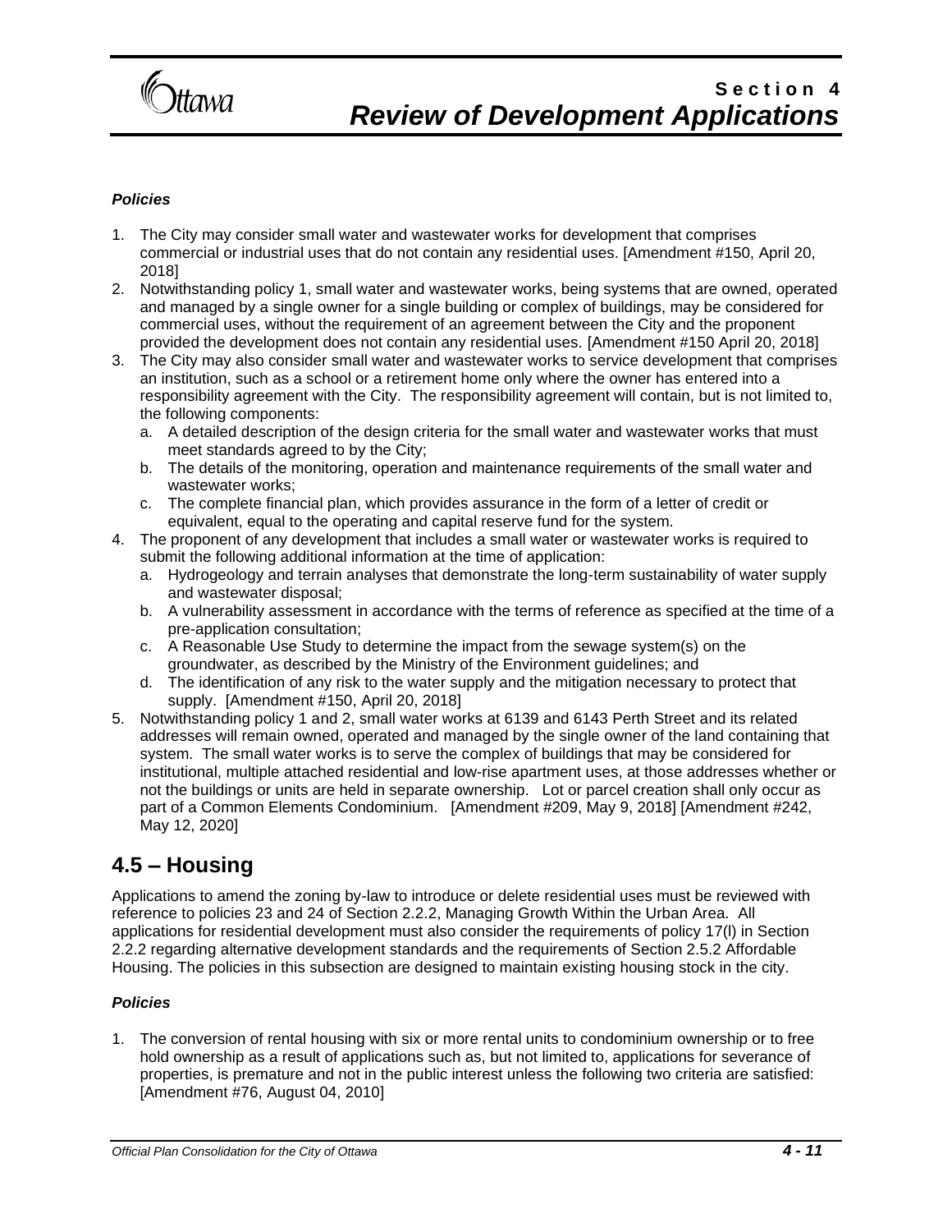***Policies***

1. The City may consider small water and wastewater works for development that comprises commercial or industrial uses that do not contain any residential uses. [Amendment #150, April 20, 2018]
2. Notwithstanding policy 1, small water and wastewater works, being systems that are owned, operated and managed by a single owner for a single building or complex of buildings, may be considered for commercial uses, without the requirement of an agreement between the City and the proponent provided the development does not contain any residential uses. [Amendment #150 April 20, 2018]
3. The City may also consider small water and wastewater works to service development that comprises an institution, such as a school or a retirement home only where the owner has entered into a responsibility agreement with the City. The responsibility agreement will contain, but is not limited to, the following components:
   a. A detailed description of the design criteria for the small water and wastewater works that must meet standards agreed to by the City;
   b. The details of the monitoring, operation and maintenance requirements of the small water and wastewater works;
   c. The complete financial plan, which provides assurance in the form of a letter of credit or equivalent, equal to the operating and capital reserve fund for the system.
4. The proponent of any development that includes a small water or wastewater works is required to submit the following additional information at the time of application:
   a. Hydrogeology and terrain analyses that demonstrate the long-term sustainability of water supply and wastewater disposal;
   b. A vulnerability assessment in accordance with the terms of reference as specified at the time of a pre-application consultation;
   c. A Reasonable Use Study to determine the impact from the sewage system(s) on the groundwater, as described by the Ministry of the Environment guidelines; and
   d. The identification of any risk to the water supply and the mitigation necessary to protect that supply. [Amendment #150, April 20, 2018]
5. Notwithstanding policy 1 and 2, small water works at 6139 and 6143 Perth Street and its related addresses will remain owned, operated and managed by the single owner of the land containing that system. The small water works is to serve the complex of buildings that may be considered for institutional, multiple attached residential and low-rise apartment uses, at those addresses whether or not the buildings or units are held in separate ownership. Lot or parcel creation shall only occur as part of a Common Elements Condominium. [Amendment #209, May 9, 2018] [Amendment #242, May 12, 2020]

## 4.5 – Housing

Applications to amend the zoning by-law to introduce or delete residential uses must be reviewed with reference to policies 23 and 24 of Section 2.2.2, Managing Growth Within the Urban Area. All applications for residential development must also consider the requirements of policy 17(l) in Section 2.2.2 regarding alternative development standards and the requirements of Section 2.5.2 Affordable Housing. The policies in this subsection are designed to maintain existing housing stock in the city.

***Policies***

1. The conversion of rental housing with six or more rental units to condominium ownership or to free hold ownership as a result of applications such as, but not limited to, applications for severance of properties, is premature and not in the public interest unless the following two criteria are satisfied: [Amendment #76, August 04, 2010]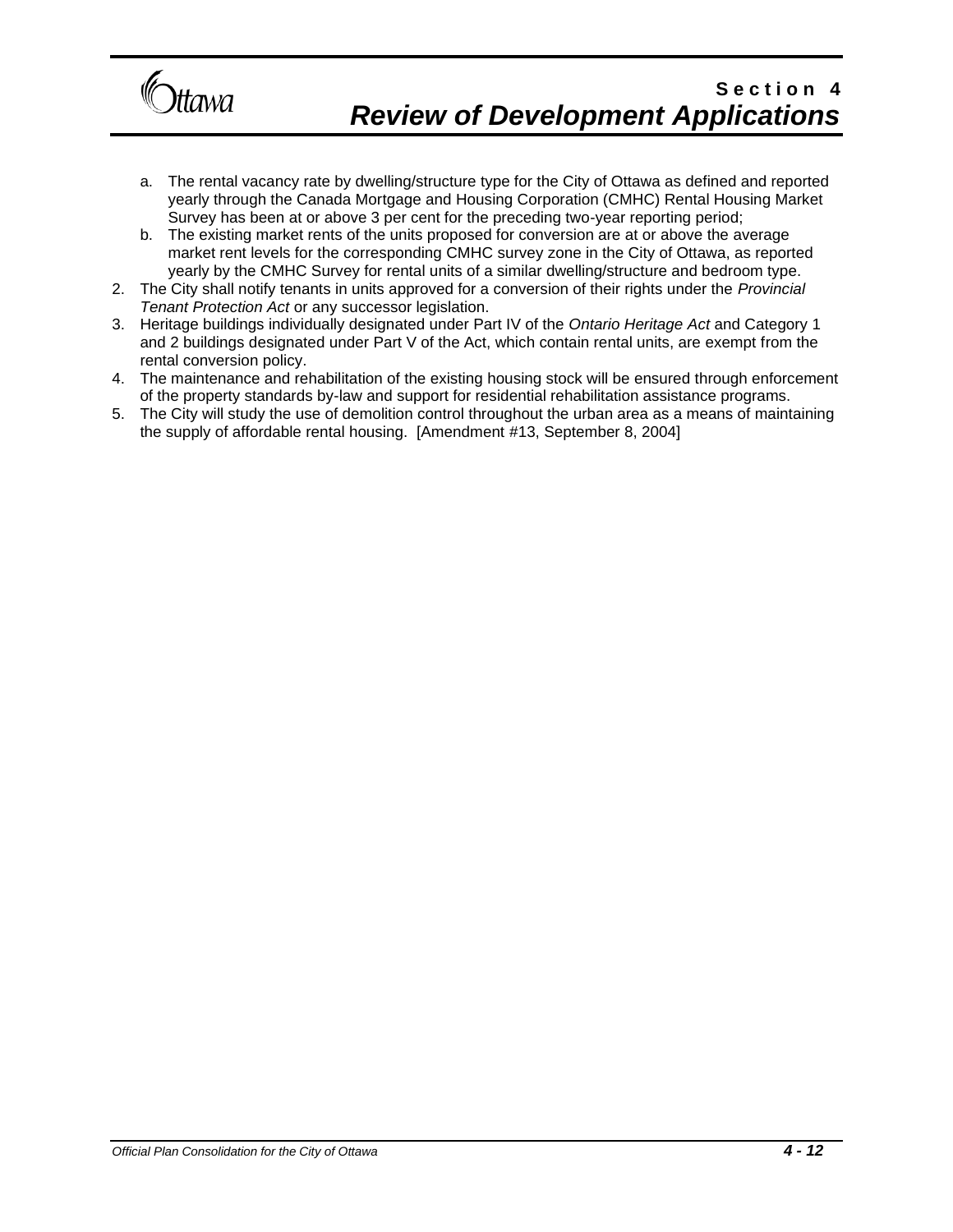a. The rental vacancy rate by dwelling/structure type for the City of Ottawa as defined and reported yearly through the Canada Mortgage and Housing Corporation (CMHC) Rental Housing Market Survey has been at or above 3 per cent for the preceding two-year reporting period;
   b. The existing market rents of the units proposed for conversion are at or above the average market rent levels for the corresponding CMHC survey zone in the City of Ottawa, as reported yearly by the CMHC Survey for rental units of a similar dwelling/structure and bedroom type.
2. The City shall notify tenants in units approved for a conversion of their rights under the *Provincial Tenant Protection Act* or any successor legislation.
3. Heritage buildings individually designated under Part IV of the *Ontario Heritage Act* and Category 1 and 2 buildings designated under Part V of the Act, which contain rental units, are exempt from the rental conversion policy.
4. The maintenance and rehabilitation of the existing housing stock will be ensured through enforcement of the property standards by-law and support for residential rehabilitation assistance programs.
5. The City will study the use of demolition control throughout the urban area as a means of maintaining the supply of affordable rental housing. [Amendment #13, September 8, 2004]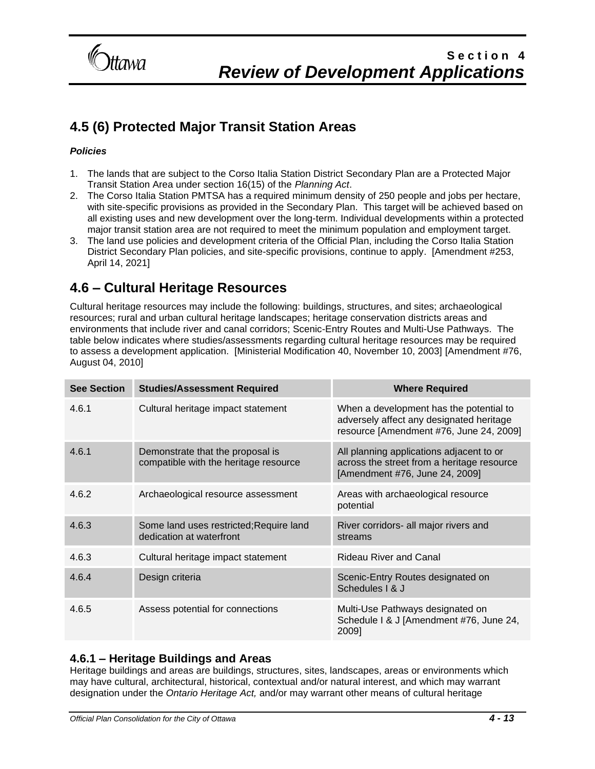## 4.5 (6) Protected Major Transit Station Areas

***Policies***

1. The lands that are subject to the Corso Italia Station District Secondary Plan are a Protected Major Transit Station Area under section 16(15) of the *Planning Act*.
2. The Corso Italia Station PMTSA has a required minimum density of 250 people and jobs per hectare, with site-specific provisions as provided in the Secondary Plan. This target will be achieved based on all existing uses and new development over the long-term. Individual developments within a protected major transit station area are not required to meet the minimum population and employment target.
3. The land use policies and development criteria of the Official Plan, including the Corso Italia Station District Secondary Plan policies, and site-specific provisions, continue to apply. [Amendment #253, April 14, 2021]

## 4.6 – Cultural Heritage Resources

Cultural heritage resources may include the following: buildings, structures, and sites; archaeological resources; rural and urban cultural heritage landscapes; heritage conservation districts areas and environments that include river and canal corridors; Scenic-Entry Routes and Multi-Use Pathways. The table below indicates where studies/assessments regarding cultural heritage resources may be required to assess a development application. [Ministerial Modification 40, November 10, 2003] [Amendment #76, August 04, 2010]

| See Section | Studies/Assessment Required | Where Required |
|---|---|---|
| 4.6.1 | Cultural heritage impact statement | When a development has the potential to adversely affect any designated heritage resource [Amendment #76, June 24, 2009] |
| 4.6.1 | Demonstrate that the proposal is compatible with the heritage resource | All planning applications adjacent to or across the street from a heritage resource [Amendment #76, June 24, 2009] |
| 4.6.2 | Archaeological resource assessment | Areas with archaeological resource potential |
| 4.6.3 | Some land uses restricted;Require land dedication at waterfront | River corridors- all major rivers and streams |
| 4.6.3 | Cultural heritage impact statement | Rideau River and Canal |
| 4.6.4 | Design criteria | Scenic-Entry Routes designated on Schedules I & J |
| 4.6.5 | Assess potential for connections | Multi-Use Pathways designated on Schedule I & J [Amendment #76, June 24, 2009] |

### 4.6.1 – Heritage Buildings and Areas

Heritage buildings and areas are buildings, structures, sites, landscapes, areas or environments which may have cultural, architectural, historical, contextual and/or natural interest, and which may warrant designation under the *Ontario Heritage Act,* and/or may warrant other means of cultural heritage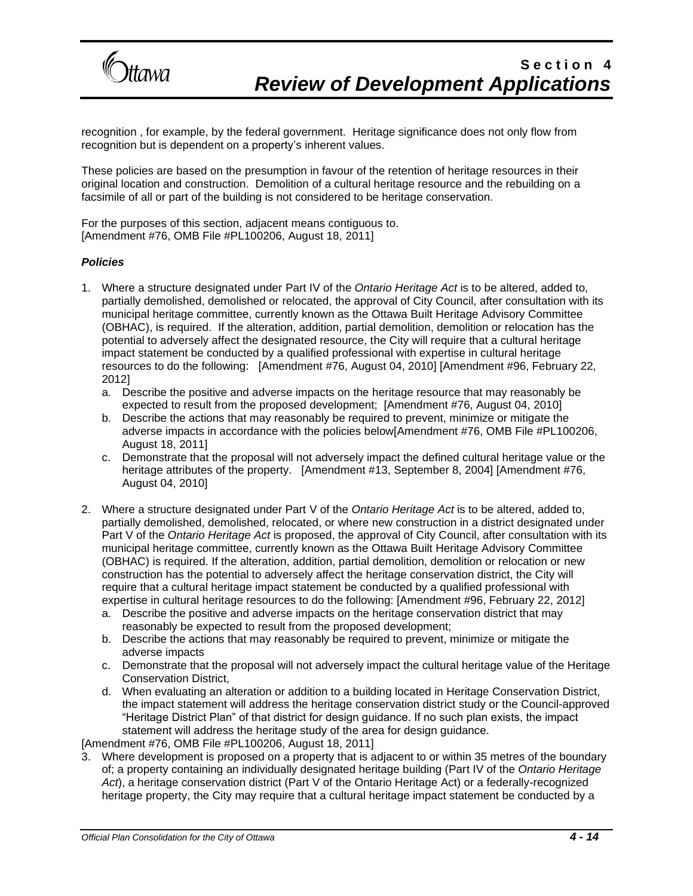recognition , for example, by the federal government. Heritage significance does not only flow from recognition but is dependent on a property's inherent values.

These policies are based on the presumption in favour of the retention of heritage resources in their original location and construction. Demolition of a cultural heritage resource and the rebuilding on a facsimile of all or part of the building is not considered to be heritage conservation.

For the purposes of this section, adjacent means contiguous to.
[Amendment #76, OMB File #PL100206, August 18, 2011]

***Policies***

1. Where a structure designated under Part IV of the *Ontario Heritage Act* is to be altered, added to, partially demolished, demolished or relocated, the approval of City Council, after consultation with its municipal heritage committee, currently known as the Ottawa Built Heritage Advisory Committee (OBHAC), is required. If the alteration, addition, partial demolition, demolition or relocation has the potential to adversely affect the designated resource, the City will require that a cultural heritage impact statement be conducted by a qualified professional with expertise in cultural heritage resources to do the following: [Amendment #76, August 04, 2010] [Amendment #96, February 22, 2012]
   a. Describe the positive and adverse impacts on the heritage resource that may reasonably be expected to result from the proposed development; [Amendment #76, August 04, 2010]
   b. Describe the actions that may reasonably be required to prevent, minimize or mitigate the adverse impacts in accordance with the policies below[Amendment #76, OMB File #PL100206, August 18, 2011]
   c. Demonstrate that the proposal will not adversely impact the defined cultural heritage value or the heritage attributes of the property. [Amendment #13, September 8, 2004] [Amendment #76, August 04, 2010]

2. Where a structure designated under Part V of the *Ontario Heritage Act* is to be altered, added to, partially demolished, demolished, relocated, or where new construction in a district designated under Part V of the *Ontario Heritage Act* is proposed, the approval of City Council, after consultation with its municipal heritage committee, currently known as the Ottawa Built Heritage Advisory Committee (OBHAC) is required. If the alteration, addition, partial demolition, demolition or relocation or new construction has the potential to adversely affect the heritage conservation district, the City will require that a cultural heritage impact statement be conducted by a qualified professional with expertise in cultural heritage resources to do the following: [Amendment #96, February 22, 2012]
   a. Describe the positive and adverse impacts on the heritage conservation district that may reasonably be expected to result from the proposed development;
   b. Describe the actions that may reasonably be required to prevent, minimize or mitigate the adverse impacts
   c. Demonstrate that the proposal will not adversely impact the cultural heritage value of the Heritage Conservation District,
   d. When evaluating an alteration or addition to a building located in Heritage Conservation District, the impact statement will address the heritage conservation district study or the Council-approved "Heritage District Plan" of that district for design guidance. If no such plan exists, the impact statement will address the heritage study of the area for design guidance.

[Amendment #76, OMB File #PL100206, August 18, 2011]

3. Where development is proposed on a property that is adjacent to or within 35 metres of the boundary of; a property containing an individually designated heritage building (Part IV of the *Ontario Heritage Act*), a heritage conservation district (Part V of the Ontario Heritage Act) or a federally-recognized heritage property, the City may require that a cultural heritage impact statement be conducted by a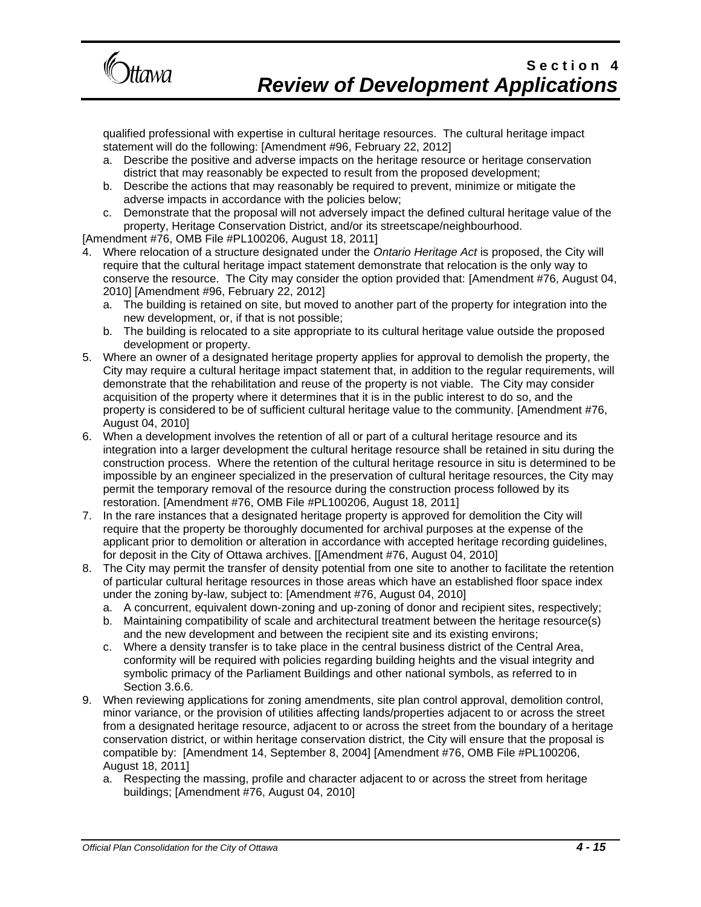qualified professional with expertise in cultural heritage resources. The cultural heritage impact statement will do the following: [Amendment #96, February 22, 2012]

a. Describe the positive and adverse impacts on the heritage resource or heritage conservation district that may reasonably be expected to result from the proposed development;
b. Describe the actions that may reasonably be required to prevent, minimize or mitigate the adverse impacts in accordance with the policies below;
c. Demonstrate that the proposal will not adversely impact the defined cultural heritage value of the property, Heritage Conservation District, and/or its streetscape/neighbourhood.

[Amendment #76, OMB File #PL100206, August 18, 2011]

4. Where relocation of a structure designated under the *Ontario Heritage Act* is proposed, the City will require that the cultural heritage impact statement demonstrate that relocation is the only way to conserve the resource. The City may consider the option provided that: [Amendment #76, August 04, 2010] [Amendment #96, February 22, 2012]
   a. The building is retained on site, but moved to another part of the property for integration into the new development, or, if that is not possible;
   b. The building is relocated to a site appropriate to its cultural heritage value outside the proposed development or property.
5. Where an owner of a designated heritage property applies for approval to demolish the property, the City may require a cultural heritage impact statement that, in addition to the regular requirements, will demonstrate that the rehabilitation and reuse of the property is not viable. The City may consider acquisition of the property where it determines that it is in the public interest to do so, and the property is considered to be of sufficient cultural heritage value to the community. [Amendment #76, August 04, 2010]
6. When a development involves the retention of all or part of a cultural heritage resource and its integration into a larger development the cultural heritage resource shall be retained in situ during the construction process. Where the retention of the cultural heritage resource in situ is determined to be impossible by an engineer specialized in the preservation of cultural heritage resources, the City may permit the temporary removal of the resource during the construction process followed by its restoration. [Amendment #76, OMB File #PL100206, August 18, 2011]
7. In the rare instances that a designated heritage property is approved for demolition the City will require that the property be thoroughly documented for archival purposes at the expense of the applicant prior to demolition or alteration in accordance with accepted heritage recording guidelines, for deposit in the City of Ottawa archives. [[Amendment #76, August 04, 2010]
8. The City may permit the transfer of density potential from one site to another to facilitate the retention of particular cultural heritage resources in those areas which have an established floor space index under the zoning by-law, subject to: [Amendment #76, August 04, 2010]
   a. A concurrent, equivalent down-zoning and up-zoning of donor and recipient sites, respectively;
   b. Maintaining compatibility of scale and architectural treatment between the heritage resource(s) and the new development and between the recipient site and its existing environs;
   c. Where a density transfer is to take place in the central business district of the Central Area, conformity will be required with policies regarding building heights and the visual integrity and symbolic primacy of the Parliament Buildings and other national symbols, as referred to in Section 3.6.6.
9. When reviewing applications for zoning amendments, site plan control approval, demolition control, minor variance, or the provision of utilities affecting lands/properties adjacent to or across the street from a designated heritage resource, adjacent to or across the street from the boundary of a heritage conservation district, or within heritage conservation district, the City will ensure that the proposal is compatible by: [Amendment 14, September 8, 2004] [Amendment #76, OMB File #PL100206, August 18, 2011]
   a. Respecting the massing, profile and character adjacent to or across the street from heritage buildings; [Amendment #76, August 04, 2010]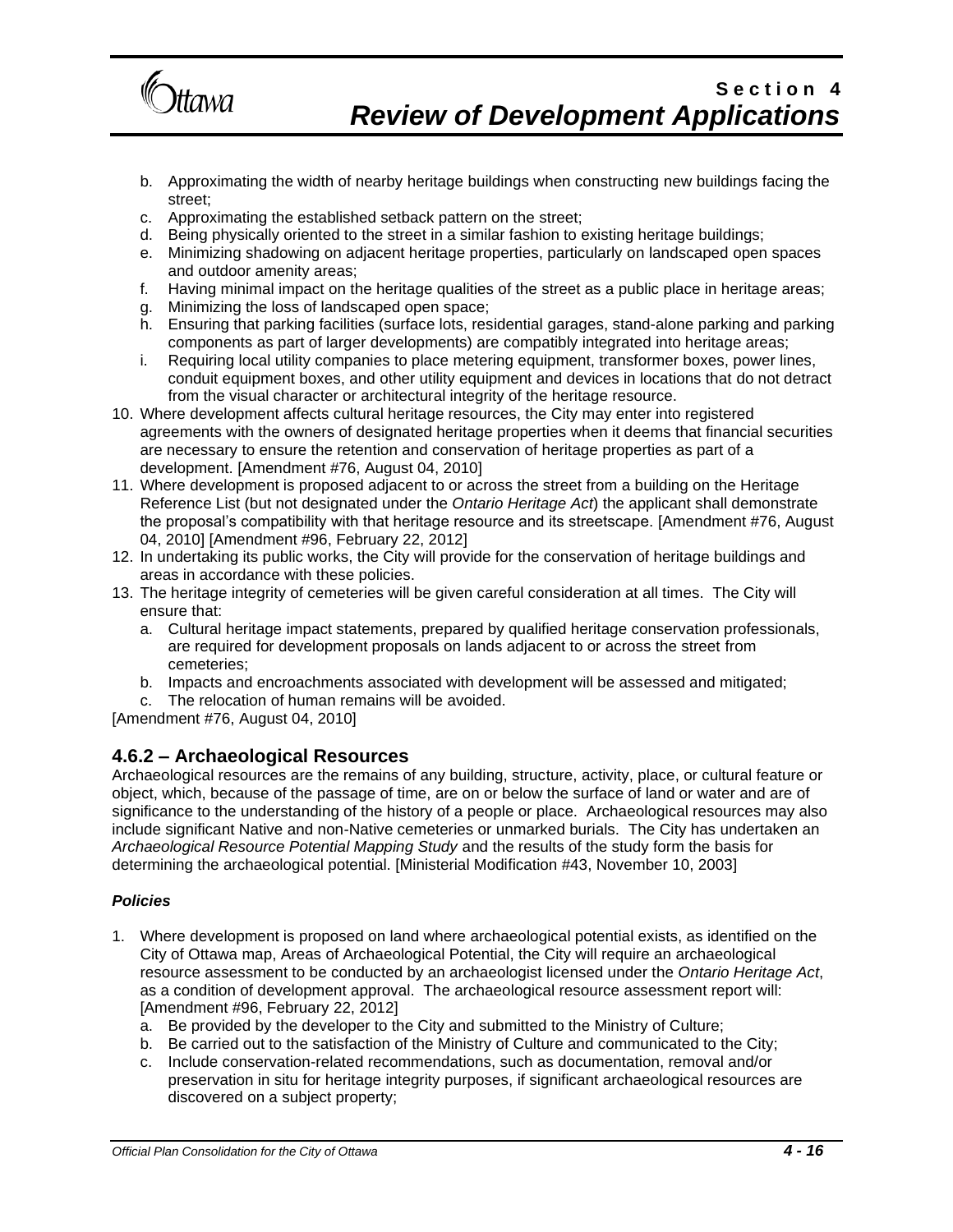b. Approximating the width of nearby heritage buildings when constructing new buildings facing the street;
c. Approximating the established setback pattern on the street;
d. Being physically oriented to the street in a similar fashion to existing heritage buildings;
e. Minimizing shadowing on adjacent heritage properties, particularly on landscaped open spaces and outdoor amenity areas;
f. Having minimal impact on the heritage qualities of the street as a public place in heritage areas;
g. Minimizing the loss of landscaped open space;
h. Ensuring that parking facilities (surface lots, residential garages, stand-alone parking and parking components as part of larger developments) are compatibly integrated into heritage areas;
i. Requiring local utility companies to place metering equipment, transformer boxes, power lines, conduit equipment boxes, and other utility equipment and devices in locations that do not detract from the visual character or architectural integrity of the heritage resource.

10. Where development affects cultural heritage resources, the City may enter into registered agreements with the owners of designated heritage properties when it deems that financial securities are necessary to ensure the retention and conservation of heritage properties as part of a development. [Amendment #76, August 04, 2010]
11. Where development is proposed adjacent to or across the street from a building on the Heritage Reference List (but not designated under the *Ontario Heritage Act*) the applicant shall demonstrate the proposal's compatibility with that heritage resource and its streetscape. [Amendment #76, August 04, 2010] [Amendment #96, February 22, 2012]
12. In undertaking its public works, the City will provide for the conservation of heritage buildings and areas in accordance with these policies.
13. The heritage integrity of cemeteries will be given careful consideration at all times. The City will ensure that:
    a. Cultural heritage impact statements, prepared by qualified heritage conservation professionals, are required for development proposals on lands adjacent to or across the street from cemeteries;
    b. Impacts and encroachments associated with development will be assessed and mitigated;
    c. The relocation of human remains will be avoided.

[Amendment #76, August 04, 2010]

### 4.6.2 – Archaeological Resources

Archaeological resources are the remains of any building, structure, activity, place, or cultural feature or object, which, because of the passage of time, are on or below the surface of land or water and are of significance to the understanding of the history of a people or place. Archaeological resources may also include significant Native and non-Native cemeteries or unmarked burials. The City has undertaken an *Archaeological Resource Potential Mapping Study* and the results of the study form the basis for determining the archaeological potential. [Ministerial Modification #43, November 10, 2003]

***Policies***

1. Where development is proposed on land where archaeological potential exists, as identified on the City of Ottawa map, Areas of Archaeological Potential, the City will require an archaeological resource assessment to be conducted by an archaeologist licensed under the *Ontario Heritage Act*, as a condition of development approval. The archaeological resource assessment report will: [Amendment #96, February 22, 2012]
    a. Be provided by the developer to the City and submitted to the Ministry of Culture;
    b. Be carried out to the satisfaction of the Ministry of Culture and communicated to the City;
    c. Include conservation-related recommendations, such as documentation, removal and/or preservation in situ for heritage integrity purposes, if significant archaeological resources are discovered on a subject property;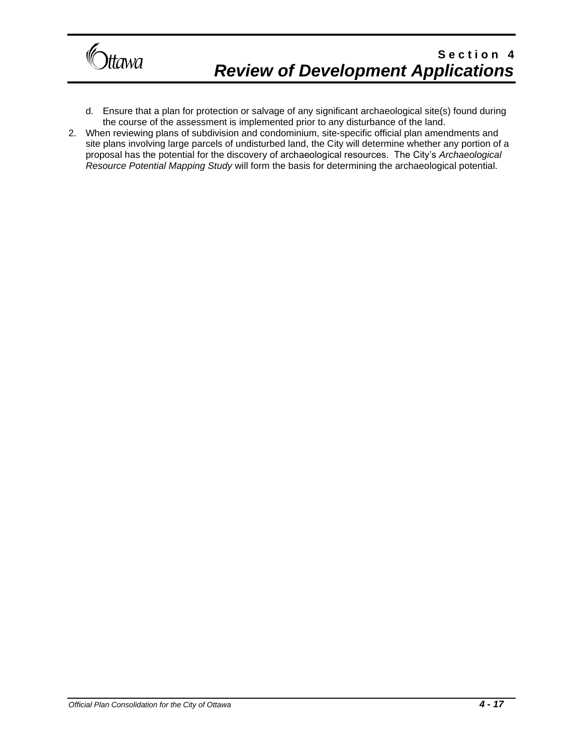d. Ensure that a plan for protection or salvage of any significant archaeological site(s) found during the course of the assessment is implemented prior to any disturbance of the land.

2. When reviewing plans of subdivision and condominium, site-specific official plan amendments and site plans involving large parcels of undisturbed land, the City will determine whether any portion of a proposal has the potential for the discovery of archaeological resources. The City's *Archaeological Resource Potential Mapping Study* will form the basis for determining the archaeological potential.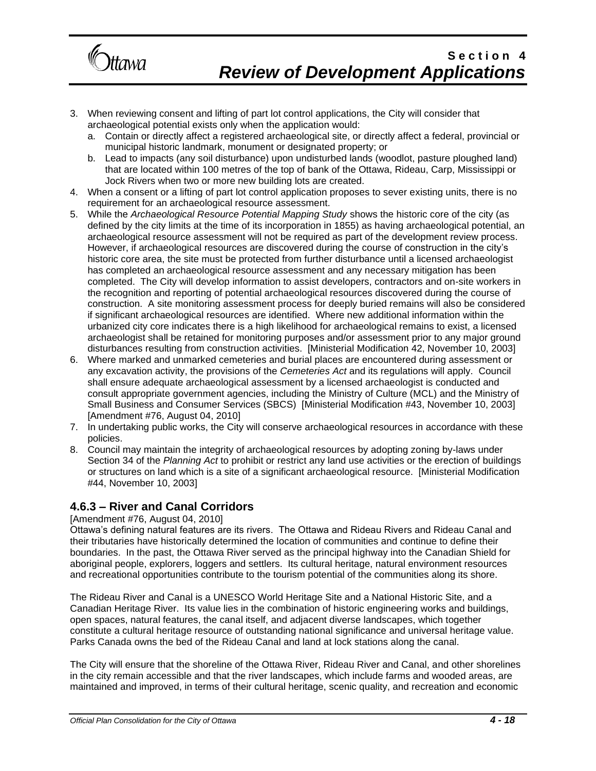3. When reviewing consent and lifting of part lot control applications, the City will consider that archaeological potential exists only when the application would:
   a. Contain or directly affect a registered archaeological site, or directly affect a federal, provincial or municipal historic landmark, monument or designated property; or
   b. Lead to impacts (any soil disturbance) upon undisturbed lands (woodlot, pasture ploughed land) that are located within 100 metres of the top of bank of the Ottawa, Rideau, Carp, Mississippi or Jock Rivers when two or more new building lots are created.
4. When a consent or a lifting of part lot control application proposes to sever existing units, there is no requirement for an archaeological resource assessment.
5. While the *Archaeological Resource Potential Mapping Study* shows the historic core of the city (as defined by the city limits at the time of its incorporation in 1855) as having archaeological potential, an archaeological resource assessment will not be required as part of the development review process. However, if archaeological resources are discovered during the course of construction in the city's historic core area, the site must be protected from further disturbance until a licensed archaeologist has completed an archaeological resource assessment and any necessary mitigation has been completed. The City will develop information to assist developers, contractors and on-site workers in the recognition and reporting of potential archaeological resources discovered during the course of construction. A site monitoring assessment process for deeply buried remains will also be considered if significant archaeological resources are identified. Where new additional information within the urbanized city core indicates there is a high likelihood for archaeological remains to exist, a licensed archaeologist shall be retained for monitoring purposes and/or assessment prior to any major ground disturbances resulting from construction activities. [Ministerial Modification 42, November 10, 2003]
6. Where marked and unmarked cemeteries and burial places are encountered during assessment or any excavation activity, the provisions of the *Cemeteries Act* and its regulations will apply. Council shall ensure adequate archaeological assessment by a licensed archaeologist is conducted and consult appropriate government agencies, including the Ministry of Culture (MCL) and the Ministry of Small Business and Consumer Services (SBCS) [Ministerial Modification #43, November 10, 2003] [Amendment #76, August 04, 2010]
7. In undertaking public works, the City will conserve archaeological resources in accordance with these policies.
8. Council may maintain the integrity of archaeological resources by adopting zoning by-laws under Section 34 of the *Planning Act* to prohibit or restrict any land use activities or the erection of buildings or structures on land which is a site of a significant archaeological resource. [Ministerial Modification #44, November 10, 2003]

### 4.6.3 – River and Canal Corridors

[Amendment #76, August 04, 2010]

Ottawa's defining natural features are its rivers. The Ottawa and Rideau Rivers and Rideau Canal and their tributaries have historically determined the location of communities and continue to define their boundaries. In the past, the Ottawa River served as the principal highway into the Canadian Shield for aboriginal people, explorers, loggers and settlers. Its cultural heritage, natural environment resources and recreational opportunities contribute to the tourism potential of the communities along its shore.

The Rideau River and Canal is a UNESCO World Heritage Site and a National Historic Site, and a Canadian Heritage River. Its value lies in the combination of historic engineering works and buildings, open spaces, natural features, the canal itself, and adjacent diverse landscapes, which together constitute a cultural heritage resource of outstanding national significance and universal heritage value. Parks Canada owns the bed of the Rideau Canal and land at lock stations along the canal.

The City will ensure that the shoreline of the Ottawa River, Rideau River and Canal, and other shorelines in the city remain accessible and that the river landscapes, which include farms and wooded areas, are maintained and improved, in terms of their cultural heritage, scenic quality, and recreation and economic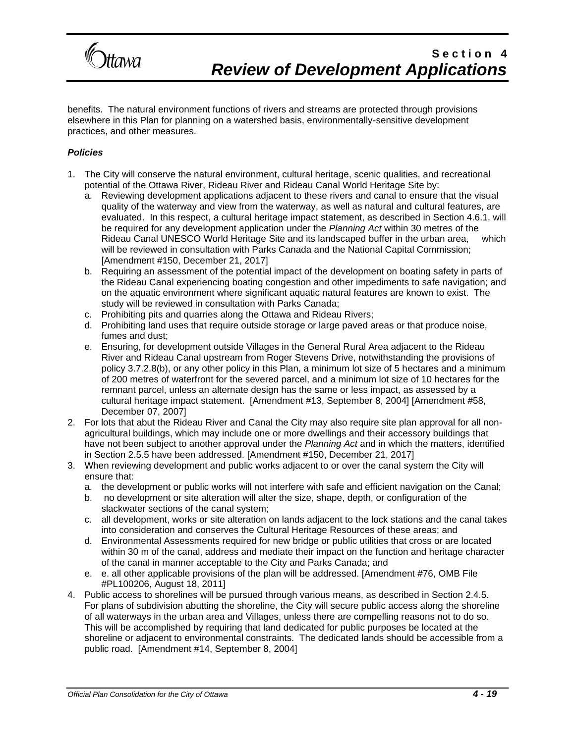benefits. The natural environment functions of rivers and streams are protected through provisions elsewhere in this Plan for planning on a watershed basis, environmentally-sensitive development practices, and other measures.

***Policies***

1. The City will conserve the natural environment, cultural heritage, scenic qualities, and recreational potential of the Ottawa River, Rideau River and Rideau Canal World Heritage Site by:
   a. Reviewing development applications adjacent to these rivers and canal to ensure that the visual quality of the waterway and view from the waterway, as well as natural and cultural features, are evaluated. In this respect, a cultural heritage impact statement, as described in Section 4.6.1, will be required for any development application under the *Planning Act* within 30 metres of the Rideau Canal UNESCO World Heritage Site and its landscaped buffer in the urban area, which will be reviewed in consultation with Parks Canada and the National Capital Commission; [Amendment #150, December 21, 2017]
   b. Requiring an assessment of the potential impact of the development on boating safety in parts of the Rideau Canal experiencing boating congestion and other impediments to safe navigation; and on the aquatic environment where significant aquatic natural features are known to exist. The study will be reviewed in consultation with Parks Canada;
   c. Prohibiting pits and quarries along the Ottawa and Rideau Rivers;
   d. Prohibiting land uses that require outside storage or large paved areas or that produce noise, fumes and dust;
   e. Ensuring, for development outside Villages in the General Rural Area adjacent to the Rideau River and Rideau Canal upstream from Roger Stevens Drive, notwithstanding the provisions of policy 3.7.2.8(b), or any other policy in this Plan, a minimum lot size of 5 hectares and a minimum of 200 metres of waterfront for the severed parcel, and a minimum lot size of 10 hectares for the remnant parcel, unless an alternate design has the same or less impact, as assessed by a cultural heritage impact statement. [Amendment #13, September 8, 2004] [Amendment #58, December 07, 2007]
2. For lots that abut the Rideau River and Canal the City may also require site plan approval for all non-agricultural buildings, which may include one or more dwellings and their accessory buildings that have not been subject to another approval under the *Planning Act* and in which the matters, identified in Section 2.5.5 have been addressed. [Amendment #150, December 21, 2017]
3. When reviewing development and public works adjacent to or over the canal system the City will ensure that:
   a. the development or public works will not interfere with safe and efficient navigation on the Canal;
   b. no development or site alteration will alter the size, shape, depth, or configuration of the slackwater sections of the canal system;
   c. all development, works or site alteration on lands adjacent to the lock stations and the canal takes into consideration and conserves the Cultural Heritage Resources of these areas; and
   d. Environmental Assessments required for new bridge or public utilities that cross or are located within 30 m of the canal, address and mediate their impact on the function and heritage character of the canal in manner acceptable to the City and Parks Canada; and
   e. e. all other applicable provisions of the plan will be addressed. [Amendment #76, OMB File #PL100206, August 18, 2011]
4. Public access to shorelines will be pursued through various means, as described in Section 2.4.5. For plans of subdivision abutting the shoreline, the City will secure public access along the shoreline of all waterways in the urban area and Villages, unless there are compelling reasons not to do so. This will be accomplished by requiring that land dedicated for public purposes be located at the shoreline or adjacent to environmental constraints. The dedicated lands should be accessible from a public road. [Amendment #14, September 8, 2004]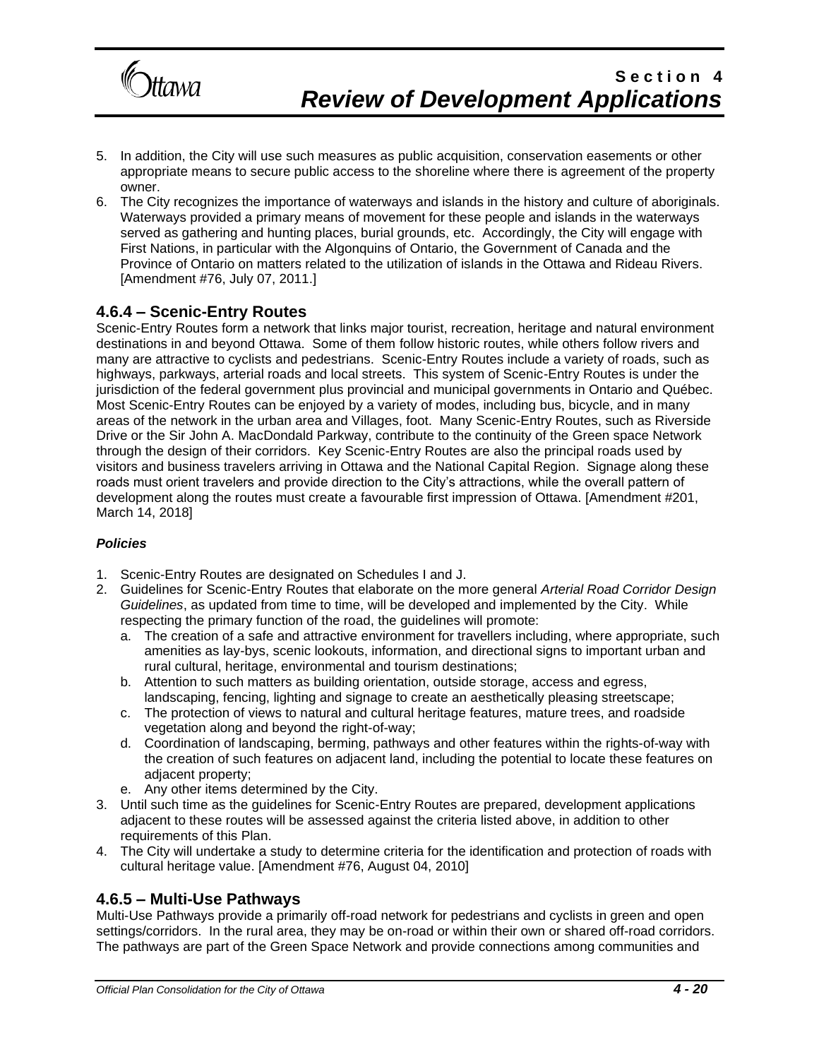5. In addition, the City will use such measures as public acquisition, conservation easements or other appropriate means to secure public access to the shoreline where there is agreement of the property owner.
6. The City recognizes the importance of waterways and islands in the history and culture of aboriginals. Waterways provided a primary means of movement for these people and islands in the waterways served as gathering and hunting places, burial grounds, etc. Accordingly, the City will engage with First Nations, in particular with the Algonquins of Ontario, the Government of Canada and the Province of Ontario on matters related to the utilization of islands in the Ottawa and Rideau Rivers. [Amendment #76, July 07, 2011.]

## 4.6.4 – Scenic-Entry Routes

Scenic-Entry Routes form a network that links major tourist, recreation, heritage and natural environment destinations in and beyond Ottawa. Some of them follow historic routes, while others follow rivers and many are attractive to cyclists and pedestrians. Scenic-Entry Routes include a variety of roads, such as highways, parkways, arterial roads and local streets. This system of Scenic-Entry Routes is under the jurisdiction of the federal government plus provincial and municipal governments in Ontario and Québec. Most Scenic-Entry Routes can be enjoyed by a variety of modes, including bus, bicycle, and in many areas of the network in the urban area and Villages, foot. Many Scenic-Entry Routes, such as Riverside Drive or the Sir John A. MacDondald Parkway, contribute to the continuity of the Green space Network through the design of their corridors. Key Scenic-Entry Routes are also the principal roads used by visitors and business travelers arriving in Ottawa and the National Capital Region. Signage along these roads must orient travelers and provide direction to the City's attractions, while the overall pattern of development along the routes must create a favourable first impression of Ottawa. [Amendment #201, March 14, 2018]

***Policies***

1. Scenic-Entry Routes are designated on Schedules I and J.
2. Guidelines for Scenic-Entry Routes that elaborate on the more general *Arterial Road Corridor Design Guidelines*, as updated from time to time, will be developed and implemented by the City. While respecting the primary function of the road, the guidelines will promote:
   a. The creation of a safe and attractive environment for travellers including, where appropriate, such amenities as lay-bys, scenic lookouts, information, and directional signs to important urban and rural cultural, heritage, environmental and tourism destinations;
   b. Attention to such matters as building orientation, outside storage, access and egress, landscaping, fencing, lighting and signage to create an aesthetically pleasing streetscape;
   c. The protection of views to natural and cultural heritage features, mature trees, and roadside vegetation along and beyond the right-of-way;
   d. Coordination of landscaping, berming, pathways and other features within the rights-of-way with the creation of such features on adjacent land, including the potential to locate these features on adjacent property;
   e. Any other items determined by the City.
3. Until such time as the guidelines for Scenic-Entry Routes are prepared, development applications adjacent to these routes will be assessed against the criteria listed above, in addition to other requirements of this Plan.
4. The City will undertake a study to determine criteria for the identification and protection of roads with cultural heritage value. [Amendment #76, August 04, 2010]

## 4.6.5 – Multi-Use Pathways

Multi-Use Pathways provide a primarily off-road network for pedestrians and cyclists in green and open settings/corridors. In the rural area, they may be on-road or within their own or shared off-road corridors. The pathways are part of the Green Space Network and provide connections among communities and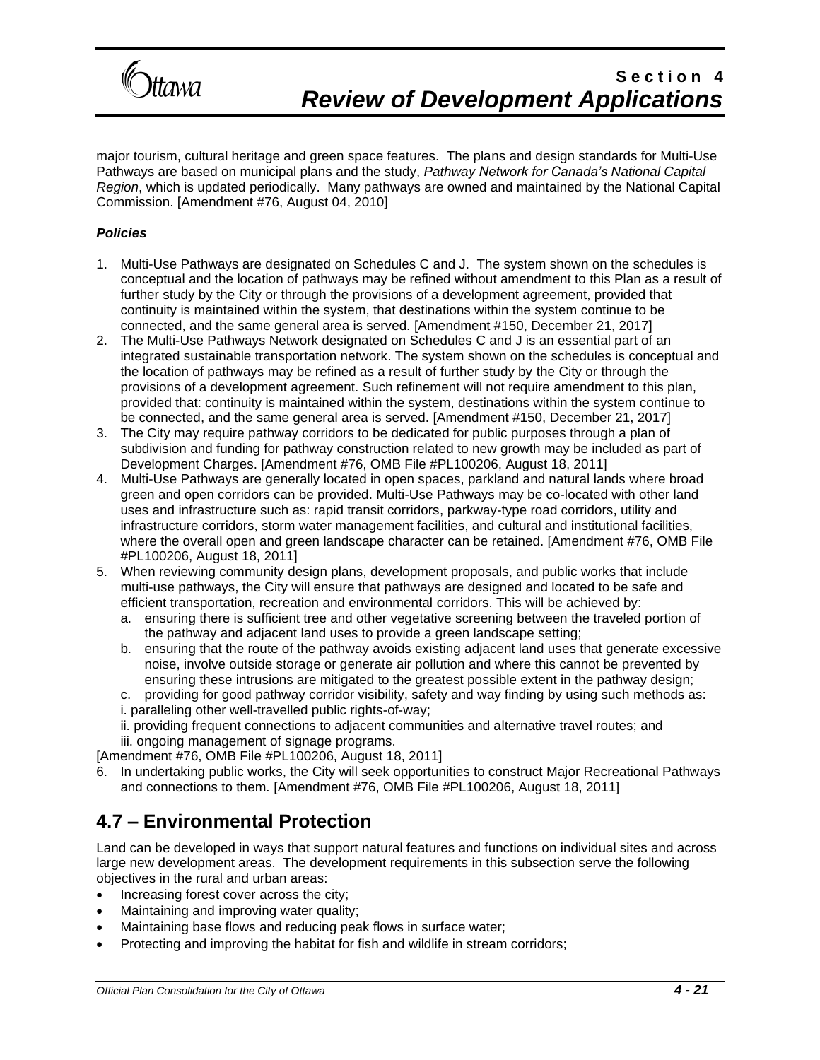major tourism, cultural heritage and green space features. The plans and design standards for Multi-Use Pathways are based on municipal plans and the study, *Pathway Network for Canada's National Capital Region*, which is updated periodically. Many pathways are owned and maintained by the National Capital Commission. [Amendment #76, August 04, 2010]

***Policies***

1. Multi-Use Pathways are designated on Schedules C and J. The system shown on the schedules is conceptual and the location of pathways may be refined without amendment to this Plan as a result of further study by the City or through the provisions of a development agreement, provided that continuity is maintained within the system, that destinations within the system continue to be connected, and the same general area is served. [Amendment #150, December 21, 2017]
2. The Multi-Use Pathways Network designated on Schedules C and J is an essential part of an integrated sustainable transportation network. The system shown on the schedules is conceptual and the location of pathways may be refined as a result of further study by the City or through the provisions of a development agreement. Such refinement will not require amendment to this plan, provided that: continuity is maintained within the system, destinations within the system continue to be connected, and the same general area is served. [Amendment #150, December 21, 2017]
3. The City may require pathway corridors to be dedicated for public purposes through a plan of subdivision and funding for pathway construction related to new growth may be included as part of Development Charges. [Amendment #76, OMB File #PL100206, August 18, 2011]
4. Multi-Use Pathways are generally located in open spaces, parkland and natural lands where broad green and open corridors can be provided. Multi-Use Pathways may be co-located with other land uses and infrastructure such as: rapid transit corridors, parkway-type road corridors, utility and infrastructure corridors, storm water management facilities, and cultural and institutional facilities, where the overall open and green landscape character can be retained. [Amendment #76, OMB File #PL100206, August 18, 2011]
5. When reviewing community design plans, development proposals, and public works that include multi-use pathways, the City will ensure that pathways are designed and located to be safe and efficient transportation, recreation and environmental corridors. This will be achieved by:
   a. ensuring there is sufficient tree and other vegetative screening between the traveled portion of the pathway and adjacent land uses to provide a green landscape setting;
   b. ensuring that the route of the pathway avoids existing adjacent land uses that generate excessive noise, involve outside storage or generate air pollution and where this cannot be prevented by ensuring these intrusions are mitigated to the greatest possible extent in the pathway design;
   c. providing for good pathway corridor visibility, safety and way finding by using such methods as:
   i. paralleling other well-travelled public rights-of-way;
   ii. providing frequent connections to adjacent communities and alternative travel routes; and
   iii. ongoing management of signage programs.

[Amendment #76, OMB File #PL100206, August 18, 2011]

6. In undertaking public works, the City will seek opportunities to construct Major Recreational Pathways and connections to them. [Amendment #76, OMB File #PL100206, August 18, 2011]

## 4.7 – Environmental Protection

Land can be developed in ways that support natural features and functions on individual sites and across large new development areas. The development requirements in this subsection serve the following objectives in the rural and urban areas:

- Increasing forest cover across the city;
- Maintaining and improving water quality;
- Maintaining base flows and reducing peak flows in surface water;
- Protecting and improving the habitat for fish and wildlife in stream corridors;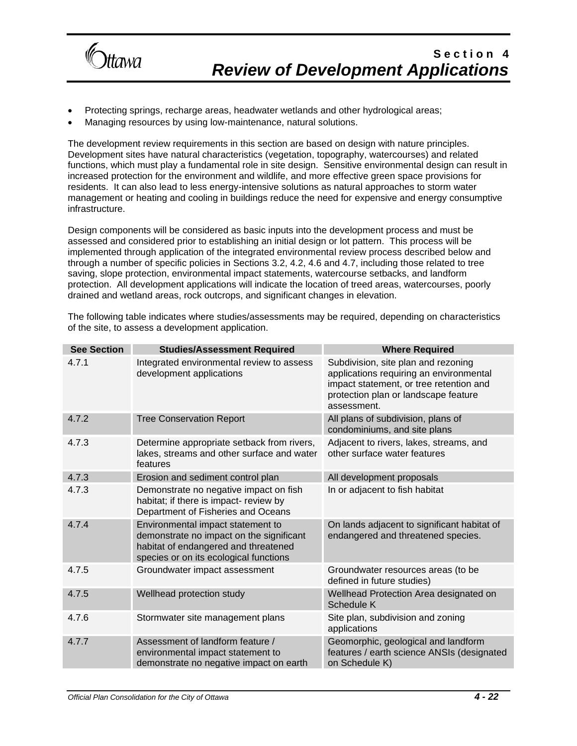- Protecting springs, recharge areas, headwater wetlands and other hydrological areas;
- Managing resources by using low-maintenance, natural solutions.

The development review requirements in this section are based on design with nature principles. Development sites have natural characteristics (vegetation, topography, watercourses) and related functions, which must play a fundamental role in site design. Sensitive environmental design can result in increased protection for the environment and wildlife, and more effective green space provisions for residents. It can also lead to less energy-intensive solutions as natural approaches to storm water management or heating and cooling in buildings reduce the need for expensive and energy consumptive infrastructure.

Design components will be considered as basic inputs into the development process and must be assessed and considered prior to establishing an initial design or lot pattern. This process will be implemented through application of the integrated environmental review process described below and through a number of specific policies in Sections 3.2, 4.2, 4.6 and 4.7, including those related to tree saving, slope protection, environmental impact statements, watercourse setbacks, and landform protection. All development applications will indicate the location of treed areas, watercourses, poorly drained and wetland areas, rock outcrops, and significant changes in elevation.

The following table indicates where studies/assessments may be required, depending on characteristics of the site, to assess a development application.

| See Section | Studies/Assessment Required | Where Required |
|---|---|---|
| 4.7.1 | Integrated environmental review to assess development applications | Subdivision, site plan and rezoning applications requiring an environmental impact statement, or tree retention and protection plan or landscape feature assessment. |
| 4.7.2 | Tree Conservation Report | All plans of subdivision, plans of condominiums, and site plans |
| 4.7.3 | Determine appropriate setback from rivers, lakes, streams and other surface and water features | Adjacent to rivers, lakes, streams, and other surface water features |
| 4.7.3 | Erosion and sediment control plan | All development proposals |
| 4.7.3 | Demonstrate no negative impact on fish habitat; if there is impact- review by Department of Fisheries and Oceans | In or adjacent to fish habitat |
| 4.7.4 | Environmental impact statement to demonstrate no impact on the significant habitat of endangered and threatened species or on its ecological functions | On lands adjacent to significant habitat of endangered and threatened species. |
| 4.7.5 | Groundwater impact assessment | Groundwater resources areas (to be defined in future studies) |
| 4.7.5 | Wellhead protection study | Wellhead Protection Area designated on Schedule K |
| 4.7.6 | Stormwater site management plans | Site plan, subdivision and zoning applications |
| 4.7.7 | Assessment of landform feature / environmental impact statement to demonstrate no negative impact on earth | Geomorphic, geological and landform features / earth science ANSIs (designated on Schedule K) |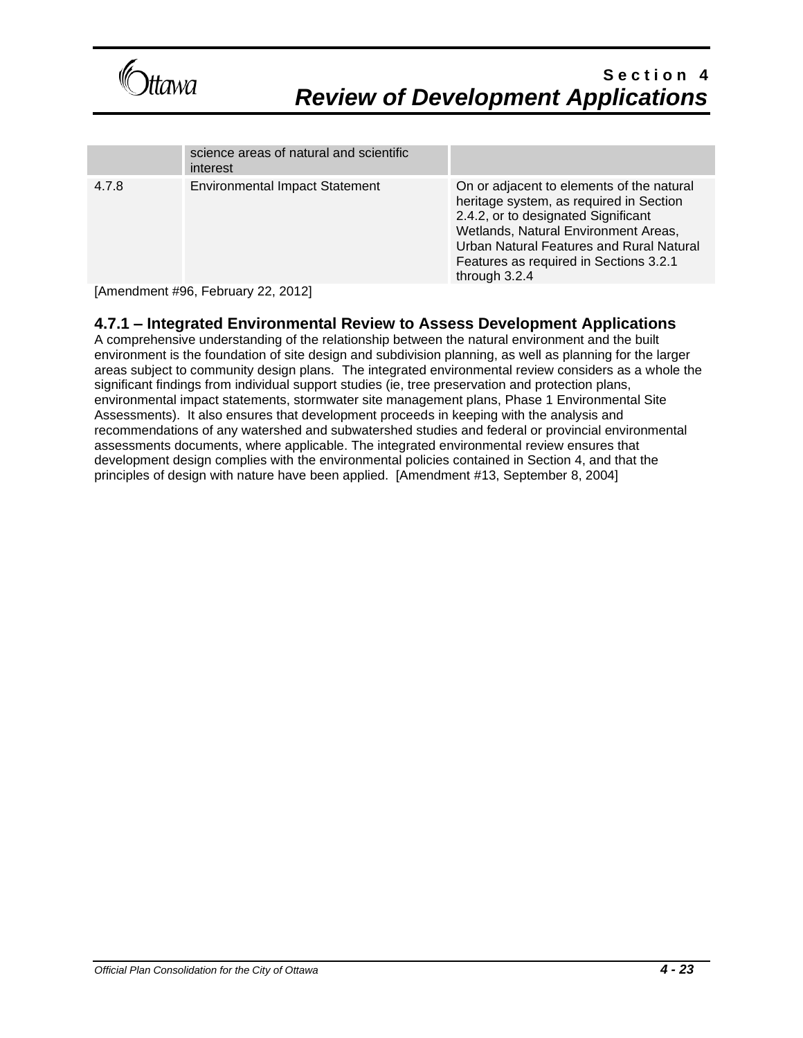| | | |
|---|---|---|
| | science areas of natural and scientific interest | |
| 4.7.8 | Environmental Impact Statement | On or adjacent to elements of the natural heritage system, as required in Section 2.4.2, or to designated Significant Wetlands, Natural Environment Areas, Urban Natural Features and Rural Natural Features as required in Sections 3.2.1 through 3.2.4 |

[Amendment #96, February 22, 2012]

### 4.7.1 – Integrated Environmental Review to Assess Development Applications

A comprehensive understanding of the relationship between the natural environment and the built environment is the foundation of site design and subdivision planning, as well as planning for the larger areas subject to community design plans. The integrated environmental review considers as a whole the significant findings from individual support studies (ie, tree preservation and protection plans, environmental impact statements, stormwater site management plans, Phase 1 Environmental Site Assessments). It also ensures that development proceeds in keeping with the analysis and recommendations of any watershed and subwatershed studies and federal or provincial environmental assessments documents, where applicable. The integrated environmental review ensures that development design complies with the environmental policies contained in Section 4, and that the principles of design with nature have been applied. [Amendment #13, September 8, 2004]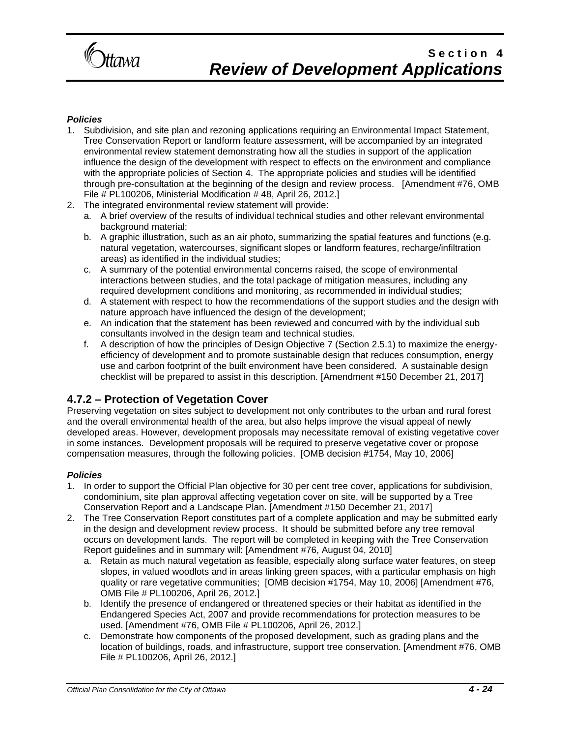***Policies***

1. Subdivision, and site plan and rezoning applications requiring an Environmental Impact Statement, Tree Conservation Report or landform feature assessment, will be accompanied by an integrated environmental review statement demonstrating how all the studies in support of the application influence the design of the development with respect to effects on the environment and compliance with the appropriate policies of Section 4. The appropriate policies and studies will be identified through pre-consultation at the beginning of the design and review process. [Amendment #76, OMB File # PL100206, Ministerial Modification # 48, April 26, 2012.]
2. The integrated environmental review statement will provide:
   a. A brief overview of the results of individual technical studies and other relevant environmental background material;
   b. A graphic illustration, such as an air photo, summarizing the spatial features and functions (e.g. natural vegetation, watercourses, significant slopes or landform features, recharge/infiltration areas) as identified in the individual studies;
   c. A summary of the potential environmental concerns raised, the scope of environmental interactions between studies, and the total package of mitigation measures, including any required development conditions and monitoring, as recommended in individual studies;
   d. A statement with respect to how the recommendations of the support studies and the design with nature approach have influenced the design of the development;
   e. An indication that the statement has been reviewed and concurred with by the individual sub consultants involved in the design team and technical studies.
   f. A description of how the principles of Design Objective 7 (Section 2.5.1) to maximize the energy-efficiency of development and to promote sustainable design that reduces consumption, energy use and carbon footprint of the built environment have been considered. A sustainable design checklist will be prepared to assist in this description. [Amendment #150 December 21, 2017]

## 4.7.2 – Protection of Vegetation Cover

Preserving vegetation on sites subject to development not only contributes to the urban and rural forest and the overall environmental health of the area, but also helps improve the visual appeal of newly developed areas. However, development proposals may necessitate removal of existing vegetative cover in some instances. Development proposals will be required to preserve vegetative cover or propose compensation measures, through the following policies. [OMB decision #1754, May 10, 2006]

***Policies***

1. In order to support the Official Plan objective for 30 per cent tree cover, applications for subdivision, condominium, site plan approval affecting vegetation cover on site, will be supported by a Tree Conservation Report and a Landscape Plan. [Amendment #150 December 21, 2017]
2. The Tree Conservation Report constitutes part of a complete application and may be submitted early in the design and development review process. It should be submitted before any tree removal occurs on development lands. The report will be completed in keeping with the Tree Conservation Report guidelines and in summary will: [Amendment #76, August 04, 2010]
   a. Retain as much natural vegetation as feasible, especially along surface water features, on steep slopes, in valued woodlots and in areas linking green spaces, with a particular emphasis on high quality or rare vegetative communities; [OMB decision #1754, May 10, 2006] [Amendment #76, OMB File # PL100206, April 26, 2012.]
   b. Identify the presence of endangered or threatened species or their habitat as identified in the Endangered Species Act, 2007 and provide recommendations for protection measures to be used. [Amendment #76, OMB File # PL100206, April 26, 2012.]
   c. Demonstrate how components of the proposed development, such as grading plans and the location of buildings, roads, and infrastructure, support tree conservation. [Amendment #76, OMB File # PL100206, April 26, 2012.]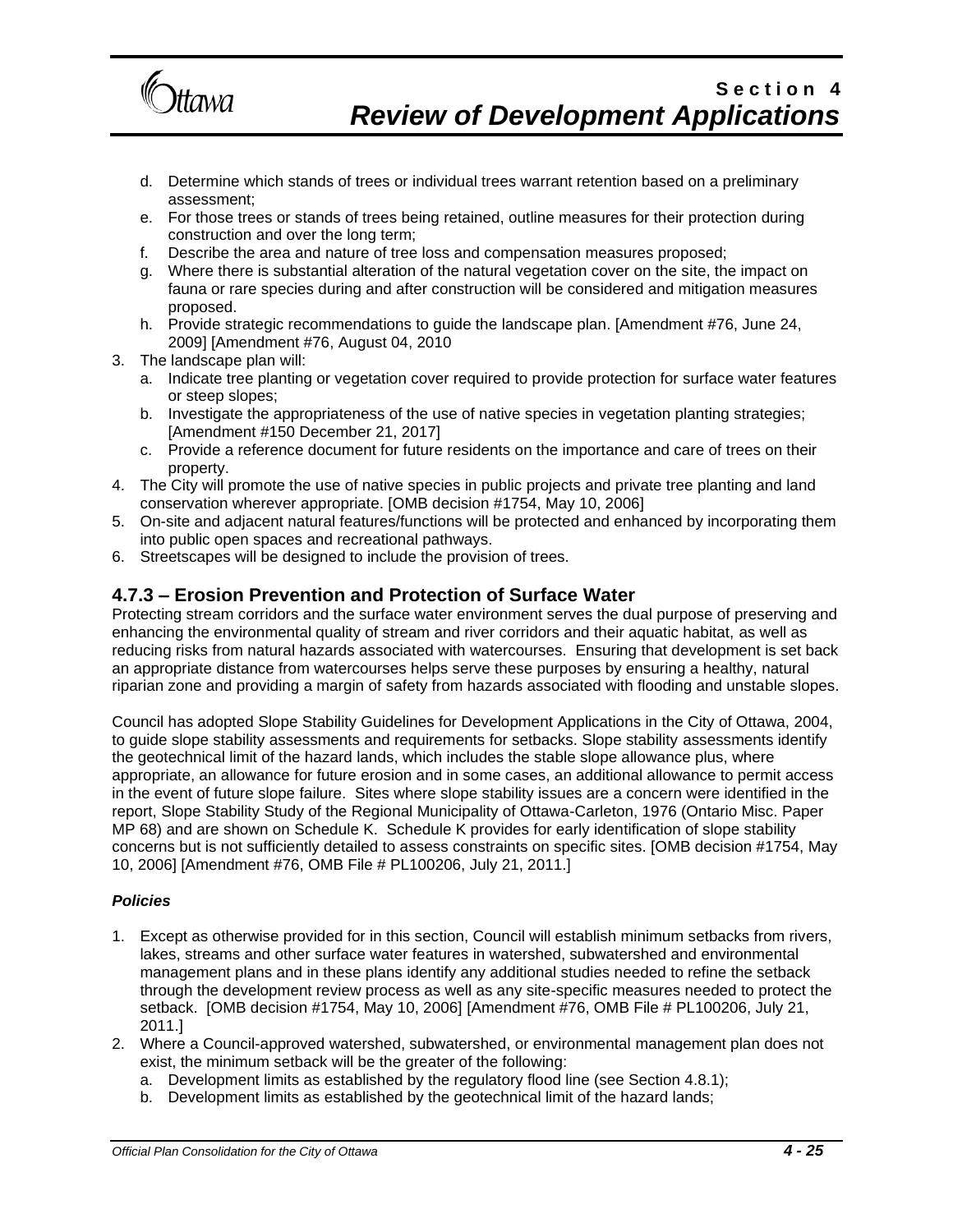d. Determine which stands of trees or individual trees warrant retention based on a preliminary assessment;
e. For those trees or stands of trees being retained, outline measures for their protection during construction and over the long term;
f. Describe the area and nature of tree loss and compensation measures proposed;
g. Where there is substantial alteration of the natural vegetation cover on the site, the impact on fauna or rare species during and after construction will be considered and mitigation measures proposed.
h. Provide strategic recommendations to guide the landscape plan. [Amendment #76, June 24, 2009] [Amendment #76, August 04, 2010

3. The landscape plan will:
   a. Indicate tree planting or vegetation cover required to provide protection for surface water features or steep slopes;
   b. Investigate the appropriateness of the use of native species in vegetation planting strategies; [Amendment #150 December 21, 2017]
   c. Provide a reference document for future residents on the importance and care of trees on their property.
4. The City will promote the use of native species in public projects and private tree planting and land conservation wherever appropriate. [OMB decision #1754, May 10, 2006]
5. On-site and adjacent natural features/functions will be protected and enhanced by incorporating them into public open spaces and recreational pathways.
6. Streetscapes will be designed to include the provision of trees.

## 4.7.3 – Erosion Prevention and Protection of Surface Water

Protecting stream corridors and the surface water environment serves the dual purpose of preserving and enhancing the environmental quality of stream and river corridors and their aquatic habitat, as well as reducing risks from natural hazards associated with watercourses. Ensuring that development is set back an appropriate distance from watercourses helps serve these purposes by ensuring a healthy, natural riparian zone and providing a margin of safety from hazards associated with flooding and unstable slopes.

Council has adopted Slope Stability Guidelines for Development Applications in the City of Ottawa, 2004, to guide slope stability assessments and requirements for setbacks. Slope stability assessments identify the geotechnical limit of the hazard lands, which includes the stable slope allowance plus, where appropriate, an allowance for future erosion and in some cases, an additional allowance to permit access in the event of future slope failure. Sites where slope stability issues are a concern were identified in the report, Slope Stability Study of the Regional Municipality of Ottawa-Carleton, 1976 (Ontario Misc. Paper MP 68) and are shown on Schedule K. Schedule K provides for early identification of slope stability concerns but is not sufficiently detailed to assess constraints on specific sites. [OMB decision #1754, May 10, 2006] [Amendment #76, OMB File # PL100206, July 21, 2011.]

***Policies***

1. Except as otherwise provided for in this section, Council will establish minimum setbacks from rivers, lakes, streams and other surface water features in watershed, subwatershed and environmental management plans and in these plans identify any additional studies needed to refine the setback through the development review process as well as any site-specific measures needed to protect the setback. [OMB decision #1754, May 10, 2006] [Amendment #76, OMB File # PL100206, July 21, 2011.]
2. Where a Council-approved watershed, subwatershed, or environmental management plan does not exist, the minimum setback will be the greater of the following:
   a. Development limits as established by the regulatory flood line (see Section 4.8.1);
   b. Development limits as established by the geotechnical limit of the hazard lands;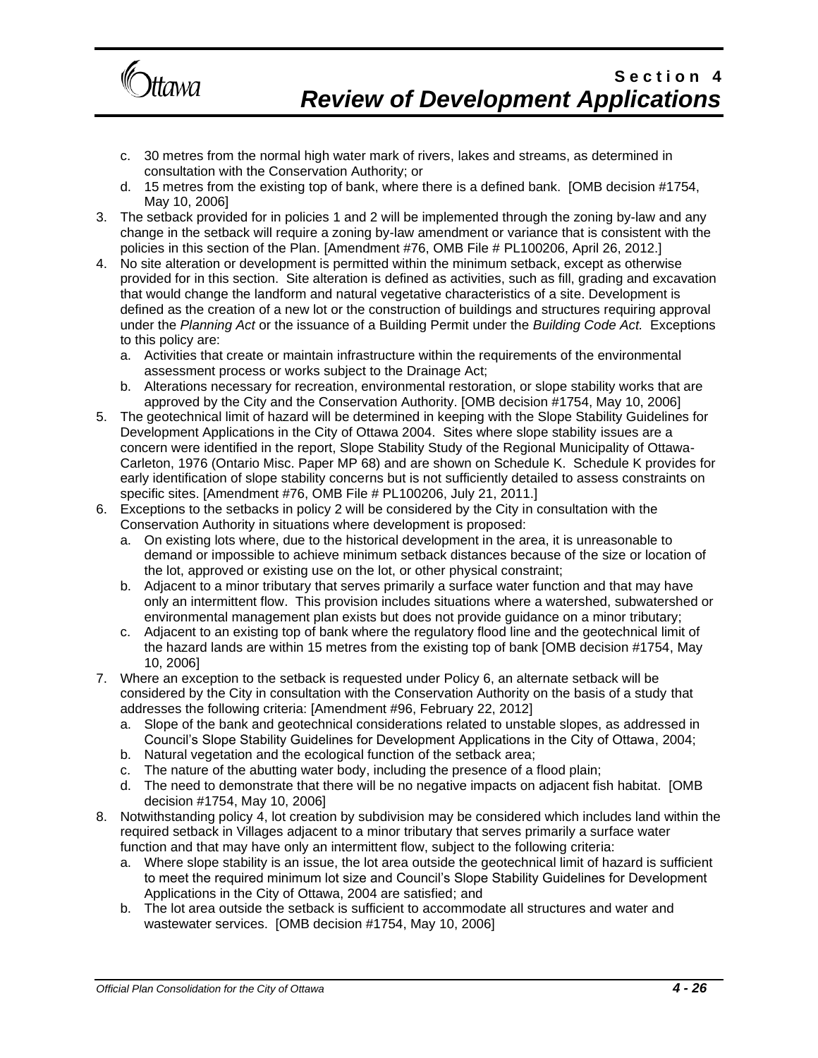c. 30 metres from the normal high water mark of rivers, lakes and streams, as determined in consultation with the Conservation Authority; or
   d. 15 metres from the existing top of bank, where there is a defined bank. [OMB decision #1754, May 10, 2006]

3. The setback provided for in policies 1 and 2 will be implemented through the zoning by-law and any change in the setback will require a zoning by-law amendment or variance that is consistent with the policies in this section of the Plan. [Amendment #76, OMB File # PL100206, April 26, 2012.]
4. No site alteration or development is permitted within the minimum setback, except as otherwise provided for in this section. Site alteration is defined as activities, such as fill, grading and excavation that would change the landform and natural vegetative characteristics of a site. Development is defined as the creation of a new lot or the construction of buildings and structures requiring approval under the *Planning Act* or the issuance of a Building Permit under the *Building Code Act.* Exceptions to this policy are:
   a. Activities that create or maintain infrastructure within the requirements of the environmental assessment process or works subject to the Drainage Act;
   b. Alterations necessary for recreation, environmental restoration, or slope stability works that are approved by the City and the Conservation Authority. [OMB decision #1754, May 10, 2006]
5. The geotechnical limit of hazard will be determined in keeping with the Slope Stability Guidelines for Development Applications in the City of Ottawa 2004. Sites where slope stability issues are a concern were identified in the report, Slope Stability Study of the Regional Municipality of Ottawa-Carleton, 1976 (Ontario Misc. Paper MP 68) and are shown on Schedule K. Schedule K provides for early identification of slope stability concerns but is not sufficiently detailed to assess constraints on specific sites. [Amendment #76, OMB File # PL100206, July 21, 2011.]
6. Exceptions to the setbacks in policy 2 will be considered by the City in consultation with the Conservation Authority in situations where development is proposed:
   a. On existing lots where, due to the historical development in the area, it is unreasonable to demand or impossible to achieve minimum setback distances because of the size or location of the lot, approved or existing use on the lot, or other physical constraint;
   b. Adjacent to a minor tributary that serves primarily a surface water function and that may have only an intermittent flow. This provision includes situations where a watershed, subwatershed or environmental management plan exists but does not provide guidance on a minor tributary;
   c. Adjacent to an existing top of bank where the regulatory flood line and the geotechnical limit of the hazard lands are within 15 metres from the existing top of bank [OMB decision #1754, May 10, 2006]
7. Where an exception to the setback is requested under Policy 6, an alternate setback will be considered by the City in consultation with the Conservation Authority on the basis of a study that addresses the following criteria: [Amendment #96, February 22, 2012]
   a. Slope of the bank and geotechnical considerations related to unstable slopes, as addressed in Council's Slope Stability Guidelines for Development Applications in the City of Ottawa, 2004;
   b. Natural vegetation and the ecological function of the setback area;
   c. The nature of the abutting water body, including the presence of a flood plain;
   d. The need to demonstrate that there will be no negative impacts on adjacent fish habitat. [OMB decision #1754, May 10, 2006]
8. Notwithstanding policy 4, lot creation by subdivision may be considered which includes land within the required setback in Villages adjacent to a minor tributary that serves primarily a surface water function and that may have only an intermittent flow, subject to the following criteria:
   a. Where slope stability is an issue, the lot area outside the geotechnical limit of hazard is sufficient to meet the required minimum lot size and Council's Slope Stability Guidelines for Development Applications in the City of Ottawa, 2004 are satisfied; and
   b. The lot area outside the setback is sufficient to accommodate all structures and water and wastewater services. [OMB decision #1754, May 10, 2006]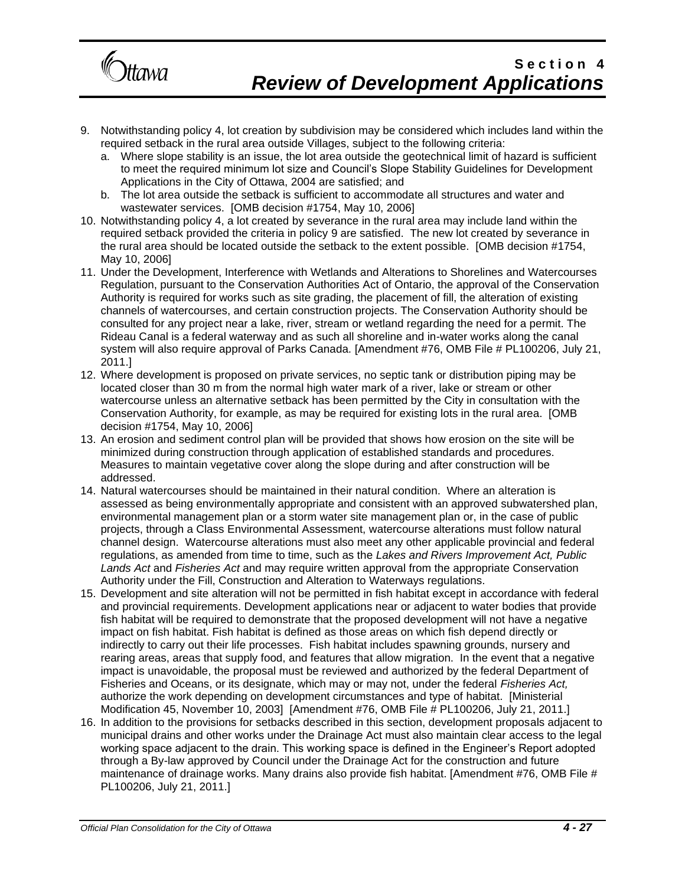9. Notwithstanding policy 4, lot creation by subdivision may be considered which includes land within the required setback in the rural area outside Villages, subject to the following criteria:
   a. Where slope stability is an issue, the lot area outside the geotechnical limit of hazard is sufficient to meet the required minimum lot size and Council's Slope Stability Guidelines for Development Applications in the City of Ottawa, 2004 are satisfied; and
   b. The lot area outside the setback is sufficient to accommodate all structures and water and wastewater services. [OMB decision #1754, May 10, 2006]
10. Notwithstanding policy 4, a lot created by severance in the rural area may include land within the required setback provided the criteria in policy 9 are satisfied. The new lot created by severance in the rural area should be located outside the setback to the extent possible. [OMB decision #1754, May 10, 2006]
11. Under the Development, Interference with Wetlands and Alterations to Shorelines and Watercourses Regulation, pursuant to the Conservation Authorities Act of Ontario, the approval of the Conservation Authority is required for works such as site grading, the placement of fill, the alteration of existing channels of watercourses, and certain construction projects. The Conservation Authority should be consulted for any project near a lake, river, stream or wetland regarding the need for a permit. The Rideau Canal is a federal waterway and as such all shoreline and in-water works along the canal system will also require approval of Parks Canada. [Amendment #76, OMB File # PL100206, July 21, 2011.]
12. Where development is proposed on private services, no septic tank or distribution piping may be located closer than 30 m from the normal high water mark of a river, lake or stream or other watercourse unless an alternative setback has been permitted by the City in consultation with the Conservation Authority, for example, as may be required for existing lots in the rural area. [OMB decision #1754, May 10, 2006]
13. An erosion and sediment control plan will be provided that shows how erosion on the site will be minimized during construction through application of established standards and procedures. Measures to maintain vegetative cover along the slope during and after construction will be addressed.
14. Natural watercourses should be maintained in their natural condition. Where an alteration is assessed as being environmentally appropriate and consistent with an approved subwatershed plan, environmental management plan or a storm water site management plan or, in the case of public projects, through a Class Environmental Assessment, watercourse alterations must follow natural channel design. Watercourse alterations must also meet any other applicable provincial and federal regulations, as amended from time to time, such as the *Lakes and Rivers Improvement Act, Public Lands Act* and *Fisheries Act* and may require written approval from the appropriate Conservation Authority under the Fill, Construction and Alteration to Waterways regulations.
15. Development and site alteration will not be permitted in fish habitat except in accordance with federal and provincial requirements. Development applications near or adjacent to water bodies that provide fish habitat will be required to demonstrate that the proposed development will not have a negative impact on fish habitat. Fish habitat is defined as those areas on which fish depend directly or indirectly to carry out their life processes. Fish habitat includes spawning grounds, nursery and rearing areas, areas that supply food, and features that allow migration. In the event that a negative impact is unavoidable, the proposal must be reviewed and authorized by the federal Department of Fisheries and Oceans, or its designate, which may or may not, under the federal *Fisheries Act,* authorize the work depending on development circumstances and type of habitat. [Ministerial Modification 45, November 10, 2003] [Amendment #76, OMB File # PL100206, July 21, 2011.]
16. In addition to the provisions for setbacks described in this section, development proposals adjacent to municipal drains and other works under the Drainage Act must also maintain clear access to the legal working space adjacent to the drain. This working space is defined in the Engineer's Report adopted through a By-law approved by Council under the Drainage Act for the construction and future maintenance of drainage works. Many drains also provide fish habitat. [Amendment #76, OMB File # PL100206, July 21, 2011.]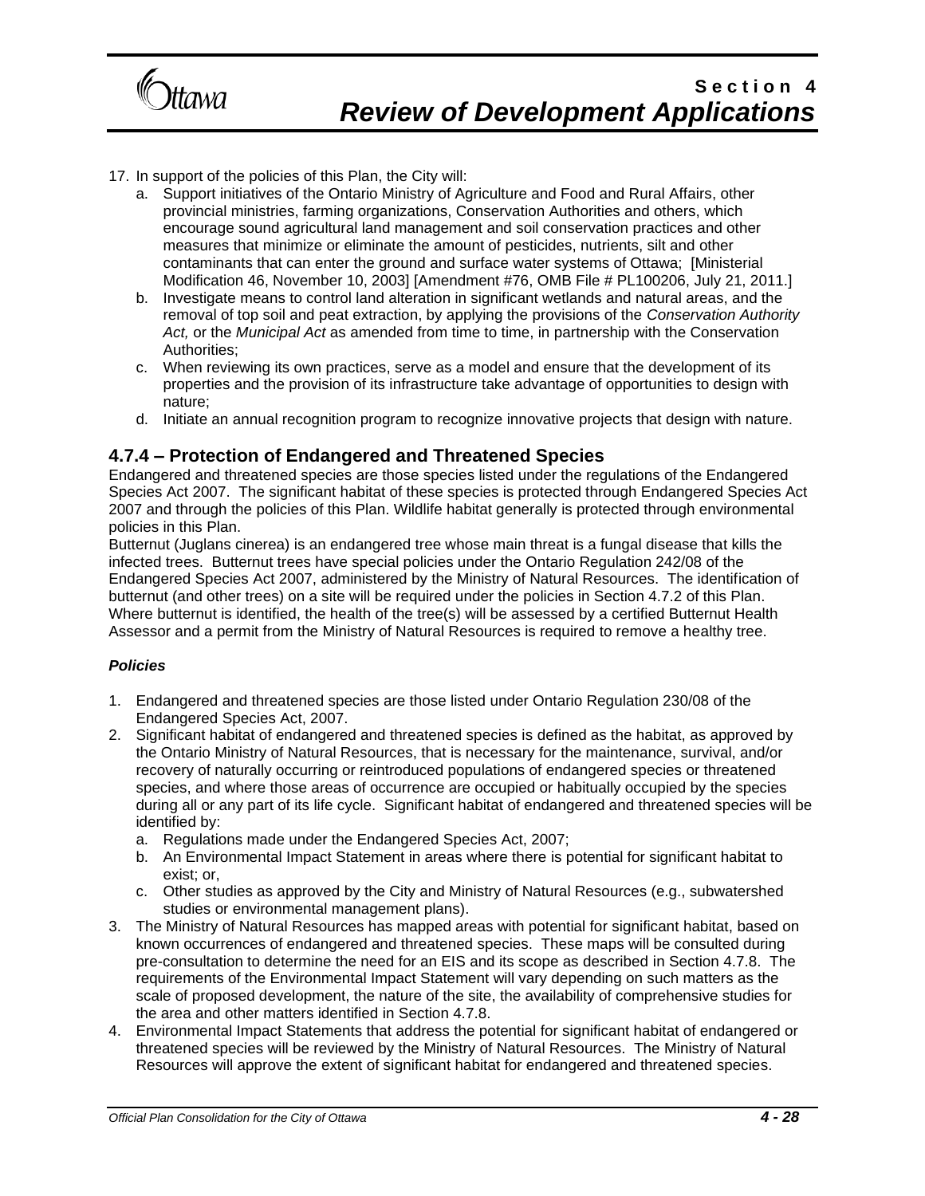17. In support of the policies of this Plan, the City will:
    a. Support initiatives of the Ontario Ministry of Agriculture and Food and Rural Affairs, other provincial ministries, farming organizations, Conservation Authorities and others, which encourage sound agricultural land management and soil conservation practices and other measures that minimize or eliminate the amount of pesticides, nutrients, silt and other contaminants that can enter the ground and surface water systems of Ottawa; [Ministerial Modification 46, November 10, 2003] [Amendment #76, OMB File # PL100206, July 21, 2011.]
    b. Investigate means to control land alteration in significant wetlands and natural areas, and the removal of top soil and peat extraction, by applying the provisions of the *Conservation Authority Act,* or the *Municipal Act* as amended from time to time, in partnership with the Conservation Authorities;
    c. When reviewing its own practices, serve as a model and ensure that the development of its properties and the provision of its infrastructure take advantage of opportunities to design with nature;
    d. Initiate an annual recognition program to recognize innovative projects that design with nature.

## 4.7.4 – Protection of Endangered and Threatened Species

Endangered and threatened species are those species listed under the regulations of the Endangered Species Act 2007. The significant habitat of these species is protected through Endangered Species Act 2007 and through the policies of this Plan. Wildlife habitat generally is protected through environmental policies in this Plan.

Butternut (Juglans cinerea) is an endangered tree whose main threat is a fungal disease that kills the infected trees. Butternut trees have special policies under the Ontario Regulation 242/08 of the Endangered Species Act 2007, administered by the Ministry of Natural Resources. The identification of butternut (and other trees) on a site will be required under the policies in Section 4.7.2 of this Plan. Where butternut is identified, the health of the tree(s) will be assessed by a certified Butternut Health Assessor and a permit from the Ministry of Natural Resources is required to remove a healthy tree.

### *Policies*

1. Endangered and threatened species are those listed under Ontario Regulation 230/08 of the Endangered Species Act, 2007.
2. Significant habitat of endangered and threatened species is defined as the habitat, as approved by the Ontario Ministry of Natural Resources, that is necessary for the maintenance, survival, and/or recovery of naturally occurring or reintroduced populations of endangered species or threatened species, and where those areas of occurrence are occupied or habitually occupied by the species during all or any part of its life cycle. Significant habitat of endangered and threatened species will be identified by:
    a. Regulations made under the Endangered Species Act, 2007;
    b. An Environmental Impact Statement in areas where there is potential for significant habitat to exist; or,
    c. Other studies as approved by the City and Ministry of Natural Resources (e.g., subwatershed studies or environmental management plans).
3. The Ministry of Natural Resources has mapped areas with potential for significant habitat, based on known occurrences of endangered and threatened species. These maps will be consulted during pre-consultation to determine the need for an EIS and its scope as described in Section 4.7.8. The requirements of the Environmental Impact Statement will vary depending on such matters as the scale of proposed development, the nature of the site, the availability of comprehensive studies for the area and other matters identified in Section 4.7.8.
4. Environmental Impact Statements that address the potential for significant habitat of endangered or threatened species will be reviewed by the Ministry of Natural Resources. The Ministry of Natural Resources will approve the extent of significant habitat for endangered and threatened species.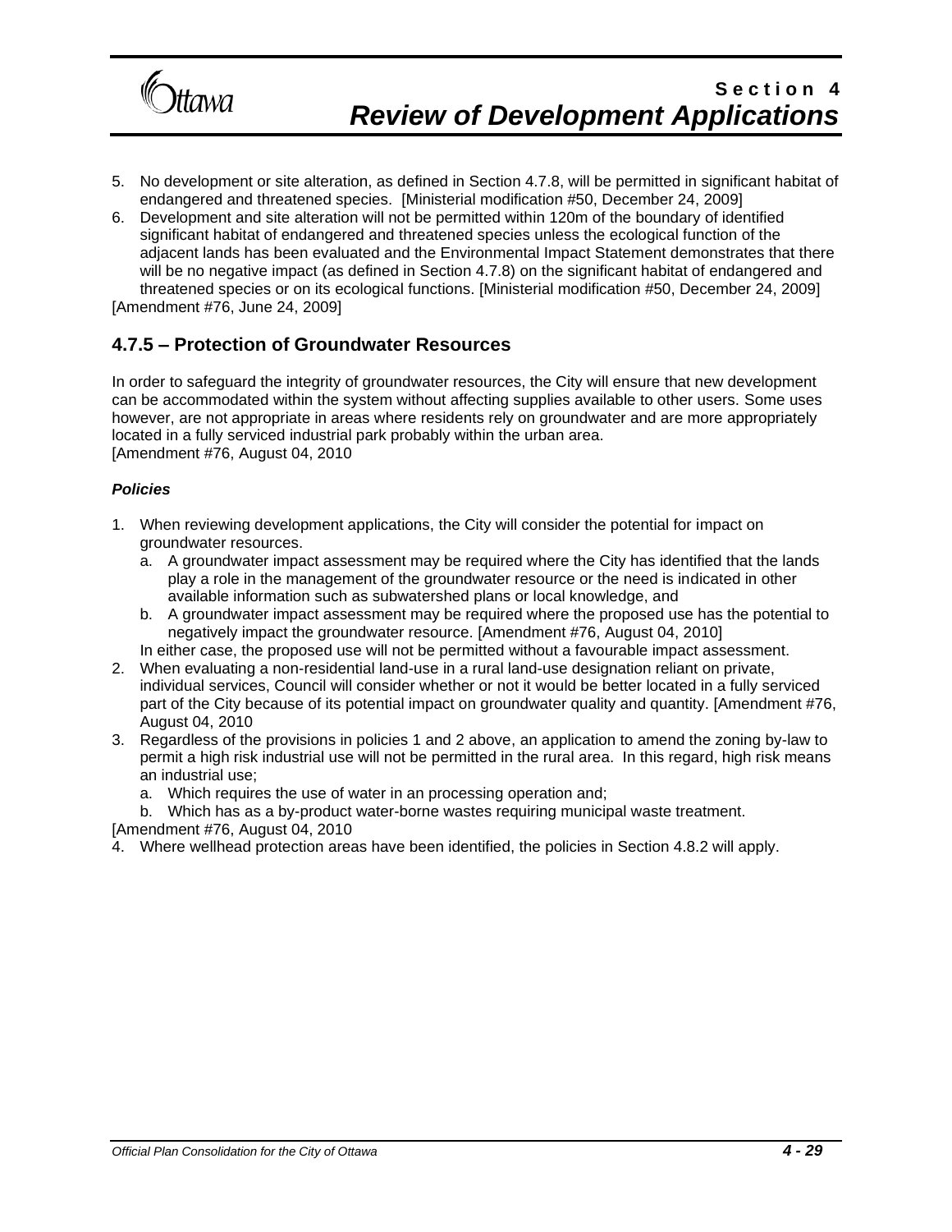5. No development or site alteration, as defined in Section 4.7.8, will be permitted in significant habitat of endangered and threatened species. [Ministerial modification #50, December 24, 2009]
6. Development and site alteration will not be permitted within 120m of the boundary of identified significant habitat of endangered and threatened species unless the ecological function of the adjacent lands has been evaluated and the Environmental Impact Statement demonstrates that there will be no negative impact (as defined in Section 4.7.8) on the significant habitat of endangered and threatened species or on its ecological functions. [Ministerial modification #50, December 24, 2009]

[Amendment #76, June 24, 2009]

## 4.7.5 – Protection of Groundwater Resources

In order to safeguard the integrity of groundwater resources, the City will ensure that new development can be accommodated within the system without affecting supplies available to other users. Some uses however, are not appropriate in areas where residents rely on groundwater and are more appropriately located in a fully serviced industrial park probably within the urban area.
[Amendment #76, August 04, 2010

### *Policies*

1. When reviewing development applications, the City will consider the potential for impact on groundwater resources.
   a. A groundwater impact assessment may be required where the City has identified that the lands play a role in the management of the groundwater resource or the need is indicated in other available information such as subwatershed plans or local knowledge, and
   b. A groundwater impact assessment may be required where the proposed use has the potential to negatively impact the groundwater resource. [Amendment #76, August 04, 2010]

   In either case, the proposed use will not be permitted without a favourable impact assessment.
2. When evaluating a non-residential land-use in a rural land-use designation reliant on private, individual services, Council will consider whether or not it would be better located in a fully serviced part of the City because of its potential impact on groundwater quality and quantity. [Amendment #76, August 04, 2010
3. Regardless of the provisions in policies 1 and 2 above, an application to amend the zoning by-law to permit a high risk industrial use will not be permitted in the rural area. In this regard, high risk means an industrial use;
   a. Which requires the use of water in an processing operation and;
   b. Which has as a by-product water-borne wastes requiring municipal waste treatment.

[Amendment #76, August 04, 2010

4. Where wellhead protection areas have been identified, the policies in Section 4.8.2 will apply.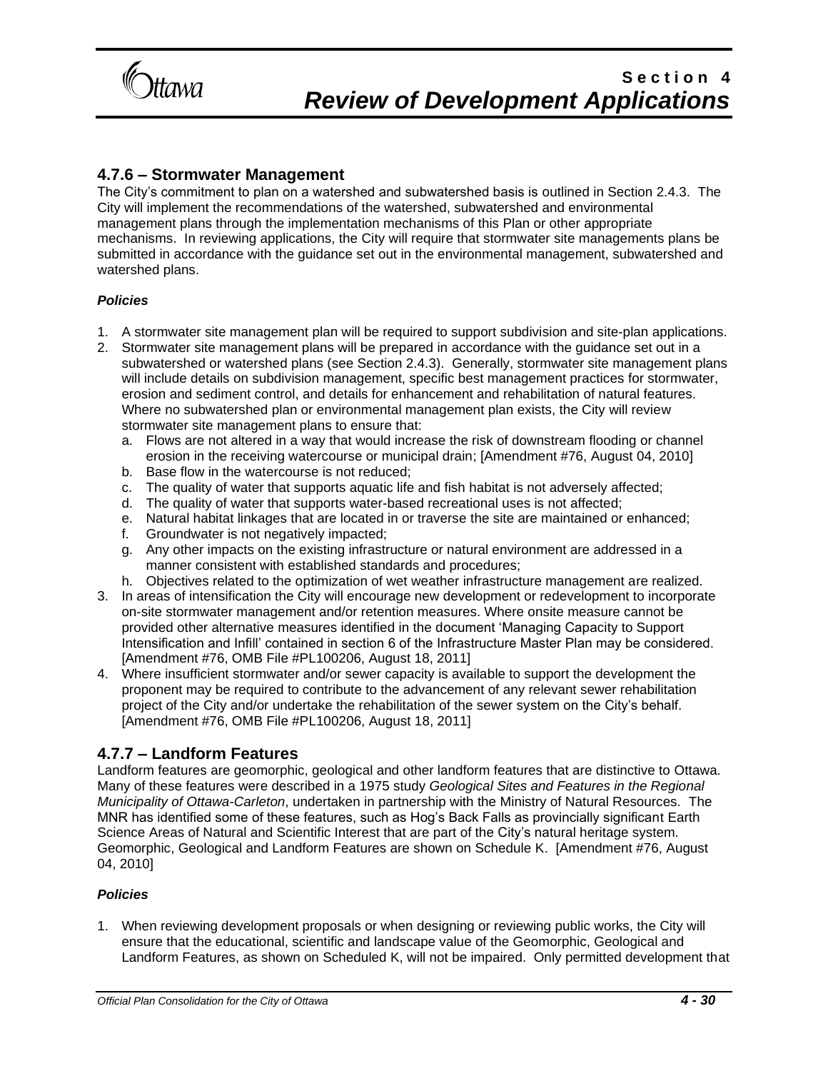## 4.7.6 – Stormwater Management

The City's commitment to plan on a watershed and subwatershed basis is outlined in Section 2.4.3. The City will implement the recommendations of the watershed, subwatershed and environmental management plans through the implementation mechanisms of this Plan or other appropriate mechanisms. In reviewing applications, the City will require that stormwater site managements plans be submitted in accordance with the guidance set out in the environmental management, subwatershed and watershed plans.

### *Policies*

1. A stormwater site management plan will be required to support subdivision and site-plan applications.
2. Stormwater site management plans will be prepared in accordance with the guidance set out in a subwatershed or watershed plans (see Section 2.4.3). Generally, stormwater site management plans will include details on subdivision management, specific best management practices for stormwater, erosion and sediment control, and details for enhancement and rehabilitation of natural features. Where no subwatershed plan or environmental management plan exists, the City will review stormwater site management plans to ensure that:
   a. Flows are not altered in a way that would increase the risk of downstream flooding or channel erosion in the receiving watercourse or municipal drain; [Amendment #76, August 04, 2010]
   b. Base flow in the watercourse is not reduced;
   c. The quality of water that supports aquatic life and fish habitat is not adversely affected;
   d. The quality of water that supports water-based recreational uses is not affected;
   e. Natural habitat linkages that are located in or traverse the site are maintained or enhanced;
   f. Groundwater is not negatively impacted;
   g. Any other impacts on the existing infrastructure or natural environment are addressed in a manner consistent with established standards and procedures;
   h. Objectives related to the optimization of wet weather infrastructure management are realized.
3. In areas of intensification the City will encourage new development or redevelopment to incorporate on-site stormwater management and/or retention measures. Where onsite measure cannot be provided other alternative measures identified in the document 'Managing Capacity to Support Intensification and Infill' contained in section 6 of the Infrastructure Master Plan may be considered. [Amendment #76, OMB File #PL100206, August 18, 2011]
4. Where insufficient stormwater and/or sewer capacity is available to support the development the proponent may be required to contribute to the advancement of any relevant sewer rehabilitation project of the City and/or undertake the rehabilitation of the sewer system on the City's behalf. [Amendment #76, OMB File #PL100206, August 18, 2011]

## 4.7.7 – Landform Features

Landform features are geomorphic, geological and other landform features that are distinctive to Ottawa. Many of these features were described in a 1975 study *Geological Sites and Features in the Regional Municipality of Ottawa-Carleton*, undertaken in partnership with the Ministry of Natural Resources. The MNR has identified some of these features, such as Hog's Back Falls as provincially significant Earth Science Areas of Natural and Scientific Interest that are part of the City's natural heritage system. Geomorphic, Geological and Landform Features are shown on Schedule K. [Amendment #76, August 04, 2010]

### *Policies*

1. When reviewing development proposals or when designing or reviewing public works, the City will ensure that the educational, scientific and landscape value of the Geomorphic, Geological and Landform Features, as shown on Scheduled K, will not be impaired. Only permitted development that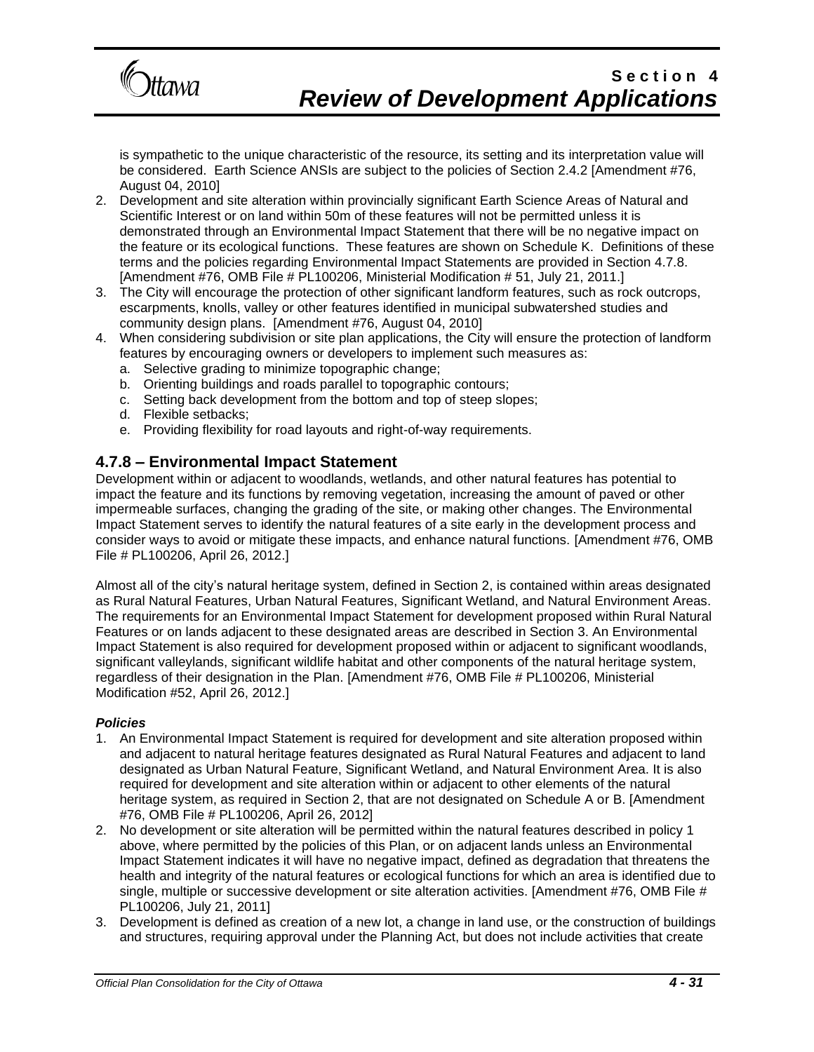is sympathetic to the unique characteristic of the resource, its setting and its interpretation value will be considered. Earth Science ANSIs are subject to the policies of Section 2.4.2 [Amendment #76, August 04, 2010]

2. Development and site alteration within provincially significant Earth Science Areas of Natural and Scientific Interest or on land within 50m of these features will not be permitted unless it is demonstrated through an Environmental Impact Statement that there will be no negative impact on the feature or its ecological functions. These features are shown on Schedule K. Definitions of these terms and the policies regarding Environmental Impact Statements are provided in Section 4.7.8. [Amendment #76, OMB File # PL100206, Ministerial Modification # 51, July 21, 2011.]
3. The City will encourage the protection of other significant landform features, such as rock outcrops, escarpments, knolls, valley or other features identified in municipal subwatershed studies and community design plans. [Amendment #76, August 04, 2010]
4. When considering subdivision or site plan applications, the City will ensure the protection of landform features by encouraging owners or developers to implement such measures as:
   a. Selective grading to minimize topographic change;
   b. Orienting buildings and roads parallel to topographic contours;
   c. Setting back development from the bottom and top of steep slopes;
   d. Flexible setbacks;
   e. Providing flexibility for road layouts and right-of-way requirements.

## 4.7.8 – Environmental Impact Statement

Development within or adjacent to woodlands, wetlands, and other natural features has potential to impact the feature and its functions by removing vegetation, increasing the amount of paved or other impermeable surfaces, changing the grading of the site, or making other changes. The Environmental Impact Statement serves to identify the natural features of a site early in the development process and consider ways to avoid or mitigate these impacts, and enhance natural functions. [Amendment #76, OMB File # PL100206, April 26, 2012.]

Almost all of the city's natural heritage system, defined in Section 2, is contained within areas designated as Rural Natural Features, Urban Natural Features, Significant Wetland, and Natural Environment Areas. The requirements for an Environmental Impact Statement for development proposed within Rural Natural Features or on lands adjacent to these designated areas are described in Section 3. An Environmental Impact Statement is also required for development proposed within or adjacent to significant woodlands, significant valleylands, significant wildlife habitat and other components of the natural heritage system, regardless of their designation in the Plan. [Amendment #76, OMB File # PL100206, Ministerial Modification #52, April 26, 2012.]

***Policies***

1. An Environmental Impact Statement is required for development and site alteration proposed within and adjacent to natural heritage features designated as Rural Natural Features and adjacent to land designated as Urban Natural Feature, Significant Wetland, and Natural Environment Area. It is also required for development and site alteration within or adjacent to other elements of the natural heritage system, as required in Section 2, that are not designated on Schedule A or B. [Amendment #76, OMB File # PL100206, April 26, 2012]
2. No development or site alteration will be permitted within the natural features described in policy 1 above, where permitted by the policies of this Plan, or on adjacent lands unless an Environmental Impact Statement indicates it will have no negative impact, defined as degradation that threatens the health and integrity of the natural features or ecological functions for which an area is identified due to single, multiple or successive development or site alteration activities. [Amendment #76, OMB File # PL100206, July 21, 2011]
3. Development is defined as creation of a new lot, a change in land use, or the construction of buildings and structures, requiring approval under the Planning Act, but does not include activities that create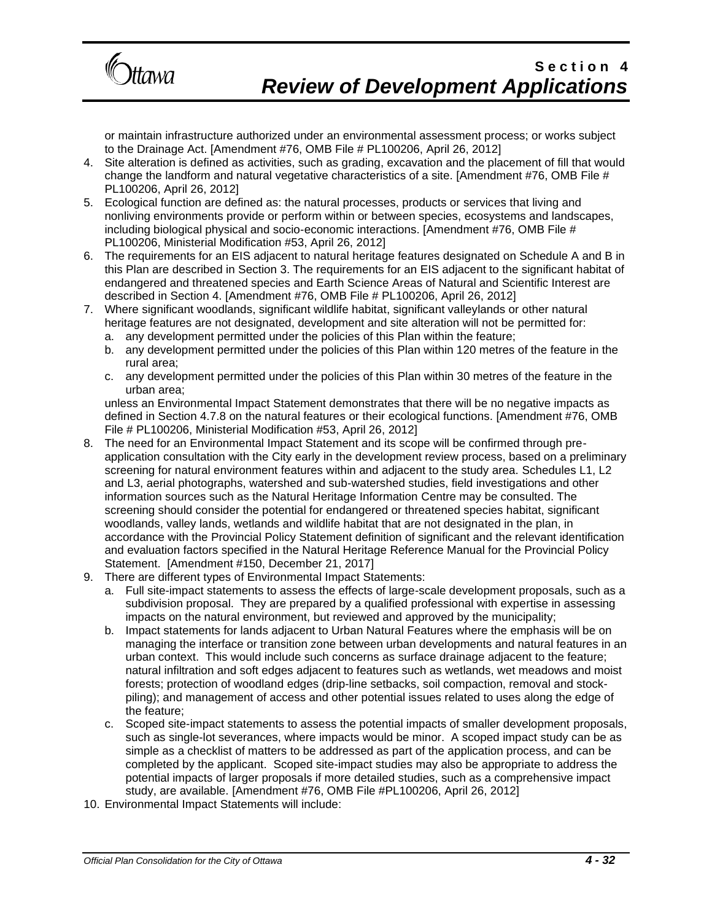or maintain infrastructure authorized under an environmental assessment process; or works subject to the Drainage Act. [Amendment #76, OMB File # PL100206, April 26, 2012]

4. Site alteration is defined as activities, such as grading, excavation and the placement of fill that would change the landform and natural vegetative characteristics of a site. [Amendment #76, OMB File # PL100206, April 26, 2012]
5. Ecological function are defined as: the natural processes, products or services that living and nonliving environments provide or perform within or between species, ecosystems and landscapes, including biological physical and socio-economic interactions. [Amendment #76, OMB File # PL100206, Ministerial Modification #53, April 26, 2012]
6. The requirements for an EIS adjacent to natural heritage features designated on Schedule A and B in this Plan are described in Section 3. The requirements for an EIS adjacent to the significant habitat of endangered and threatened species and Earth Science Areas of Natural and Scientific Interest are described in Section 4. [Amendment #76, OMB File # PL100206, April 26, 2012]
7. Where significant woodlands, significant wildlife habitat, significant valleylands or other natural heritage features are not designated, development and site alteration will not be permitted for:
   a. any development permitted under the policies of this Plan within the feature;
   b. any development permitted under the policies of this Plan within 120 metres of the feature in the rural area;
   c. any development permitted under the policies of this Plan within 30 metres of the feature in the urban area;

   unless an Environmental Impact Statement demonstrates that there will be no negative impacts as defined in Section 4.7.8 on the natural features or their ecological functions. [Amendment #76, OMB File # PL100206, Ministerial Modification #53, April 26, 2012]
8. The need for an Environmental Impact Statement and its scope will be confirmed through pre-application consultation with the City early in the development review process, based on a preliminary screening for natural environment features within and adjacent to the study area. Schedules L1, L2 and L3, aerial photographs, watershed and sub-watershed studies, field investigations and other information sources such as the Natural Heritage Information Centre may be consulted. The screening should consider the potential for endangered or threatened species habitat, significant woodlands, valley lands, wetlands and wildlife habitat that are not designated in the plan, in accordance with the Provincial Policy Statement definition of significant and the relevant identification and evaluation factors specified in the Natural Heritage Reference Manual for the Provincial Policy Statement. [Amendment #150, December 21, 2017]
9. There are different types of Environmental Impact Statements:
   a. Full site-impact statements to assess the effects of large-scale development proposals, such as a subdivision proposal. They are prepared by a qualified professional with expertise in assessing impacts on the natural environment, but reviewed and approved by the municipality;
   b. Impact statements for lands adjacent to Urban Natural Features where the emphasis will be on managing the interface or transition zone between urban developments and natural features in an urban context. This would include such concerns as surface drainage adjacent to the feature; natural infiltration and soft edges adjacent to features such as wetlands, wet meadows and moist forests; protection of woodland edges (drip-line setbacks, soil compaction, removal and stock-piling); and management of access and other potential issues related to uses along the edge of the feature;
   c. Scoped site-impact statements to assess the potential impacts of smaller development proposals, such as single-lot severances, where impacts would be minor. A scoped impact study can be as simple as a checklist of matters to be addressed as part of the application process, and can be completed by the applicant. Scoped site-impact studies may also be appropriate to address the potential impacts of larger proposals if more detailed studies, such as a comprehensive impact study, are available. [Amendment #76, OMB File #PL100206, April 26, 2012]
10. Environmental Impact Statements will include: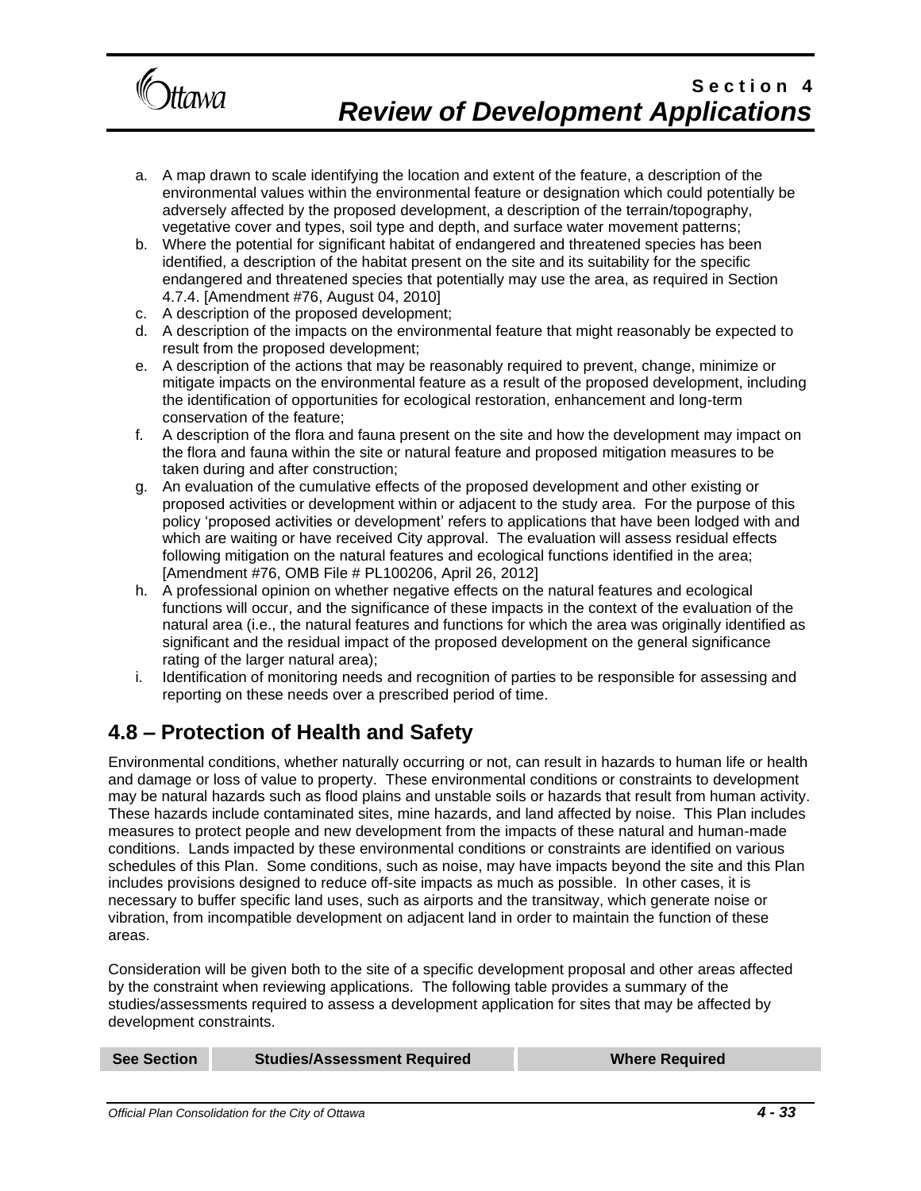a. A map drawn to scale identifying the location and extent of the feature, a description of the environmental values within the environmental feature or designation which could potentially be adversely affected by the proposed development, a description of the terrain/topography, vegetative cover and types, soil type and depth, and surface water movement patterns;
b. Where the potential for significant habitat of endangered and threatened species has been identified, a description of the habitat present on the site and its suitability for the specific endangered and threatened species that potentially may use the area, as required in Section 4.7.4. [Amendment #76, August 04, 2010]
c. A description of the proposed development;
d. A description of the impacts on the environmental feature that might reasonably be expected to result from the proposed development;
e. A description of the actions that may be reasonably required to prevent, change, minimize or mitigate impacts on the environmental feature as a result of the proposed development, including the identification of opportunities for ecological restoration, enhancement and long-term conservation of the feature;
f. A description of the flora and fauna present on the site and how the development may impact on the flora and fauna within the site or natural feature and proposed mitigation measures to be taken during and after construction;
g. An evaluation of the cumulative effects of the proposed development and other existing or proposed activities or development within or adjacent to the study area. For the purpose of this policy 'proposed activities or development' refers to applications that have been lodged with and which are waiting or have received City approval. The evaluation will assess residual effects following mitigation on the natural features and ecological functions identified in the area; [Amendment #76, OMB File # PL100206, April 26, 2012]
h. A professional opinion on whether negative effects on the natural features and ecological functions will occur, and the significance of these impacts in the context of the evaluation of the natural area (i.e., the natural features and functions for which the area was originally identified as significant and the residual impact of the proposed development on the general significance rating of the larger natural area);
i. Identification of monitoring needs and recognition of parties to be responsible for assessing and reporting on these needs over a prescribed period of time.

## 4.8 – Protection of Health and Safety

Environmental conditions, whether naturally occurring or not, can result in hazards to human life or health and damage or loss of value to property. These environmental conditions or constraints to development may be natural hazards such as flood plains and unstable soils or hazards that result from human activity. These hazards include contaminated sites, mine hazards, and land affected by noise. This Plan includes measures to protect people and new development from the impacts of these natural and human-made conditions. Lands impacted by these environmental conditions or constraints are identified on various schedules of this Plan. Some conditions, such as noise, may have impacts beyond the site and this Plan includes provisions designed to reduce off-site impacts as much as possible. In other cases, it is necessary to buffer specific land uses, such as airports and the transitway, which generate noise or vibration, from incompatible development on adjacent land in order to maintain the function of these areas.

Consideration will be given both to the site of a specific development proposal and other areas affected by the constraint when reviewing applications. The following table provides a summary of the studies/assessments required to assess a development application for sites that may be affected by development constraints.

| See Section | Studies/Assessment Required | Where Required |
| --- | --- | --- |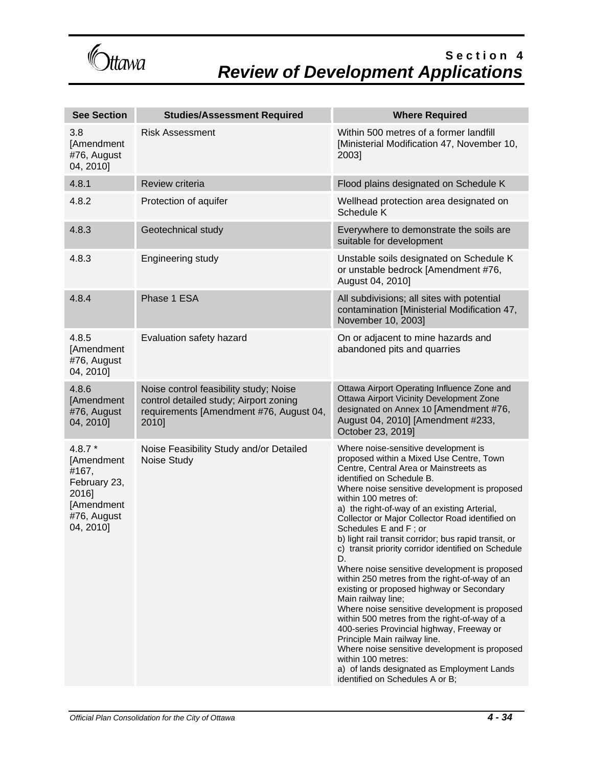| See Section | Studies/Assessment Required | Where Required |
|---|---|---|
| 3.8 [Amendment #76, August 04, 2010] | Risk Assessment | Within 500 metres of a former landfill [Ministerial Modification 47, November 10, 2003] |
| 4.8.1 | Review criteria | Flood plains designated on Schedule K |
| 4.8.2 | Protection of aquifer | Wellhead protection area designated on Schedule K |
| 4.8.3 | Geotechnical study | Everywhere to demonstrate the soils are suitable for development |
| 4.8.3 | Engineering study | Unstable soils designated on Schedule K or unstable bedrock [Amendment #76, August 04, 2010] |
| 4.8.4 | Phase 1 ESA | All subdivisions; all sites with potential contamination [Ministerial Modification 47, November 10, 2003] |
| 4.8.5 [Amendment #76, August 04, 2010] | Evaluation safety hazard | On or adjacent to mine hazards and abandoned pits and quarries |
| 4.8.6 [Amendment #76, August 04, 2010] | Noise control feasibility study; Noise control detailed study; Airport zoning requirements [Amendment #76, August 04, 2010] | Ottawa Airport Operating Influence Zone and Ottawa Airport Vicinity Development Zone designated on Annex 10 [Amendment #76, August 04, 2010] [Amendment #233, October 23, 2019] |
| 4.8.7 * [Amendment #167, February 23, 2016] [Amendment #76, August 04, 2010] | Noise Feasibility Study and/or Detailed Noise Study | Where noise-sensitive development is proposed within a Mixed Use Centre, Town Centre, Central Area or Mainstreets as identified on Schedule B.<br>Where noise sensitive development is proposed within 100 metres of:<br>a) the right-of-way of an existing Arterial, Collector or Major Collector Road identified on Schedules E and F ; or<br>b) light rail transit corridor; bus rapid transit, or<br>c) transit priority corridor identified on Schedule D.<br>Where noise sensitive development is proposed within 250 metres from the right-of-way of an existing or proposed highway or Secondary Main railway line;<br>Where noise sensitive development is proposed within 500 metres from the right-of-way of a 400-series Provincial highway, Freeway or Principle Main railway line.<br>Where noise sensitive development is proposed within 100 metres:<br>a) of lands designated as Employment Lands identified on Schedules A or B; |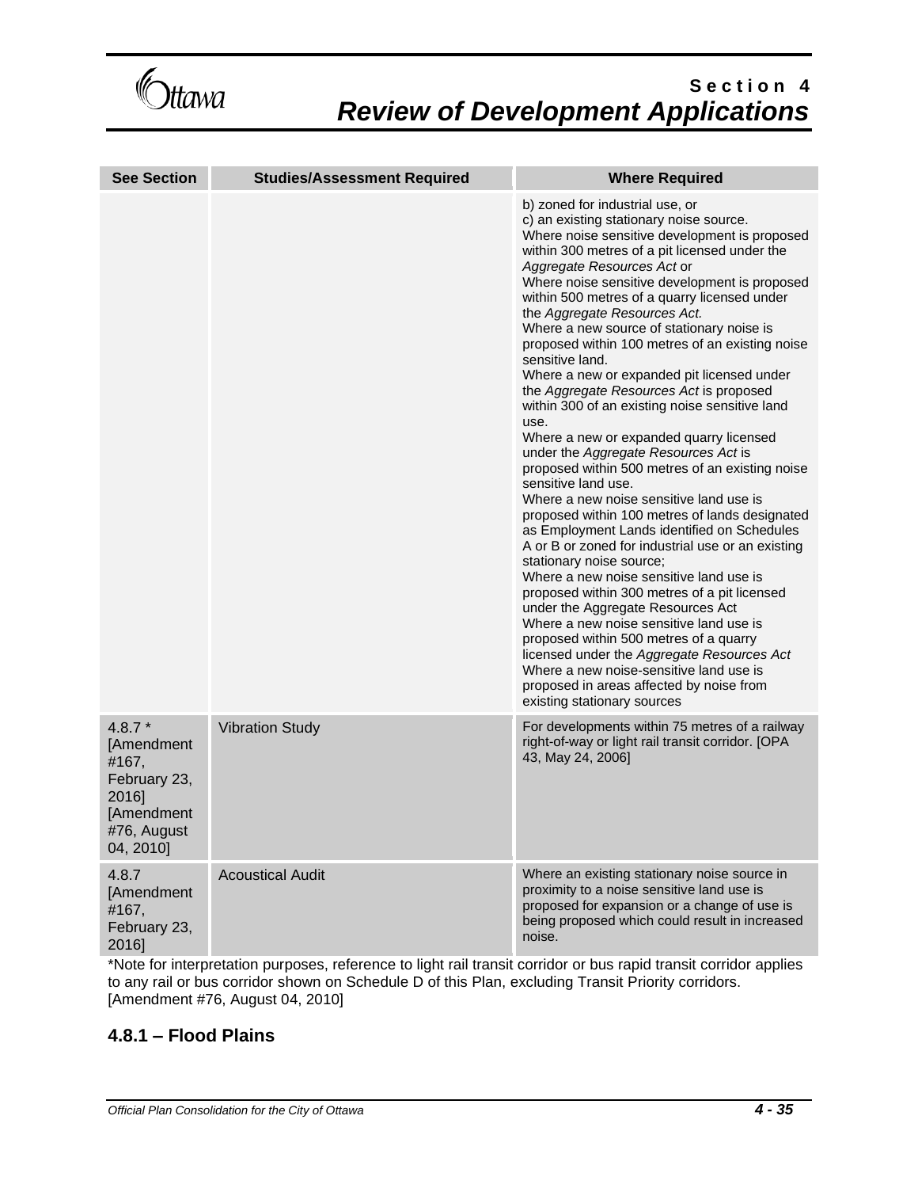| See Section | Studies/Assessment Required | Where Required |
|---|---|---|
| | | b) zoned for industrial use, or<br>c) an existing stationary noise source.<br>Where noise sensitive development is proposed within 300 metres of a pit licensed under the *Aggregate Resources Act* or<br>Where noise sensitive development is proposed within 500 metres of a quarry licensed under the *Aggregate Resources Act.*<br>Where a new source of stationary noise is proposed within 100 metres of an existing noise sensitive land.<br>Where a new or expanded pit licensed under the *Aggregate Resources Act* is proposed within 300 of an existing noise sensitive land use.<br>Where a new or expanded quarry licensed under the *Aggregate Resources Act* is proposed within 500 metres of an existing noise sensitive land use.<br>Where a new noise sensitive land use is proposed within 100 metres of lands designated as Employment Lands identified on Schedules A or B or zoned for industrial use or an existing stationary noise source;<br>Where a new noise sensitive land use is proposed within 300 metres of a pit licensed under the Aggregate Resources Act<br>Where a new noise sensitive land use is proposed within 500 metres of a quarry licensed under the *Aggregate Resources Act*<br>Where a new noise-sensitive land use is proposed in areas affected by noise from existing stationary sources |
| 4.8.7 * [Amendment #167, February 23, 2016] [Amendment #76, August 04, 2010] | Vibration Study | For developments within 75 metres of a railway right-of-way or light rail transit corridor. [OPA 43, May 24, 2006] |
| 4.8.7 [Amendment #167, February 23, 2016] | Acoustical Audit | Where an existing stationary noise source in proximity to a noise sensitive land use is proposed for expansion or a change of use is being proposed which could result in increased noise. |

*Note for interpretation purposes, reference to light rail transit corridor or bus rapid transit corridor applies to any rail or bus corridor shown on Schedule D of this Plan, excluding Transit Priority corridors. [Amendment #76, August 04, 2010]

## 4.8.1 – Flood Plains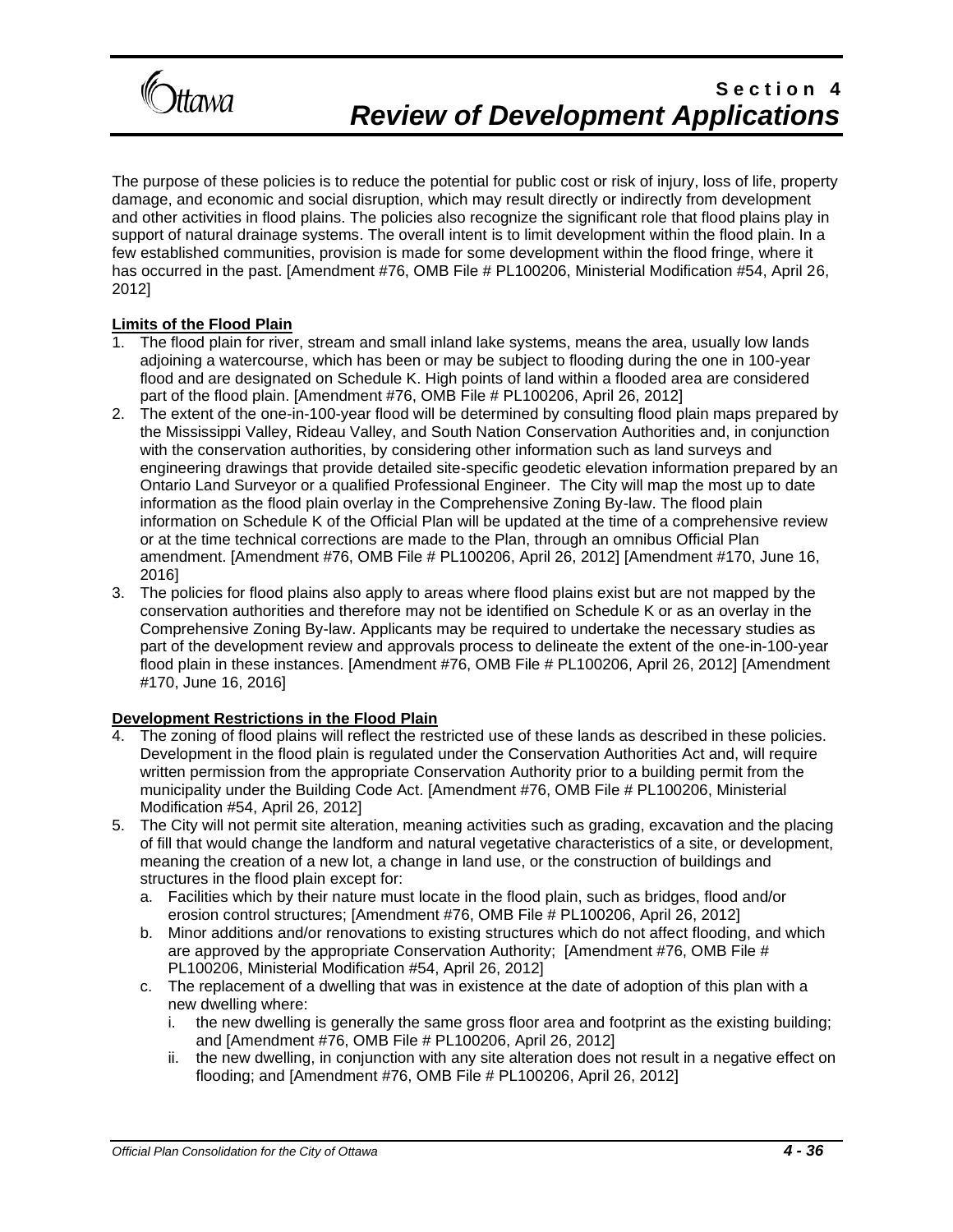The purpose of these policies is to reduce the potential for public cost or risk of injury, loss of life, property damage, and economic and social disruption, which may result directly or indirectly from development and other activities in flood plains. The policies also recognize the significant role that flood plains play in support of natural drainage systems. The overall intent is to limit development within the flood plain. In a few established communities, provision is made for some development within the flood fringe, where it has occurred in the past. [Amendment #76, OMB File # PL100206, Ministerial Modification #54, April 26, 2012]

**Limits of the Flood Plain**

1. The flood plain for river, stream and small inland lake systems, means the area, usually low lands adjoining a watercourse, which has been or may be subject to flooding during the one in 100-year flood and are designated on Schedule K. High points of land within a flooded area are considered part of the flood plain. [Amendment #76, OMB File # PL100206, April 26, 2012]
2. The extent of the one-in-100-year flood will be determined by consulting flood plain maps prepared by the Mississippi Valley, Rideau Valley, and South Nation Conservation Authorities and, in conjunction with the conservation authorities, by considering other information such as land surveys and engineering drawings that provide detailed site-specific geodetic elevation information prepared by an Ontario Land Surveyor or a qualified Professional Engineer. The City will map the most up to date information as the flood plain overlay in the Comprehensive Zoning By-law. The flood plain information on Schedule K of the Official Plan will be updated at the time of a comprehensive review or at the time technical corrections are made to the Plan, through an omnibus Official Plan amendment. [Amendment #76, OMB File # PL100206, April 26, 2012] [Amendment #170, June 16, 2016]
3. The policies for flood plains also apply to areas where flood plains exist but are not mapped by the conservation authorities and therefore may not be identified on Schedule K or as an overlay in the Comprehensive Zoning By-law. Applicants may be required to undertake the necessary studies as part of the development review and approvals process to delineate the extent of the one-in-100-year flood plain in these instances. [Amendment #76, OMB File # PL100206, April 26, 2012] [Amendment #170, June 16, 2016]

**Development Restrictions in the Flood Plain**

4. The zoning of flood plains will reflect the restricted use of these lands as described in these policies. Development in the flood plain is regulated under the Conservation Authorities Act and, will require written permission from the appropriate Conservation Authority prior to a building permit from the municipality under the Building Code Act. [Amendment #76, OMB File # PL100206, Ministerial Modification #54, April 26, 2012]
5. The City will not permit site alteration, meaning activities such as grading, excavation and the placing of fill that would change the landform and natural vegetative characteristics of a site, or development, meaning the creation of a new lot, a change in land use, or the construction of buildings and structures in the flood plain except for:
   a. Facilities which by their nature must locate in the flood plain, such as bridges, flood and/or erosion control structures; [Amendment #76, OMB File # PL100206, April 26, 2012]
   b. Minor additions and/or renovations to existing structures which do not affect flooding, and which are approved by the appropriate Conservation Authority; [Amendment #76, OMB File # PL100206, Ministerial Modification #54, April 26, 2012]
   c. The replacement of a dwelling that was in existence at the date of adoption of this plan with a new dwelling where:
      i. the new dwelling is generally the same gross floor area and footprint as the existing building; and [Amendment #76, OMB File # PL100206, April 26, 2012]
      ii. the new dwelling, in conjunction with any site alteration does not result in a negative effect on flooding; and [Amendment #76, OMB File # PL100206, April 26, 2012]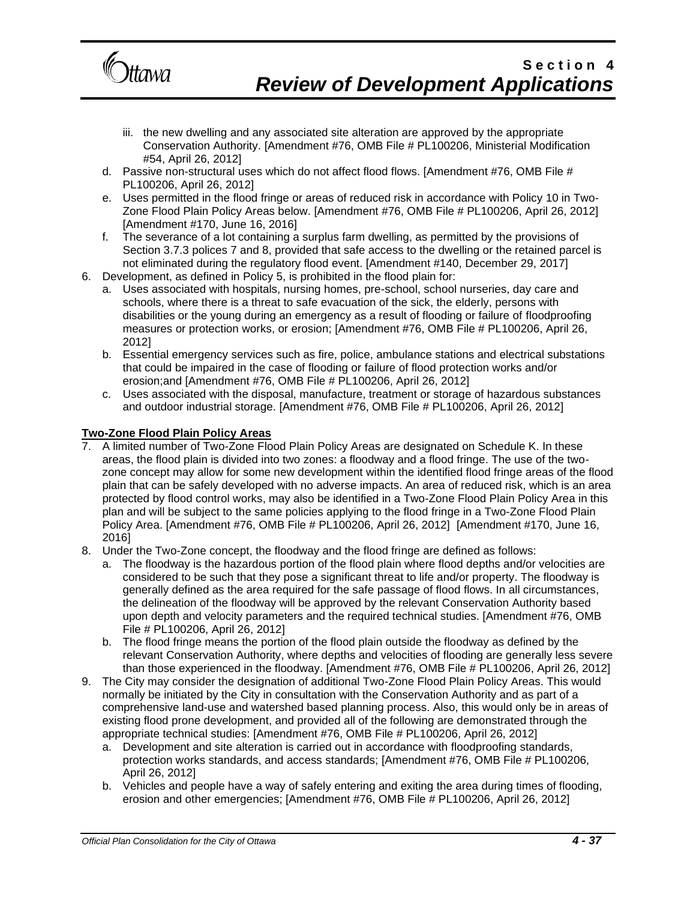iii. the new dwelling and any associated site alteration are approved by the appropriate Conservation Authority. [Amendment #76, OMB File # PL100206, Ministerial Modification #54, April 26, 2012]

   d. Passive non-structural uses which do not affect flood flows. [Amendment #76, OMB File # PL100206, April 26, 2012]

   e. Uses permitted in the flood fringe or areas of reduced risk in accordance with Policy 10 in Two-Zone Flood Plain Policy Areas below. [Amendment #76, OMB File # PL100206, April 26, 2012] [Amendment #170, June 16, 2016]

   f. The severance of a lot containing a surplus farm dwelling, as permitted by the provisions of Section 3.7.3 polices 7 and 8, provided that safe access to the dwelling or the retained parcel is not eliminated during the regulatory flood event. [Amendment #140, December 29, 2017]

6. Development, as defined in Policy 5, is prohibited in the flood plain for:
   a. Uses associated with hospitals, nursing homes, pre-school, school nurseries, day care and schools, where there is a threat to safe evacuation of the sick, the elderly, persons with disabilities or the young during an emergency as a result of flooding or failure of floodproofing measures or protection works, or erosion; [Amendment #76, OMB File # PL100206, April 26, 2012]
   b. Essential emergency services such as fire, police, ambulance stations and electrical substations that could be impaired in the case of flooding or failure of flood protection works and/or erosion;and [Amendment #76, OMB File # PL100206, April 26, 2012]
   c. Uses associated with the disposal, manufacture, treatment or storage of hazardous substances and outdoor industrial storage. [Amendment #76, OMB File # PL100206, April 26, 2012]

**Two-Zone Flood Plain Policy Areas**

7. A limited number of Two-Zone Flood Plain Policy Areas are designated on Schedule K. In these areas, the flood plain is divided into two zones: a floodway and a flood fringe. The use of the two-zone concept may allow for some new development within the identified flood fringe areas of the flood plain that can be safely developed with no adverse impacts. An area of reduced risk, which is an area protected by flood control works, may also be identified in a Two-Zone Flood Plain Policy Area in this plan and will be subject to the same policies applying to the flood fringe in a Two-Zone Flood Plain Policy Area. [Amendment #76, OMB File # PL100206, April 26, 2012] [Amendment #170, June 16, 2016]

8. Under the Two-Zone concept, the floodway and the flood fringe are defined as follows:
   a. The floodway is the hazardous portion of the flood plain where flood depths and/or velocities are considered to be such that they pose a significant threat to life and/or property. The floodway is generally defined as the area required for the safe passage of flood flows. In all circumstances, the delineation of the floodway will be approved by the relevant Conservation Authority based upon depth and velocity parameters and the required technical studies. [Amendment #76, OMB File # PL100206, April 26, 2012]
   b. The flood fringe means the portion of the flood plain outside the floodway as defined by the relevant Conservation Authority, where depths and velocities of flooding are generally less severe than those experienced in the floodway. [Amendment #76, OMB File # PL100206, April 26, 2012]

9. The City may consider the designation of additional Two-Zone Flood Plain Policy Areas. This would normally be initiated by the City in consultation with the Conservation Authority and as part of a comprehensive land-use and watershed based planning process. Also, this would only be in areas of existing flood prone development, and provided all of the following are demonstrated through the appropriate technical studies: [Amendment #76, OMB File # PL100206, April 26, 2012]
   a. Development and site alteration is carried out in accordance with floodproofing standards, protection works standards, and access standards; [Amendment #76, OMB File # PL100206, April 26, 2012]
   b. Vehicles and people have a way of safely entering and exiting the area during times of flooding, erosion and other emergencies; [Amendment #76, OMB File # PL100206, April 26, 2012]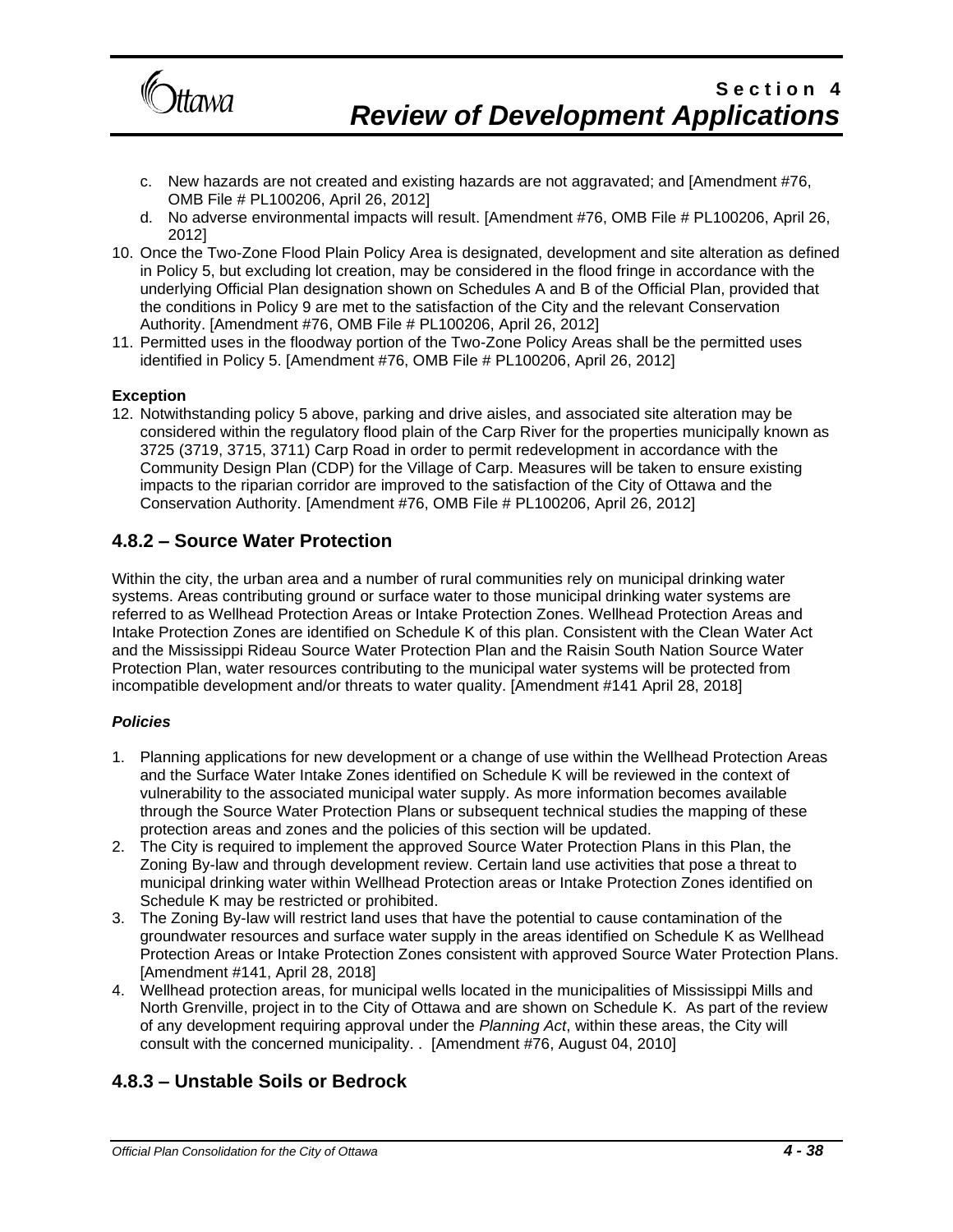c. New hazards are not created and existing hazards are not aggravated; and [Amendment #76, OMB File # PL100206, April 26, 2012]
d. No adverse environmental impacts will result. [Amendment #76, OMB File # PL100206, April 26, 2012]

10. Once the Two-Zone Flood Plain Policy Area is designated, development and site alteration as defined in Policy 5, but excluding lot creation, may be considered in the flood fringe in accordance with the underlying Official Plan designation shown on Schedules A and B of the Official Plan, provided that the conditions in Policy 9 are met to the satisfaction of the City and the relevant Conservation Authority. [Amendment #76, OMB File # PL100206, April 26, 2012]
11. Permitted uses in the floodway portion of the Two-Zone Policy Areas shall be the permitted uses identified in Policy 5. [Amendment #76, OMB File # PL100206, April 26, 2012]

**Exception**

12. Notwithstanding policy 5 above, parking and drive aisles, and associated site alteration may be considered within the regulatory flood plain of the Carp River for the properties municipally known as 3725 (3719, 3715, 3711) Carp Road in order to permit redevelopment in accordance with the Community Design Plan (CDP) for the Village of Carp. Measures will be taken to ensure existing impacts to the riparian corridor are improved to the satisfaction of the City of Ottawa and the Conservation Authority. [Amendment #76, OMB File # PL100206, April 26, 2012]

## 4.8.2 – Source Water Protection

Within the city, the urban area and a number of rural communities rely on municipal drinking water systems. Areas contributing ground or surface water to those municipal drinking water systems are referred to as Wellhead Protection Areas or Intake Protection Zones. Wellhead Protection Areas and Intake Protection Zones are identified on Schedule K of this plan. Consistent with the Clean Water Act and the Mississippi Rideau Source Water Protection Plan and the Raisin South Nation Source Water Protection Plan, water resources contributing to the municipal water systems will be protected from incompatible development and/or threats to water quality. [Amendment #141 April 28, 2018]

***Policies***

1. Planning applications for new development or a change of use within the Wellhead Protection Areas and the Surface Water Intake Zones identified on Schedule K will be reviewed in the context of vulnerability to the associated municipal water supply. As more information becomes available through the Source Water Protection Plans or subsequent technical studies the mapping of these protection areas and zones and the policies of this section will be updated.
2. The City is required to implement the approved Source Water Protection Plans in this Plan, the Zoning By-law and through development review. Certain land use activities that pose a threat to municipal drinking water within Wellhead Protection areas or Intake Protection Zones identified on Schedule K may be restricted or prohibited.
3. The Zoning By-law will restrict land uses that have the potential to cause contamination of the groundwater resources and surface water supply in the areas identified on Schedule K as Wellhead Protection Areas or Intake Protection Zones consistent with approved Source Water Protection Plans. [Amendment #141, April 28, 2018]
4. Wellhead protection areas, for municipal wells located in the municipalities of Mississippi Mills and North Grenville, project in to the City of Ottawa and are shown on Schedule K. As part of the review of any development requiring approval under the *Planning Act*, within these areas, the City will consult with the concerned municipality. . [Amendment #76, August 04, 2010]

## 4.8.3 – Unstable Soils or Bedrock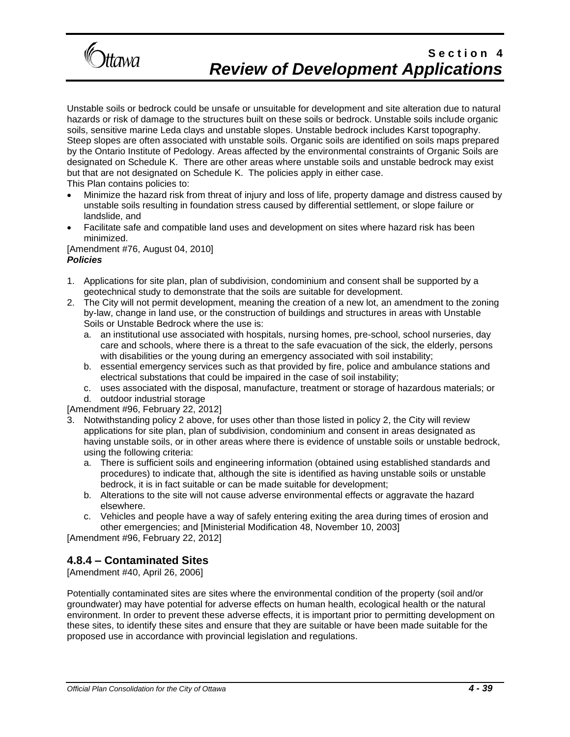Unstable soils or bedrock could be unsafe or unsuitable for development and site alteration due to natural hazards or risk of damage to the structures built on these soils or bedrock. Unstable soils include organic soils, sensitive marine Leda clays and unstable slopes. Unstable bedrock includes Karst topography. Steep slopes are often associated with unstable soils. Organic soils are identified on soils maps prepared by the Ontario Institute of Pedology. Areas affected by the environmental constraints of Organic Soils are designated on Schedule K. There are other areas where unstable soils and unstable bedrock may exist but that are not designated on Schedule K. The policies apply in either case.

This Plan contains policies to:

- Minimize the hazard risk from threat of injury and loss of life, property damage and distress caused by unstable soils resulting in foundation stress caused by differential settlement, or slope failure or landslide, and
- Facilitate safe and compatible land uses and development on sites where hazard risk has been minimized.

[Amendment #76, August 04, 2010]

***Policies***

1. Applications for site plan, plan of subdivision, condominium and consent shall be supported by a geotechnical study to demonstrate that the soils are suitable for development.
2. The City will not permit development, meaning the creation of a new lot, an amendment to the zoning by-law, change in land use, or the construction of buildings and structures in areas with Unstable Soils or Unstable Bedrock where the use is:
   a. an institutional use associated with hospitals, nursing homes, pre-school, school nurseries, day care and schools, where there is a threat to the safe evacuation of the sick, the elderly, persons with disabilities or the young during an emergency associated with soil instability;
   b. essential emergency services such as that provided by fire, police and ambulance stations and electrical substations that could be impaired in the case of soil instability;
   c. uses associated with the disposal, manufacture, treatment or storage of hazardous materials; or
   d. outdoor industrial storage

[Amendment #96, February 22, 2012]

3. Notwithstanding policy 2 above, for uses other than those listed in policy 2, the City will review applications for site plan, plan of subdivision, condominium and consent in areas designated as having unstable soils, or in other areas where there is evidence of unstable soils or unstable bedrock, using the following criteria:
   a. There is sufficient soils and engineering information (obtained using established standards and procedures) to indicate that, although the site is identified as having unstable soils or unstable bedrock, it is in fact suitable or can be made suitable for development;
   b. Alterations to the site will not cause adverse environmental effects or aggravate the hazard elsewhere.
   c. Vehicles and people have a way of safely entering exiting the area during times of erosion and other emergencies; and [Ministerial Modification 48, November 10, 2003]

[Amendment #96, February 22, 2012]

## 4.8.4 – Contaminated Sites

[Amendment #40, April 26, 2006]

Potentially contaminated sites are sites where the environmental condition of the property (soil and/or groundwater) may have potential for adverse effects on human health, ecological health or the natural environment. In order to prevent these adverse effects, it is important prior to permitting development on these sites, to identify these sites and ensure that they are suitable or have been made suitable for the proposed use in accordance with provincial legislation and regulations.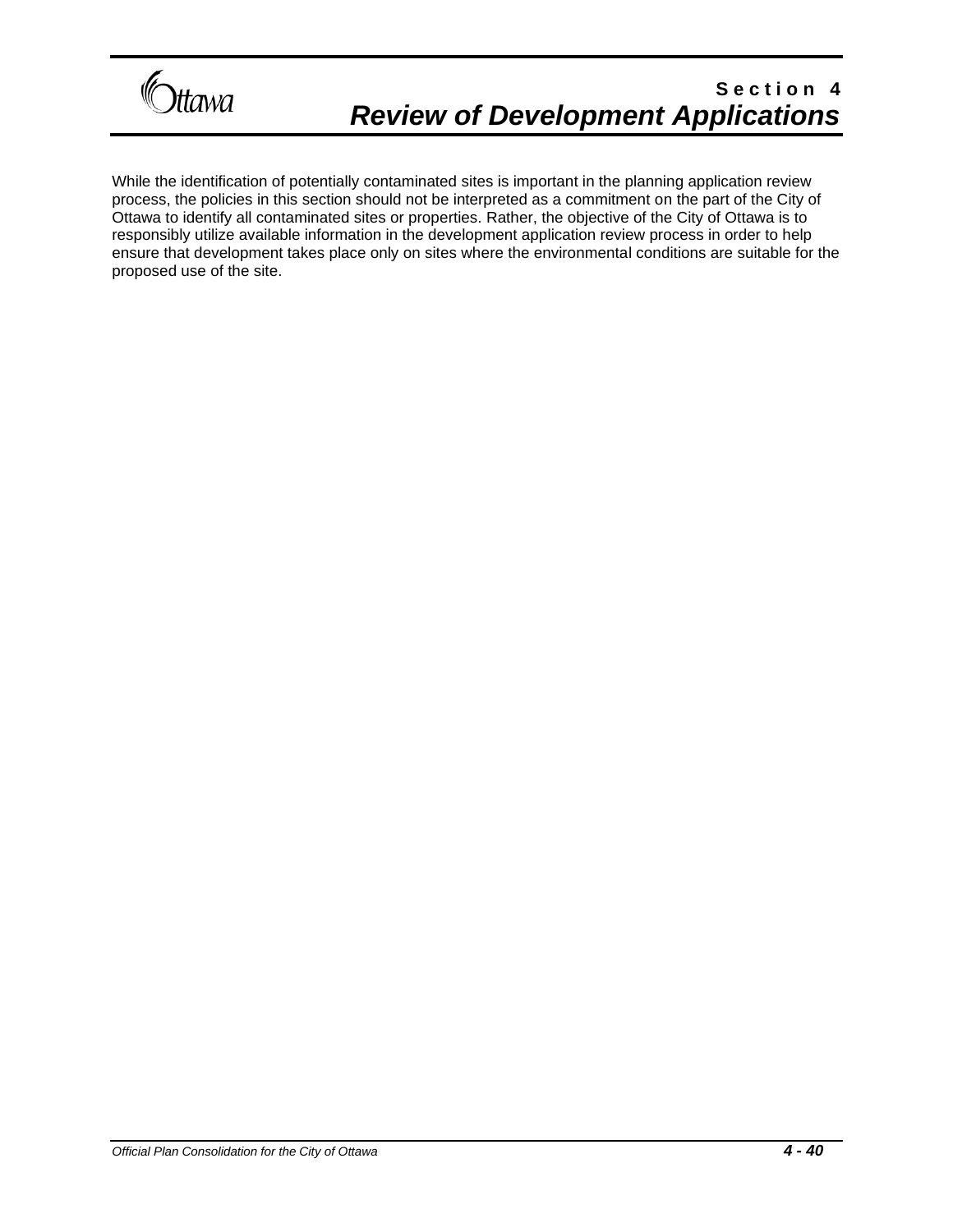While the identification of potentially contaminated sites is important in the planning application review process, the policies in this section should not be interpreted as a commitment on the part of the City of Ottawa to identify all contaminated sites or properties. Rather, the objective of the City of Ottawa is to responsibly utilize available information in the development application review process in order to help ensure that development takes place only on sites where the environmental conditions are suitable for the proposed use of the site.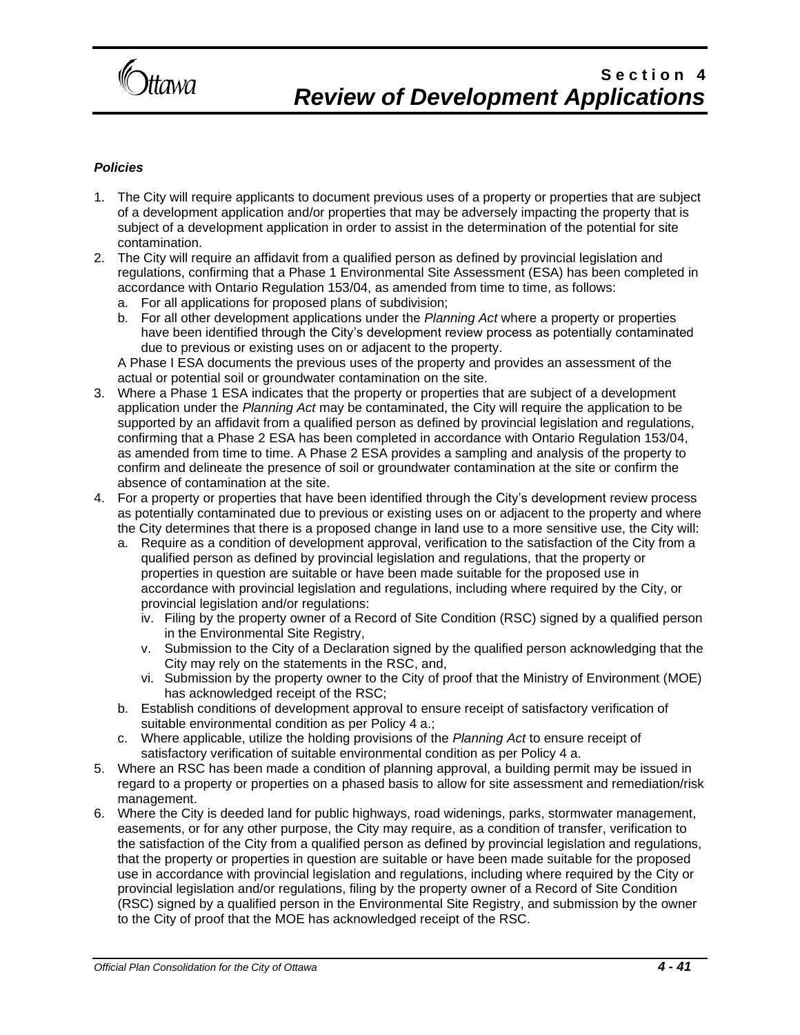***Policies***

1. The City will require applicants to document previous uses of a property or properties that are subject of a development application and/or properties that may be adversely impacting the property that is subject of a development application in order to assist in the determination of the potential for site contamination.
2. The City will require an affidavit from a qualified person as defined by provincial legislation and regulations, confirming that a Phase 1 Environmental Site Assessment (ESA) has been completed in accordance with Ontario Regulation 153/04, as amended from time to time, as follows:
   a. For all applications for proposed plans of subdivision;
   b. For all other development applications under the *Planning Act* where a property or properties have been identified through the City's development review process as potentially contaminated due to previous or existing uses on or adjacent to the property.

   A Phase I ESA documents the previous uses of the property and provides an assessment of the actual or potential soil or groundwater contamination on the site.
3. Where a Phase 1 ESA indicates that the property or properties that are subject of a development application under the *Planning Act* may be contaminated, the City will require the application to be supported by an affidavit from a qualified person as defined by provincial legislation and regulations, confirming that a Phase 2 ESA has been completed in accordance with Ontario Regulation 153/04, as amended from time to time. A Phase 2 ESA provides a sampling and analysis of the property to confirm and delineate the presence of soil or groundwater contamination at the site or confirm the absence of contamination at the site.
4. For a property or properties that have been identified through the City's development review process as potentially contaminated due to previous or existing uses on or adjacent to the property and where the City determines that there is a proposed change in land use to a more sensitive use, the City will:
   a. Require as a condition of development approval, verification to the satisfaction of the City from a qualified person as defined by provincial legislation and regulations, that the property or properties in question are suitable or have been made suitable for the proposed use in accordance with provincial legislation and regulations, including where required by the City, or provincial legislation and/or regulations:
      iv. Filing by the property owner of a Record of Site Condition (RSC) signed by a qualified person in the Environmental Site Registry,
      v. Submission to the City of a Declaration signed by the qualified person acknowledging that the City may rely on the statements in the RSC, and,
      vi. Submission by the property owner to the City of proof that the Ministry of Environment (MOE) has acknowledged receipt of the RSC;
   b. Establish conditions of development approval to ensure receipt of satisfactory verification of suitable environmental condition as per Policy 4 a.;
   c. Where applicable, utilize the holding provisions of the *Planning Act* to ensure receipt of satisfactory verification of suitable environmental condition as per Policy 4 a.
5. Where an RSC has been made a condition of planning approval, a building permit may be issued in regard to a property or properties on a phased basis to allow for site assessment and remediation/risk management.
6. Where the City is deeded land for public highways, road widenings, parks, stormwater management, easements, or for any other purpose, the City may require, as a condition of transfer, verification to the satisfaction of the City from a qualified person as defined by provincial legislation and regulations, that the property or properties in question are suitable or have been made suitable for the proposed use in accordance with provincial legislation and regulations, including where required by the City or provincial legislation and/or regulations, filing by the property owner of a Record of Site Condition (RSC) signed by a qualified person in the Environmental Site Registry, and submission by the owner to the City of proof that the MOE has acknowledged receipt of the RSC.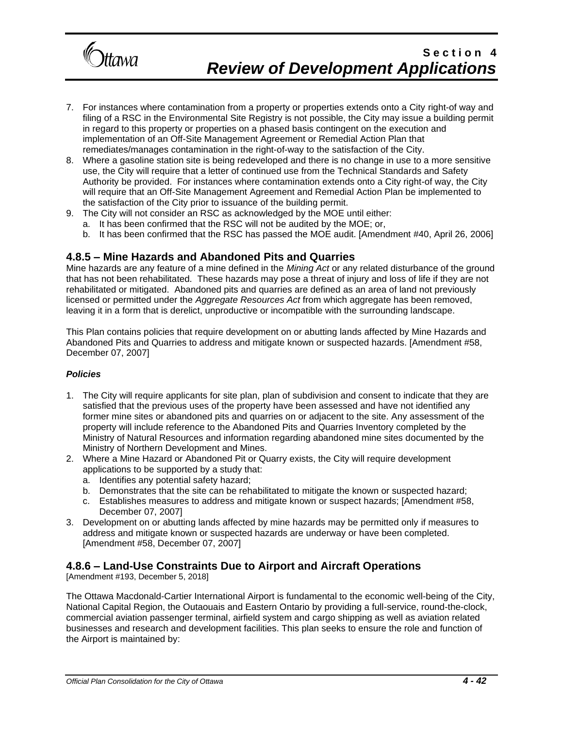7. For instances where contamination from a property or properties extends onto a City right-of way and filing of a RSC in the Environmental Site Registry is not possible, the City may issue a building permit in regard to this property or properties on a phased basis contingent on the execution and implementation of an Off-Site Management Agreement or Remedial Action Plan that remediates/manages contamination in the right-of-way to the satisfaction of the City.
8. Where a gasoline station site is being redeveloped and there is no change in use to a more sensitive use, the City will require that a letter of continued use from the Technical Standards and Safety Authority be provided. For instances where contamination extends onto a City right-of way, the City will require that an Off-Site Management Agreement and Remedial Action Plan be implemented to the satisfaction of the City prior to issuance of the building permit.
9. The City will not consider an RSC as acknowledged by the MOE until either:
   a. It has been confirmed that the RSC will not be audited by the MOE; or,
   b. It has been confirmed that the RSC has passed the MOE audit. [Amendment #40, April 26, 2006]

### 4.8.5 – Mine Hazards and Abandoned Pits and Quarries

Mine hazards are any feature of a mine defined in the *Mining Act* or any related disturbance of the ground that has not been rehabilitated. These hazards may pose a threat of injury and loss of life if they are not rehabilitated or mitigated. Abandoned pits and quarries are defined as an area of land not previously licensed or permitted under the *Aggregate Resources Act* from which aggregate has been removed, leaving it in a form that is derelict, unproductive or incompatible with the surrounding landscape.

This Plan contains policies that require development on or abutting lands affected by Mine Hazards and Abandoned Pits and Quarries to address and mitigate known or suspected hazards. [Amendment #58, December 07, 2007]

***Policies***

1. The City will require applicants for site plan, plan of subdivision and consent to indicate that they are satisfied that the previous uses of the property have been assessed and have not identified any former mine sites or abandoned pits and quarries on or adjacent to the site. Any assessment of the property will include reference to the Abandoned Pits and Quarries Inventory completed by the Ministry of Natural Resources and information regarding abandoned mine sites documented by the Ministry of Northern Development and Mines.
2. Where a Mine Hazard or Abandoned Pit or Quarry exists, the City will require development applications to be supported by a study that:
   a. Identifies any potential safety hazard;
   b. Demonstrates that the site can be rehabilitated to mitigate the known or suspected hazard;
   c. Establishes measures to address and mitigate known or suspect hazards; [Amendment #58, December 07, 2007]
3. Development on or abutting lands affected by mine hazards may be permitted only if measures to address and mitigate known or suspected hazards are underway or have been completed. [Amendment #58, December 07, 2007]

### 4.8.6 – Land-Use Constraints Due to Airport and Aircraft Operations

[Amendment #193, December 5, 2018]

The Ottawa Macdonald-Cartier International Airport is fundamental to the economic well-being of the City, National Capital Region, the Outaouais and Eastern Ontario by providing a full-service, round-the-clock, commercial aviation passenger terminal, airfield system and cargo shipping as well as aviation related businesses and research and development facilities. This plan seeks to ensure the role and function of the Airport is maintained by: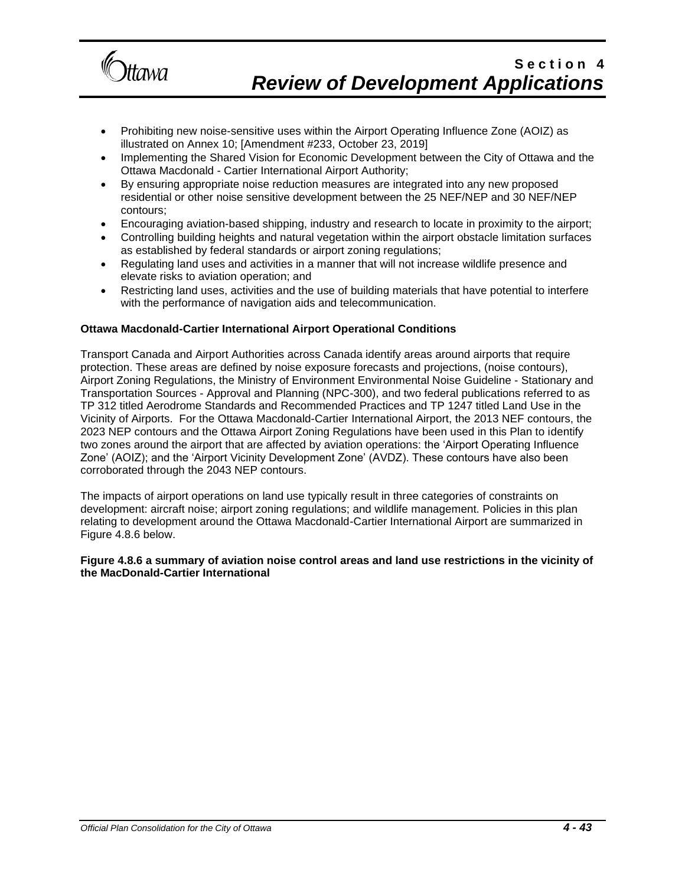- Prohibiting new noise-sensitive uses within the Airport Operating Influence Zone (AOIZ) as illustrated on Annex 10; [Amendment #233, October 23, 2019]
- Implementing the Shared Vision for Economic Development between the City of Ottawa and the Ottawa Macdonald - Cartier International Airport Authority;
- By ensuring appropriate noise reduction measures are integrated into any new proposed residential or other noise sensitive development between the 25 NEF/NEP and 30 NEF/NEP contours;
- Encouraging aviation-based shipping, industry and research to locate in proximity to the airport;
- Controlling building heights and natural vegetation within the airport obstacle limitation surfaces as established by federal standards or airport zoning regulations;
- Regulating land uses and activities in a manner that will not increase wildlife presence and elevate risks to aviation operation; and
- Restricting land uses, activities and the use of building materials that have potential to interfere with the performance of navigation aids and telecommunication.

**Ottawa Macdonald-Cartier International Airport Operational Conditions**

Transport Canada and Airport Authorities across Canada identify areas around airports that require protection. These areas are defined by noise exposure forecasts and projections, (noise contours), Airport Zoning Regulations, the Ministry of Environment Environmental Noise Guideline - Stationary and Transportation Sources - Approval and Planning (NPC-300), and two federal publications referred to as TP 312 titled Aerodrome Standards and Recommended Practices and TP 1247 titled Land Use in the Vicinity of Airports. For the Ottawa Macdonald-Cartier International Airport, the 2013 NEF contours, the 2023 NEP contours and the Ottawa Airport Zoning Regulations have been used in this Plan to identify two zones around the airport that are affected by aviation operations: the 'Airport Operating Influence Zone' (AOIZ); and the 'Airport Vicinity Development Zone' (AVDZ). These contours have also been corroborated through the 2043 NEP contours.

The impacts of airport operations on land use typically result in three categories of constraints on development: aircraft noise; airport zoning regulations; and wildlife management. Policies in this plan relating to development around the Ottawa Macdonald-Cartier International Airport are summarized in Figure 4.8.6 below.

**Figure 4.8.6 a summary of aviation noise control areas and land use restrictions in the vicinity of the MacDonald-Cartier International**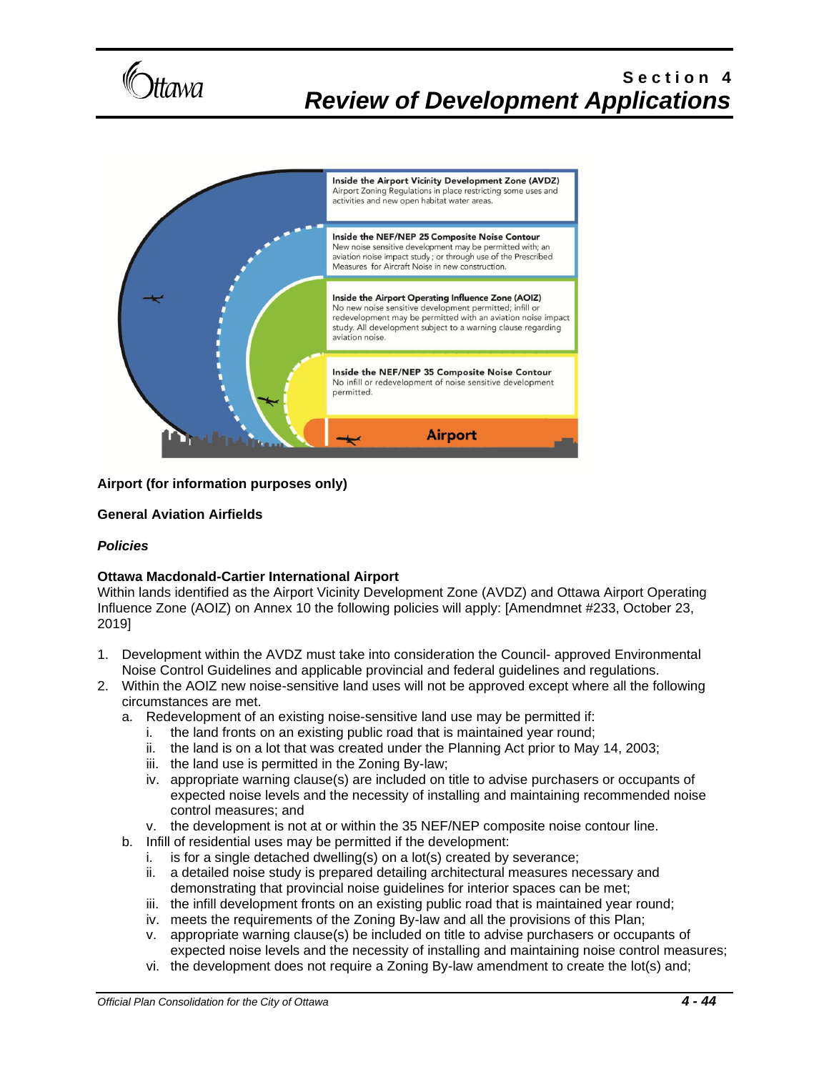**Inside the Airport Vicinity Development Zone (AVDZ)**
Airport Zoning Regulations in place restricting some uses and activities and new open habitat water areas.

**Inside the NEF/NEP 25 Composite Noise Contour**
New noise sensitive development may be permitted with; an aviation noise impact study ; or through use of the Prescribed Measures for Aircraft Noise in new construction.

**Inside the Airport Operating Influence Zone (AOIZ)**
No new noise sensitive development permitted; infill or redevelopment may be permitted with an aviation noise impact study. All development subject to a warning clause regarding aviation noise.

**Inside the NEF/NEP 35 Composite Noise Contour**
No infill or redevelopment of noise sensitive development permitted.

**Airport**

**Airport (for information purposes only)**

**General Aviation Airfields**

***Policies***

**Ottawa Macdonald-Cartier International Airport**
Within lands identified as the Airport Vicinity Development Zone (AVDZ) and Ottawa Airport Operating Influence Zone (AOIZ) on Annex 10 the following policies will apply: [Amendmnet #233, October 23, 2019]

1. Development within the AVDZ must take into consideration the Council- approved Environmental Noise Control Guidelines and applicable provincial and federal guidelines and regulations.
2. Within the AOIZ new noise-sensitive land uses will not be approved except where all the following circumstances are met.
   a. Redevelopment of an existing noise-sensitive land use may be permitted if:
      i. the land fronts on an existing public road that is maintained year round;
      ii. the land is on a lot that was created under the Planning Act prior to May 14, 2003;
      iii. the land use is permitted in the Zoning By-law;
      iv. appropriate warning clause(s) are included on title to advise purchasers or occupants of expected noise levels and the necessity of installing and maintaining recommended noise control measures; and
      v. the development is not at or within the 35 NEF/NEP composite noise contour line.
   b. Infill of residential uses may be permitted if the development:
      i. is for a single detached dwelling(s) on a lot(s) created by severance;
      ii. a detailed noise study is prepared detailing architectural measures necessary and demonstrating that provincial noise guidelines for interior spaces can be met;
      iii. the infill development fronts on an existing public road that is maintained year round;
      iv. meets the requirements of the Zoning By-law and all the provisions of this Plan;
      v. appropriate warning clause(s) be included on title to advise purchasers or occupants of expected noise levels and the necessity of installing and maintaining noise control measures;
      vi. the development does not require a Zoning By-law amendment to create the lot(s) and;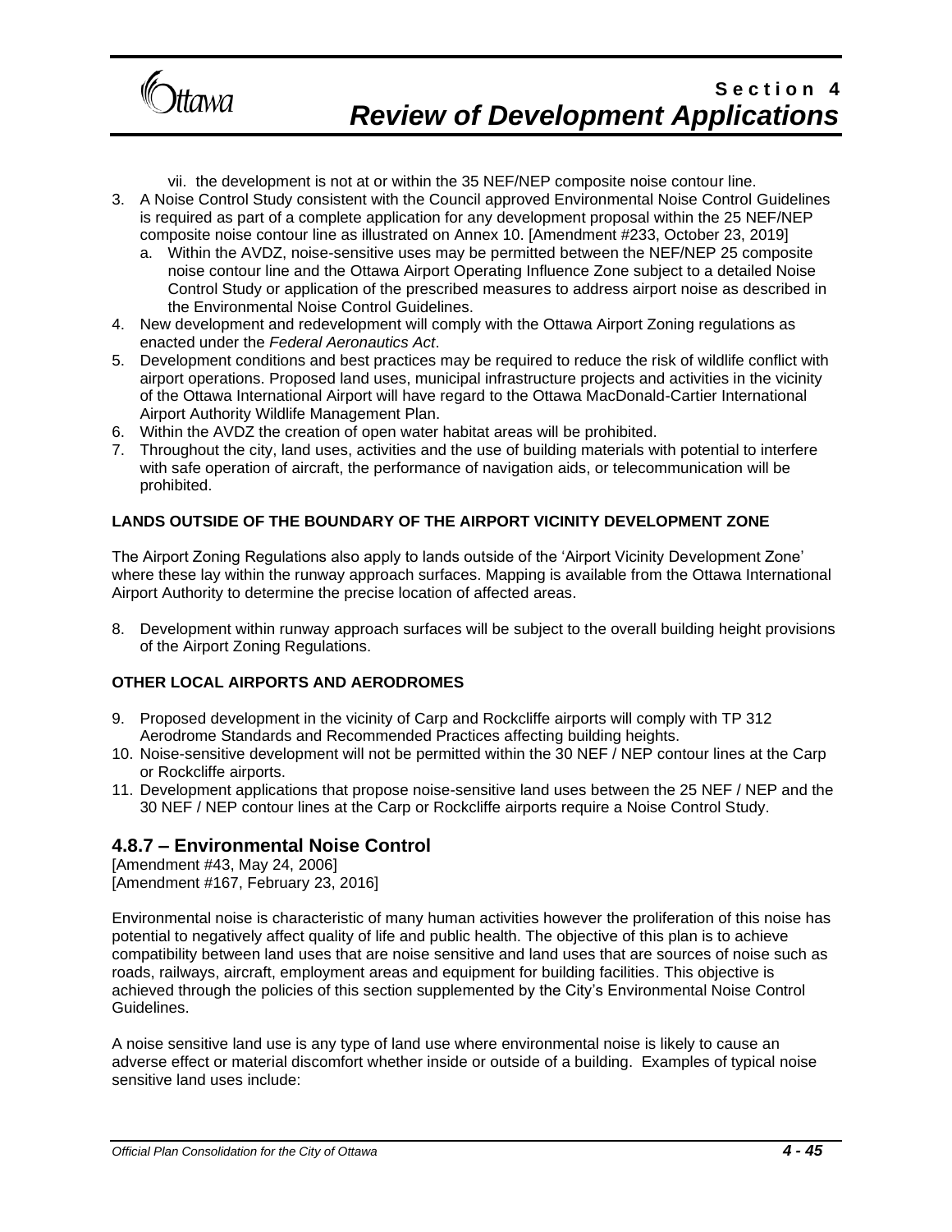vii. the development is not at or within the 35 NEF/NEP composite noise contour line.

3. A Noise Control Study consistent with the Council approved Environmental Noise Control Guidelines is required as part of a complete application for any development proposal within the 25 NEF/NEP composite noise contour line as illustrated on Annex 10. [Amendment #233, October 23, 2019]
   a. Within the AVDZ, noise-sensitive uses may be permitted between the NEF/NEP 25 composite noise contour line and the Ottawa Airport Operating Influence Zone subject to a detailed Noise Control Study or application of the prescribed measures to address airport noise as described in the Environmental Noise Control Guidelines.
4. New development and redevelopment will comply with the Ottawa Airport Zoning regulations as enacted under the *Federal Aeronautics Act*.
5. Development conditions and best practices may be required to reduce the risk of wildlife conflict with airport operations. Proposed land uses, municipal infrastructure projects and activities in the vicinity of the Ottawa International Airport will have regard to the Ottawa MacDonald-Cartier International Airport Authority Wildlife Management Plan.
6. Within the AVDZ the creation of open water habitat areas will be prohibited.
7. Throughout the city, land uses, activities and the use of building materials with potential to interfere with safe operation of aircraft, the performance of navigation aids, or telecommunication will be prohibited.

**LANDS OUTSIDE OF THE BOUNDARY OF THE AIRPORT VICINITY DEVELOPMENT ZONE**

The Airport Zoning Regulations also apply to lands outside of the 'Airport Vicinity Development Zone' where these lay within the runway approach surfaces. Mapping is available from the Ottawa International Airport Authority to determine the precise location of affected areas.

8. Development within runway approach surfaces will be subject to the overall building height provisions of the Airport Zoning Regulations.

**OTHER LOCAL AIRPORTS AND AERODROMES**

9. Proposed development in the vicinity of Carp and Rockcliffe airports will comply with TP 312 Aerodrome Standards and Recommended Practices affecting building heights.
10. Noise-sensitive development will not be permitted within the 30 NEF / NEP contour lines at the Carp or Rockcliffe airports.
11. Development applications that propose noise-sensitive land uses between the 25 NEF / NEP and the 30 NEF / NEP contour lines at the Carp or Rockcliffe airports require a Noise Control Study.

## 4.8.7 – Environmental Noise Control

[Amendment #43, May 24, 2006]
[Amendment #167, February 23, 2016]

Environmental noise is characteristic of many human activities however the proliferation of this noise has potential to negatively affect quality of life and public health. The objective of this plan is to achieve compatibility between land uses that are noise sensitive and land uses that are sources of noise such as roads, railways, aircraft, employment areas and equipment for building facilities. This objective is achieved through the policies of this section supplemented by the City's Environmental Noise Control Guidelines.

A noise sensitive land use is any type of land use where environmental noise is likely to cause an adverse effect or material discomfort whether inside or outside of a building. Examples of typical noise sensitive land uses include: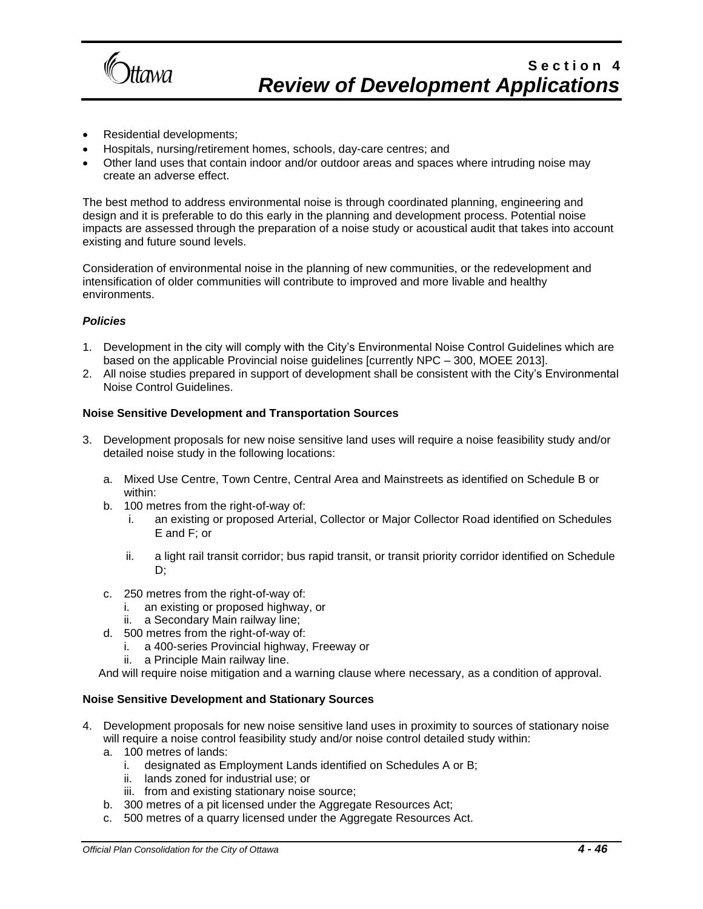- Residential developments;
- Hospitals, nursing/retirement homes, schools, day-care centres; and
- Other land uses that contain indoor and/or outdoor areas and spaces where intruding noise may create an adverse effect.

The best method to address environmental noise is through coordinated planning, engineering and design and it is preferable to do this early in the planning and development process. Potential noise impacts are assessed through the preparation of a noise study or acoustical audit that takes into account existing and future sound levels.

Consideration of environmental noise in the planning of new communities, or the redevelopment and intensification of older communities will contribute to improved and more livable and healthy environments.

***Policies***

1. Development in the city will comply with the City's Environmental Noise Control Guidelines which are based on the applicable Provincial noise guidelines [currently NPC – 300, MOEE 2013].
2. All noise studies prepared in support of development shall be consistent with the City's Environmental Noise Control Guidelines.

**Noise Sensitive Development and Transportation Sources**

3. Development proposals for new noise sensitive land uses will require a noise feasibility study and/or detailed noise study in the following locations:

   a. Mixed Use Centre, Town Centre, Central Area and Mainstreets as identified on Schedule B or within:
   b. 100 metres from the right-of-way of:
      i. an existing or proposed Arterial, Collector or Major Collector Road identified on Schedules E and F; or
      ii. a light rail transit corridor; bus rapid transit, or transit priority corridor identified on Schedule D;
   c. 250 metres from the right-of-way of:
      i. an existing or proposed highway, or
      ii. a Secondary Main railway line;
   d. 500 metres from the right-of-way of:
      i. a 400-series Provincial highway, Freeway or
      ii. a Principle Main railway line.

   And will require noise mitigation and a warning clause where necessary, as a condition of approval.

**Noise Sensitive Development and Stationary Sources**

4. Development proposals for new noise sensitive land uses in proximity to sources of stationary noise will require a noise control feasibility study and/or noise control detailed study within:
   a. 100 metres of lands:
      i. designated as Employment Lands identified on Schedules A or B;
      ii. lands zoned for industrial use; or
      iii. from and existing stationary noise source;
   b. 300 metres of a pit licensed under the Aggregate Resources Act;
   c. 500 metres of a quarry licensed under the Aggregate Resources Act.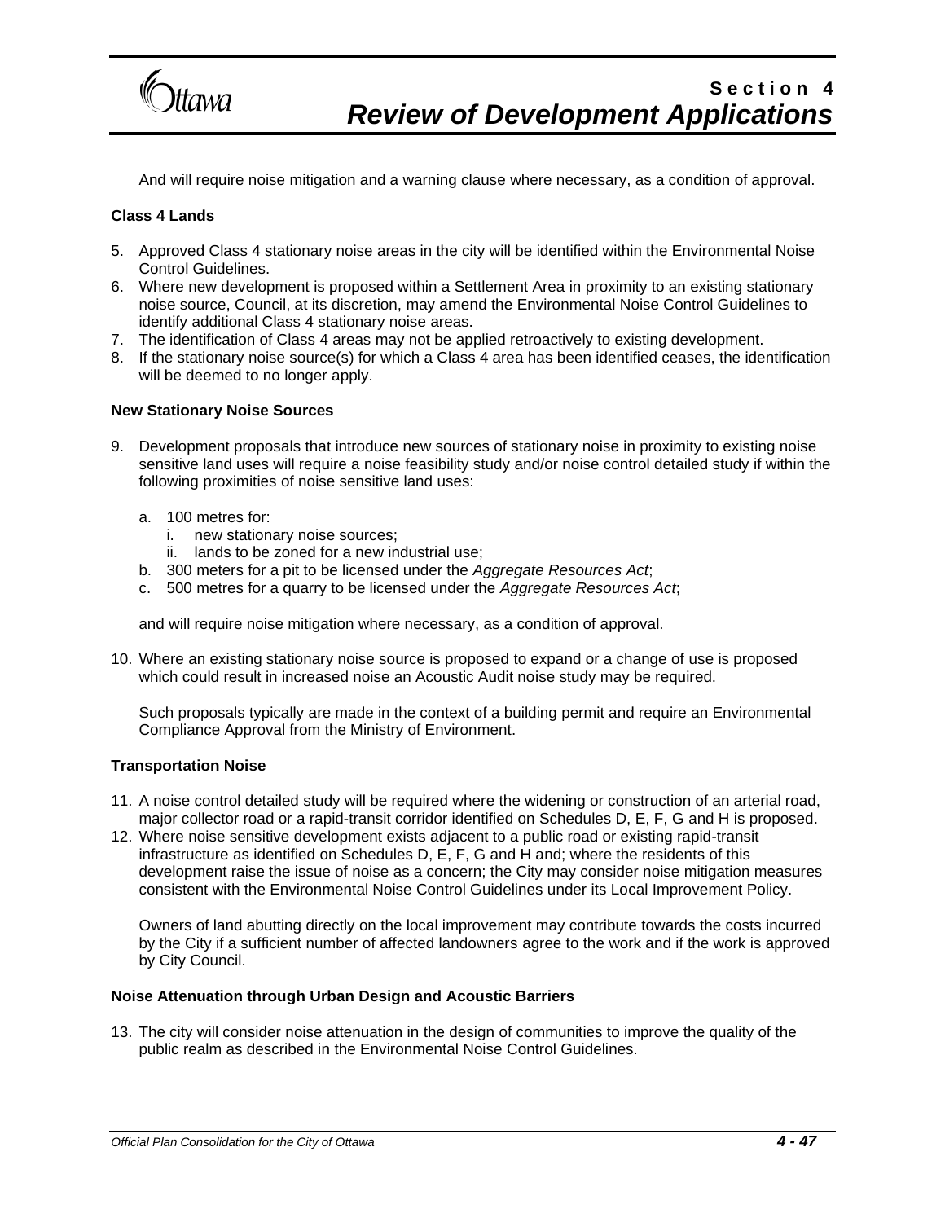And will require noise mitigation and a warning clause where necessary, as a condition of approval.

**Class 4 Lands**

5. Approved Class 4 stationary noise areas in the city will be identified within the Environmental Noise Control Guidelines.
6. Where new development is proposed within a Settlement Area in proximity to an existing stationary noise source, Council, at its discretion, may amend the Environmental Noise Control Guidelines to identify additional Class 4 stationary noise areas.
7. The identification of Class 4 areas may not be applied retroactively to existing development.
8. If the stationary noise source(s) for which a Class 4 area has been identified ceases, the identification will be deemed to no longer apply.

**New Stationary Noise Sources**

9. Development proposals that introduce new sources of stationary noise in proximity to existing noise sensitive land uses will require a noise feasibility study and/or noise control detailed study if within the following proximities of noise sensitive land uses:

   a. 100 metres for:
      i. new stationary noise sources;
      ii. lands to be zoned for a new industrial use;
   b. 300 meters for a pit to be licensed under the *Aggregate Resources Act*;
   c. 500 metres for a quarry to be licensed under the *Aggregate Resources Act*;

   and will require noise mitigation where necessary, as a condition of approval.

10. Where an existing stationary noise source is proposed to expand or a change of use is proposed which could result in increased noise an Acoustic Audit noise study may be required.

    Such proposals typically are made in the context of a building permit and require an Environmental Compliance Approval from the Ministry of Environment.

**Transportation Noise**

11. A noise control detailed study will be required where the widening or construction of an arterial road, major collector road or a rapid-transit corridor identified on Schedules D, E, F, G and H is proposed.
12. Where noise sensitive development exists adjacent to a public road or existing rapid-transit infrastructure as identified on Schedules D, E, F, G and H and; where the residents of this development raise the issue of noise as a concern; the City may consider noise mitigation measures consistent with the Environmental Noise Control Guidelines under its Local Improvement Policy.

    Owners of land abutting directly on the local improvement may contribute towards the costs incurred by the City if a sufficient number of affected landowners agree to the work and if the work is approved by City Council.

**Noise Attenuation through Urban Design and Acoustic Barriers**

13. The city will consider noise attenuation in the design of communities to improve the quality of the public realm as described in the Environmental Noise Control Guidelines.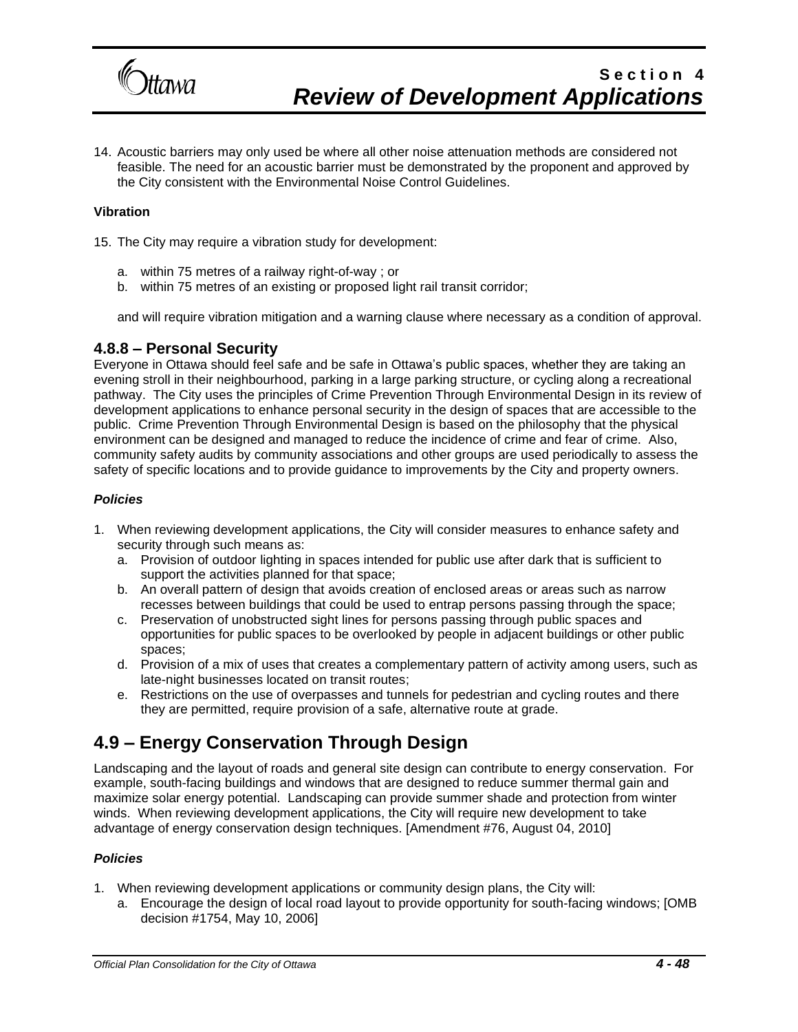14. Acoustic barriers may only used be where all other noise attenuation methods are considered not feasible. The need for an acoustic barrier must be demonstrated by the proponent and approved by the City consistent with the Environmental Noise Control Guidelines.

**Vibration**

15. The City may require a vibration study for development:

    a. within 75 metres of a railway right-of-way ; or
    b. within 75 metres of an existing or proposed light rail transit corridor;

    and will require vibration mitigation and a warning clause where necessary as a condition of approval.

### 4.8.8 – Personal Security

Everyone in Ottawa should feel safe and be safe in Ottawa's public spaces, whether they are taking an evening stroll in their neighbourhood, parking in a large parking structure, or cycling along a recreational pathway. The City uses the principles of Crime Prevention Through Environmental Design in its review of development applications to enhance personal security in the design of spaces that are accessible to the public. Crime Prevention Through Environmental Design is based on the philosophy that the physical environment can be designed and managed to reduce the incidence of crime and fear of crime. Also, community safety audits by community associations and other groups are used periodically to assess the safety of specific locations and to provide guidance to improvements by the City and property owners.

***Policies***

1. When reviewing development applications, the City will consider measures to enhance safety and security through such means as:
    a. Provision of outdoor lighting in spaces intended for public use after dark that is sufficient to support the activities planned for that space;
    b. An overall pattern of design that avoids creation of enclosed areas or areas such as narrow recesses between buildings that could be used to entrap persons passing through the space;
    c. Preservation of unobstructed sight lines for persons passing through public spaces and opportunities for public spaces to be overlooked by people in adjacent buildings or other public spaces;
    d. Provision of a mix of uses that creates a complementary pattern of activity among users, such as late-night businesses located on transit routes;
    e. Restrictions on the use of overpasses and tunnels for pedestrian and cycling routes and there they are permitted, require provision of a safe, alternative route at grade.

## 4.9 – Energy Conservation Through Design

Landscaping and the layout of roads and general site design can contribute to energy conservation. For example, south-facing buildings and windows that are designed to reduce summer thermal gain and maximize solar energy potential. Landscaping can provide summer shade and protection from winter winds. When reviewing development applications, the City will require new development to take advantage of energy conservation design techniques. [Amendment #76, August 04, 2010]

***Policies***

1. When reviewing development applications or community design plans, the City will:
    a. Encourage the design of local road layout to provide opportunity for south-facing windows; [OMB decision #1754, May 10, 2006]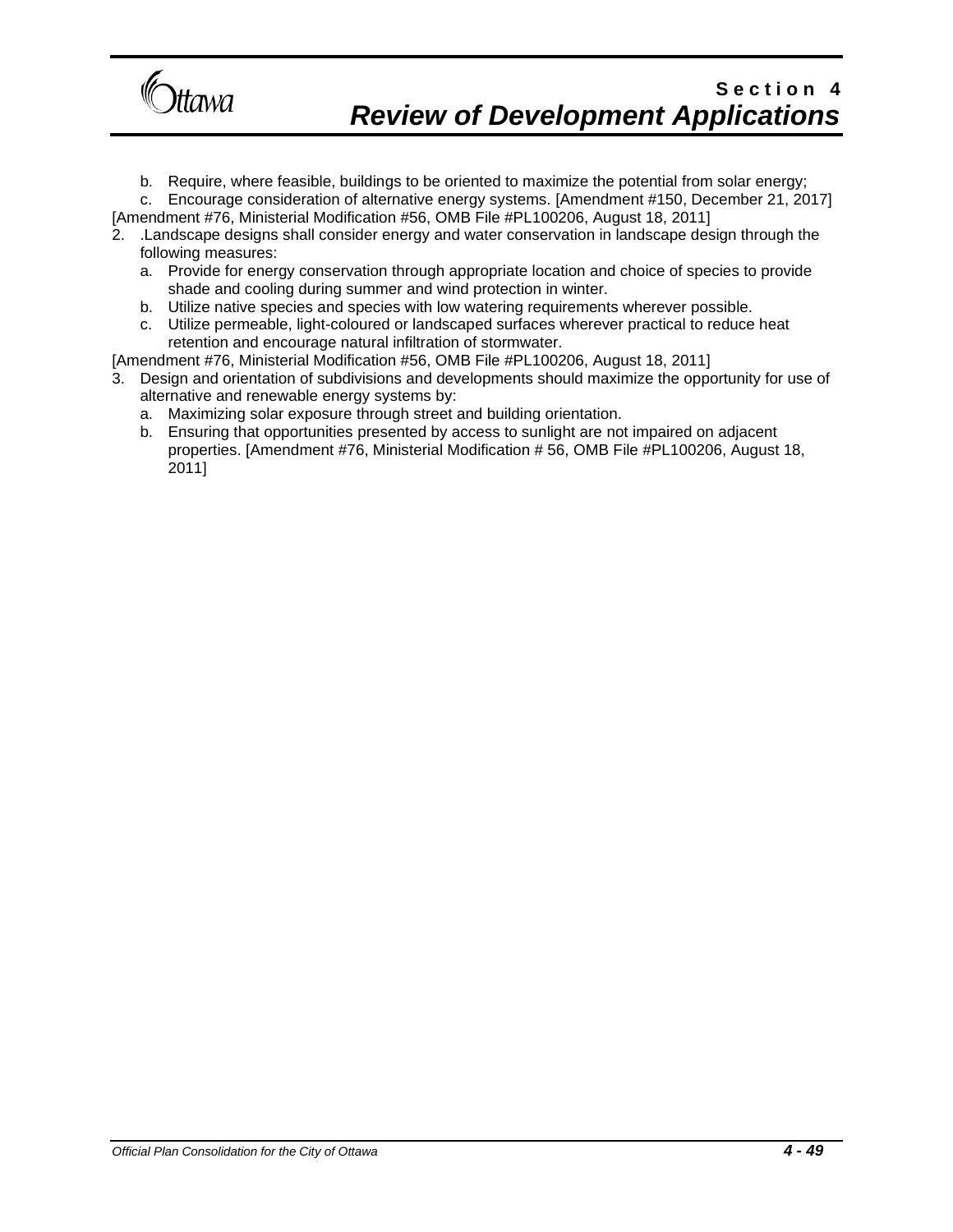b. Require, where feasible, buildings to be oriented to maximize the potential from solar energy;
c. Encourage consideration of alternative energy systems. [Amendment #150, December 21, 2017]

[Amendment #76, Ministerial Modification #56, OMB File #PL100206, August 18, 2011]

2. .Landscape designs shall consider energy and water conservation in landscape design through the following measures:
   a. Provide for energy conservation through appropriate location and choice of species to provide shade and cooling during summer and wind protection in winter.
   b. Utilize native species and species with low watering requirements wherever possible.
   c. Utilize permeable, light-coloured or landscaped surfaces wherever practical to reduce heat retention and encourage natural infiltration of stormwater.

[Amendment #76, Ministerial Modification #56, OMB File #PL100206, August 18, 2011]

3. Design and orientation of subdivisions and developments should maximize the opportunity for use of alternative and renewable energy systems by:
   a. Maximizing solar exposure through street and building orientation.
   b. Ensuring that opportunities presented by access to sunlight are not impaired on adjacent properties. [Amendment #76, Ministerial Modification # 56, OMB File #PL100206, August 18, 2011]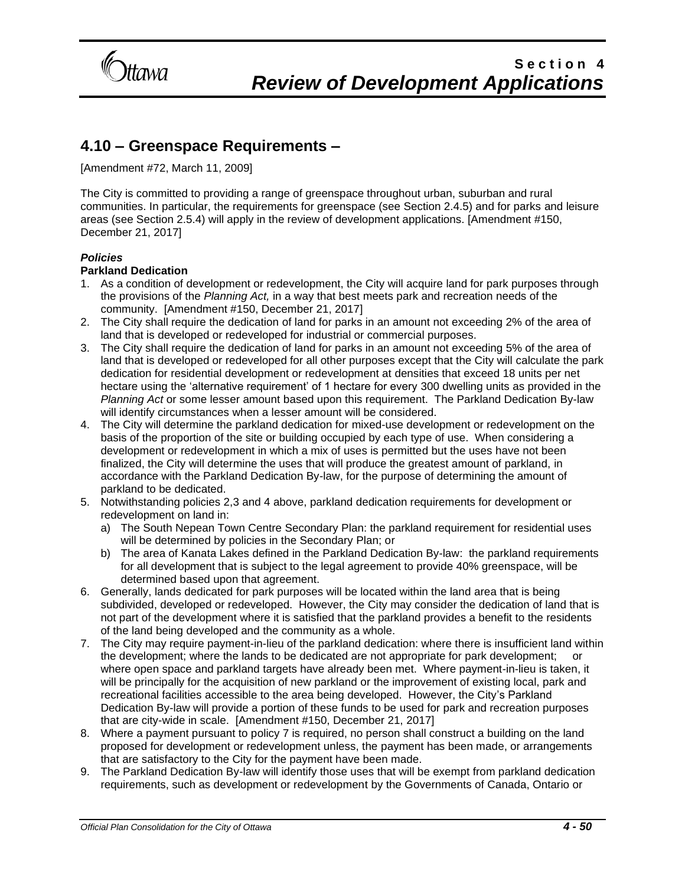## 4.10 – Greenspace Requirements –

[Amendment #72, March 11, 2009]

The City is committed to providing a range of greenspace throughout urban, suburban and rural communities. In particular, the requirements for greenspace (see Section 2.4.5) and for parks and leisure areas (see Section 2.5.4) will apply in the review of development applications. [Amendment #150, December 21, 2017]

***Policies***

**Parkland Dedication**

1. As a condition of development or redevelopment, the City will acquire land for park purposes through the provisions of the *Planning Act,* in a way that best meets park and recreation needs of the community. [Amendment #150, December 21, 2017]
2. The City shall require the dedication of land for parks in an amount not exceeding 2% of the area of land that is developed or redeveloped for industrial or commercial purposes.
3. The City shall require the dedication of land for parks in an amount not exceeding 5% of the area of land that is developed or redeveloped for all other purposes except that the City will calculate the park dedication for residential development or redevelopment at densities that exceed 18 units per net hectare using the 'alternative requirement' of 1 hectare for every 300 dwelling units as provided in the *Planning Act* or some lesser amount based upon this requirement. The Parkland Dedication By-law will identify circumstances when a lesser amount will be considered.
4. The City will determine the parkland dedication for mixed-use development or redevelopment on the basis of the proportion of the site or building occupied by each type of use. When considering a development or redevelopment in which a mix of uses is permitted but the uses have not been finalized, the City will determine the uses that will produce the greatest amount of parkland, in accordance with the Parkland Dedication By-law, for the purpose of determining the amount of parkland to be dedicated.
5. Notwithstanding policies 2,3 and 4 above, parkland dedication requirements for development or redevelopment on land in:
   a) The South Nepean Town Centre Secondary Plan: the parkland requirement for residential uses will be determined by policies in the Secondary Plan; or
   b) The area of Kanata Lakes defined in the Parkland Dedication By-law: the parkland requirements for all development that is subject to the legal agreement to provide 40% greenspace, will be determined based upon that agreement.
6. Generally, lands dedicated for park purposes will be located within the land area that is being subdivided, developed or redeveloped. However, the City may consider the dedication of land that is not part of the development where it is satisfied that the parkland provides a benefit to the residents of the land being developed and the community as a whole.
7. The City may require payment-in-lieu of the parkland dedication: where there is insufficient land within the development; where the lands to be dedicated are not appropriate for park development; or where open space and parkland targets have already been met. Where payment-in-lieu is taken, it will be principally for the acquisition of new parkland or the improvement of existing local, park and recreational facilities accessible to the area being developed. However, the City's Parkland Dedication By-law will provide a portion of these funds to be used for park and recreation purposes that are city-wide in scale. [Amendment #150, December 21, 2017]
8. Where a payment pursuant to policy 7 is required, no person shall construct a building on the land proposed for development or redevelopment unless, the payment has been made, or arrangements that are satisfactory to the City for the payment have been made.
9. The Parkland Dedication By-law will identify those uses that will be exempt from parkland dedication requirements, such as development or redevelopment by the Governments of Canada, Ontario or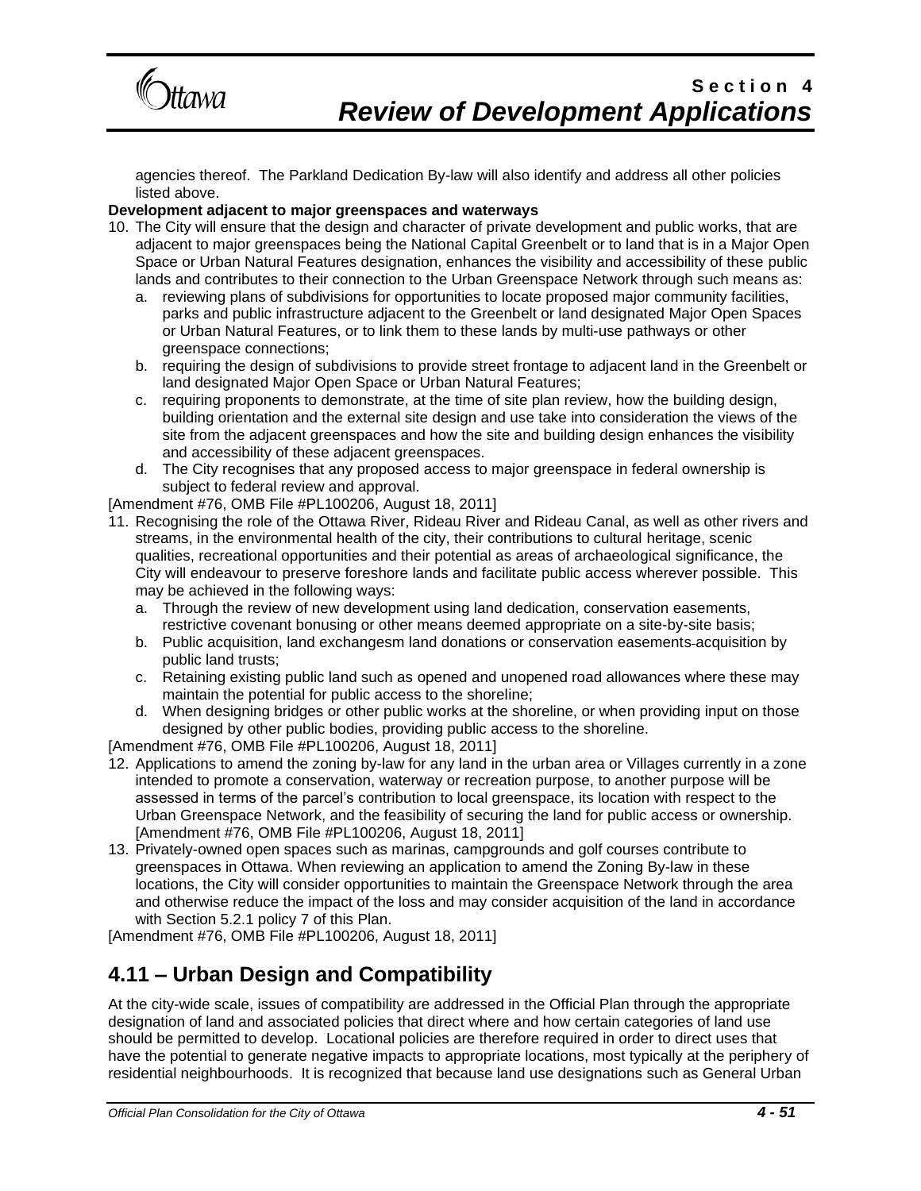agencies thereof. The Parkland Dedication By-law will also identify and address all other policies listed above.

**Development adjacent to major greenspaces and waterways**

10. The City will ensure that the design and character of private development and public works, that are adjacent to major greenspaces being the National Capital Greenbelt or to land that is in a Major Open Space or Urban Natural Features designation, enhances the visibility and accessibility of these public lands and contributes to their connection to the Urban Greenspace Network through such means as:
    a. reviewing plans of subdivisions for opportunities to locate proposed major community facilities, parks and public infrastructure adjacent to the Greenbelt or land designated Major Open Spaces or Urban Natural Features, or to link them to these lands by multi-use pathways or other greenspace connections;
    b. requiring the design of subdivisions to provide street frontage to adjacent land in the Greenbelt or land designated Major Open Space or Urban Natural Features;
    c. requiring proponents to demonstrate, at the time of site plan review, how the building design, building orientation and the external site design and use take into consideration the views of the site from the adjacent greenspaces and how the site and building design enhances the visibility and accessibility of these adjacent greenspaces.
    d. The City recognises that any proposed access to major greenspace in federal ownership is subject to federal review and approval.

[Amendment #76, OMB File #PL100206, August 18, 2011]

11. Recognising the role of the Ottawa River, Rideau River and Rideau Canal, as well as other rivers and streams, in the environmental health of the city, their contributions to cultural heritage, scenic qualities, recreational opportunities and their potential as areas of archaeological significance, the City will endeavour to preserve foreshore lands and facilitate public access wherever possible. This may be achieved in the following ways:
    a. Through the review of new development using land dedication, conservation easements, restrictive covenant bonusing or other means deemed appropriate on a site-by-site basis;
    b. Public acquisition, land exchangesm land donations or conservation easements-acquisition by public land trusts;
    c. Retaining existing public land such as opened and unopened road allowances where these may maintain the potential for public access to the shoreline;
    d. When designing bridges or other public works at the shoreline, or when providing input on those designed by other public bodies, providing public access to the shoreline.

[Amendment #76, OMB File #PL100206, August 18, 2011]

12. Applications to amend the zoning by-law for any land in the urban area or Villages currently in a zone intended to promote a conservation, waterway or recreation purpose, to another purpose will be assessed in terms of the parcel's contribution to local greenspace, its location with respect to the Urban Greenspace Network, and the feasibility of securing the land for public access or ownership. [Amendment #76, OMB File #PL100206, August 18, 2011]
13. Privately-owned open spaces such as marinas, campgrounds and golf courses contribute to greenspaces in Ottawa. When reviewing an application to amend the Zoning By-law in these locations, the City will consider opportunities to maintain the Greenspace Network through the area and otherwise reduce the impact of the loss and may consider acquisition of the land in accordance with Section 5.2.1 policy 7 of this Plan.

[Amendment #76, OMB File #PL100206, August 18, 2011]

## 4.11 – Urban Design and Compatibility

At the city-wide scale, issues of compatibility are addressed in the Official Plan through the appropriate designation of land and associated policies that direct where and how certain categories of land use should be permitted to develop. Locational policies are therefore required in order to direct uses that have the potential to generate negative impacts to appropriate locations, most typically at the periphery of residential neighbourhoods. It is recognized that because land use designations such as General Urban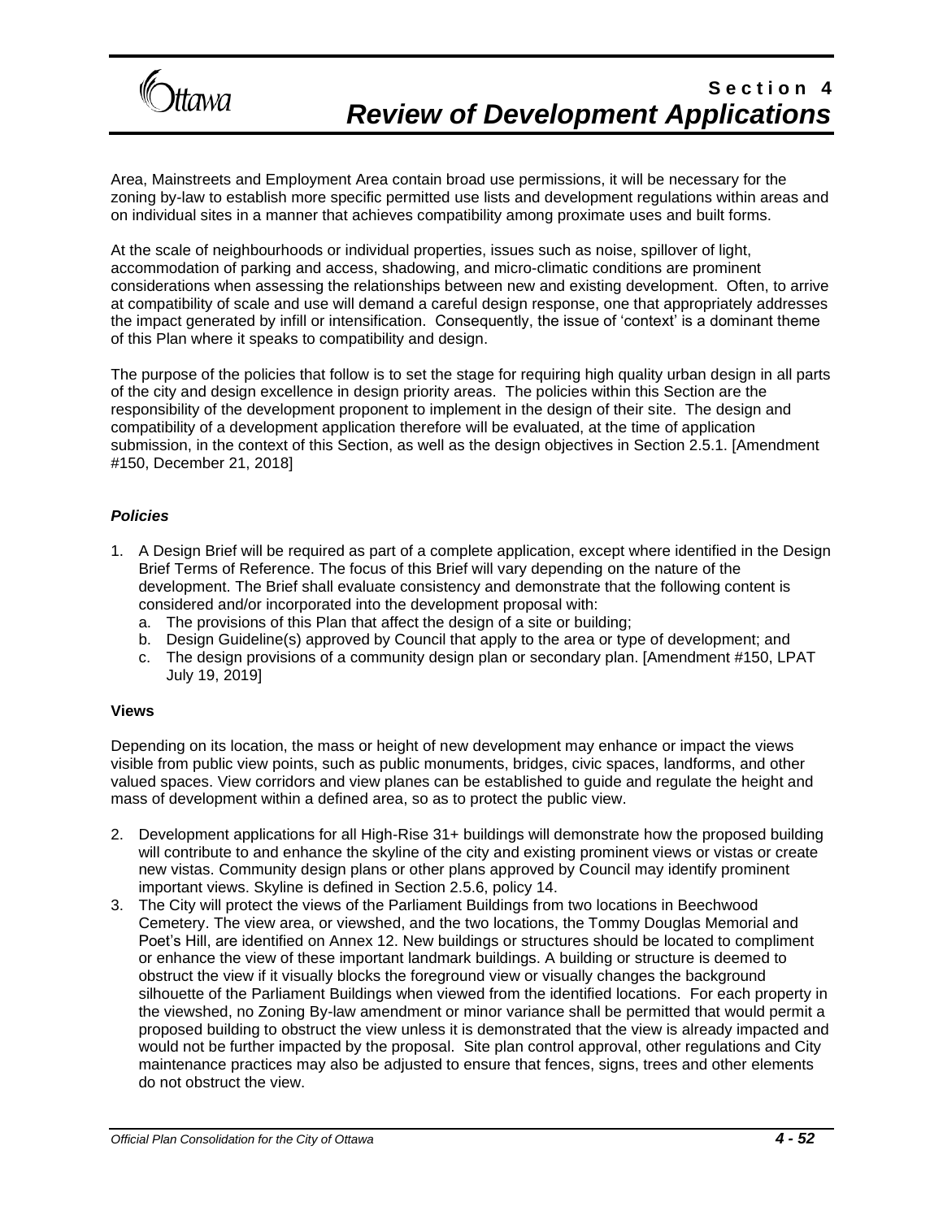Area, Mainstreets and Employment Area contain broad use permissions, it will be necessary for the zoning by-law to establish more specific permitted use lists and development regulations within areas and on individual sites in a manner that achieves compatibility among proximate uses and built forms.

At the scale of neighbourhoods or individual properties, issues such as noise, spillover of light, accommodation of parking and access, shadowing, and micro-climatic conditions are prominent considerations when assessing the relationships between new and existing development. Often, to arrive at compatibility of scale and use will demand a careful design response, one that appropriately addresses the impact generated by infill or intensification. Consequently, the issue of 'context' is a dominant theme of this Plan where it speaks to compatibility and design.

The purpose of the policies that follow is to set the stage for requiring high quality urban design in all parts of the city and design excellence in design priority areas. The policies within this Section are the responsibility of the development proponent to implement in the design of their site. The design and compatibility of a development application therefore will be evaluated, at the time of application submission, in the context of this Section, as well as the design objectives in Section 2.5.1. [Amendment #150, December 21, 2018]

***Policies***

1. A Design Brief will be required as part of a complete application, except where identified in the Design Brief Terms of Reference. The focus of this Brief will vary depending on the nature of the development. The Brief shall evaluate consistency and demonstrate that the following content is considered and/or incorporated into the development proposal with:
   a. The provisions of this Plan that affect the design of a site or building;
   b. Design Guideline(s) approved by Council that apply to the area or type of development; and
   c. The design provisions of a community design plan or secondary plan. [Amendment #150, LPAT July 19, 2019]

**Views**

Depending on its location, the mass or height of new development may enhance or impact the views visible from public view points, such as public monuments, bridges, civic spaces, landforms, and other valued spaces. View corridors and view planes can be established to guide and regulate the height and mass of development within a defined area, so as to protect the public view.

2. Development applications for all High-Rise 31+ buildings will demonstrate how the proposed building will contribute to and enhance the skyline of the city and existing prominent views or vistas or create new vistas. Community design plans or other plans approved by Council may identify prominent important views. Skyline is defined in Section 2.5.6, policy 14.
3. The City will protect the views of the Parliament Buildings from two locations in Beechwood Cemetery. The view area, or viewshed, and the two locations, the Tommy Douglas Memorial and Poet's Hill, are identified on Annex 12. New buildings or structures should be located to compliment or enhance the view of these important landmark buildings. A building or structure is deemed to obstruct the view if it visually blocks the foreground view or visually changes the background silhouette of the Parliament Buildings when viewed from the identified locations. For each property in the viewshed, no Zoning By-law amendment or minor variance shall be permitted that would permit a proposed building to obstruct the view unless it is demonstrated that the view is already impacted and would not be further impacted by the proposal. Site plan control approval, other regulations and City maintenance practices may also be adjusted to ensure that fences, signs, trees and other elements do not obstruct the view.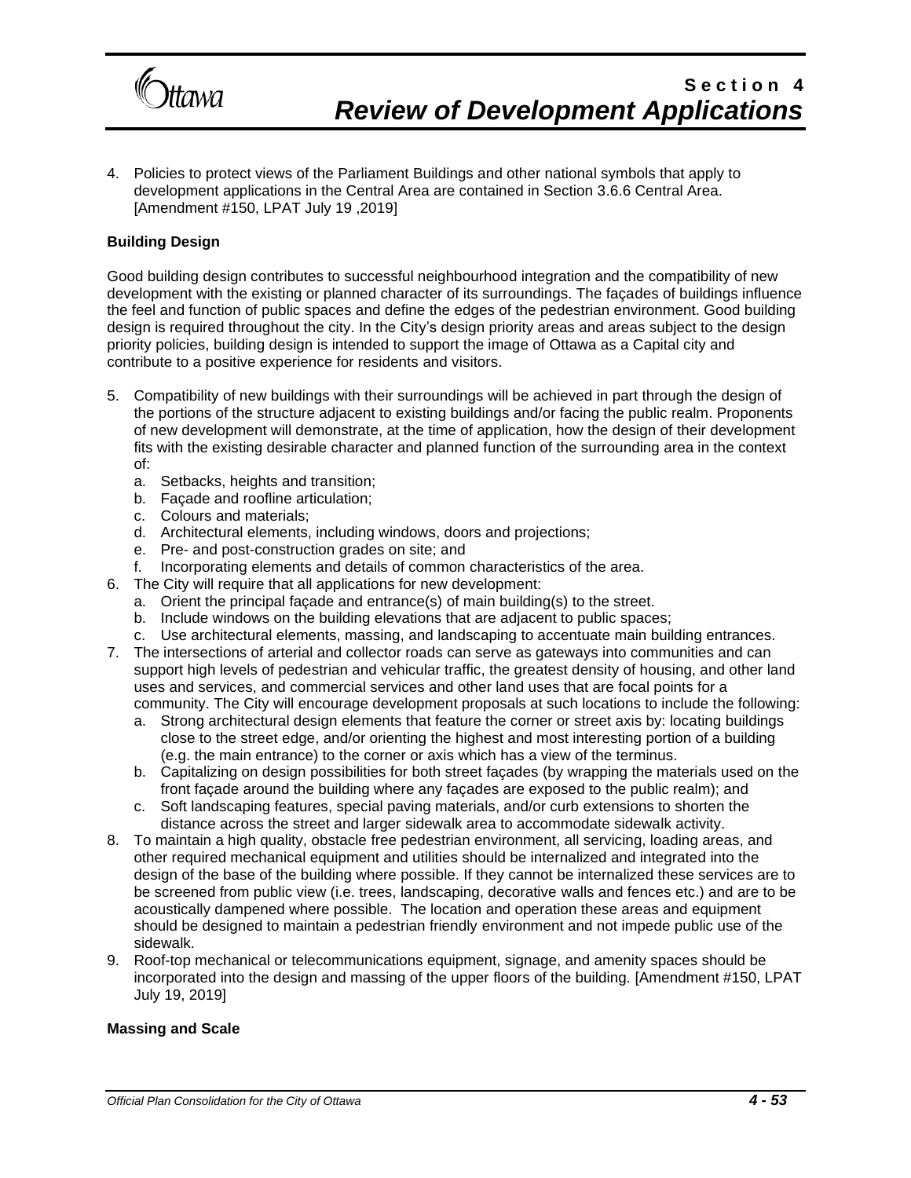4. Policies to protect views of the Parliament Buildings and other national symbols that apply to development applications in the Central Area are contained in Section 3.6.6 Central Area. [Amendment #150, LPAT July 19 ,2019]

**Building Design**

Good building design contributes to successful neighbourhood integration and the compatibility of new development with the existing or planned character of its surroundings. The façades of buildings influence the feel and function of public spaces and define the edges of the pedestrian environment. Good building design is required throughout the city. In the City's design priority areas and areas subject to the design priority policies, building design is intended to support the image of Ottawa as a Capital city and contribute to a positive experience for residents and visitors.

5. Compatibility of new buildings with their surroundings will be achieved in part through the design of the portions of the structure adjacent to existing buildings and/or facing the public realm. Proponents of new development will demonstrate, at the time of application, how the design of their development fits with the existing desirable character and planned function of the surrounding area in the context of:
   a. Setbacks, heights and transition;
   b. Façade and roofline articulation;
   c. Colours and materials;
   d. Architectural elements, including windows, doors and projections;
   e. Pre- and post-construction grades on site; and
   f. Incorporating elements and details of common characteristics of the area.
6. The City will require that all applications for new development:
   a. Orient the principal façade and entrance(s) of main building(s) to the street.
   b. Include windows on the building elevations that are adjacent to public spaces;
   c. Use architectural elements, massing, and landscaping to accentuate main building entrances.
7. The intersections of arterial and collector roads can serve as gateways into communities and can support high levels of pedestrian and vehicular traffic, the greatest density of housing, and other land uses and services, and commercial services and other land uses that are focal points for a community. The City will encourage development proposals at such locations to include the following:
   a. Strong architectural design elements that feature the corner or street axis by: locating buildings close to the street edge, and/or orienting the highest and most interesting portion of a building (e.g. the main entrance) to the corner or axis which has a view of the terminus.
   b. Capitalizing on design possibilities for both street façades (by wrapping the materials used on the front façade around the building where any façades are exposed to the public realm); and
   c. Soft landscaping features, special paving materials, and/or curb extensions to shorten the distance across the street and larger sidewalk area to accommodate sidewalk activity.
8. To maintain a high quality, obstacle free pedestrian environment, all servicing, loading areas, and other required mechanical equipment and utilities should be internalized and integrated into the design of the base of the building where possible. If they cannot be internalized these services are to be screened from public view (i.e. trees, landscaping, decorative walls and fences etc.) and are to be acoustically dampened where possible. The location and operation these areas and equipment should be designed to maintain a pedestrian friendly environment and not impede public use of the sidewalk.
9. Roof-top mechanical or telecommunications equipment, signage, and amenity spaces should be incorporated into the design and massing of the upper floors of the building. [Amendment #150, LPAT July 19, 2019]

**Massing and Scale**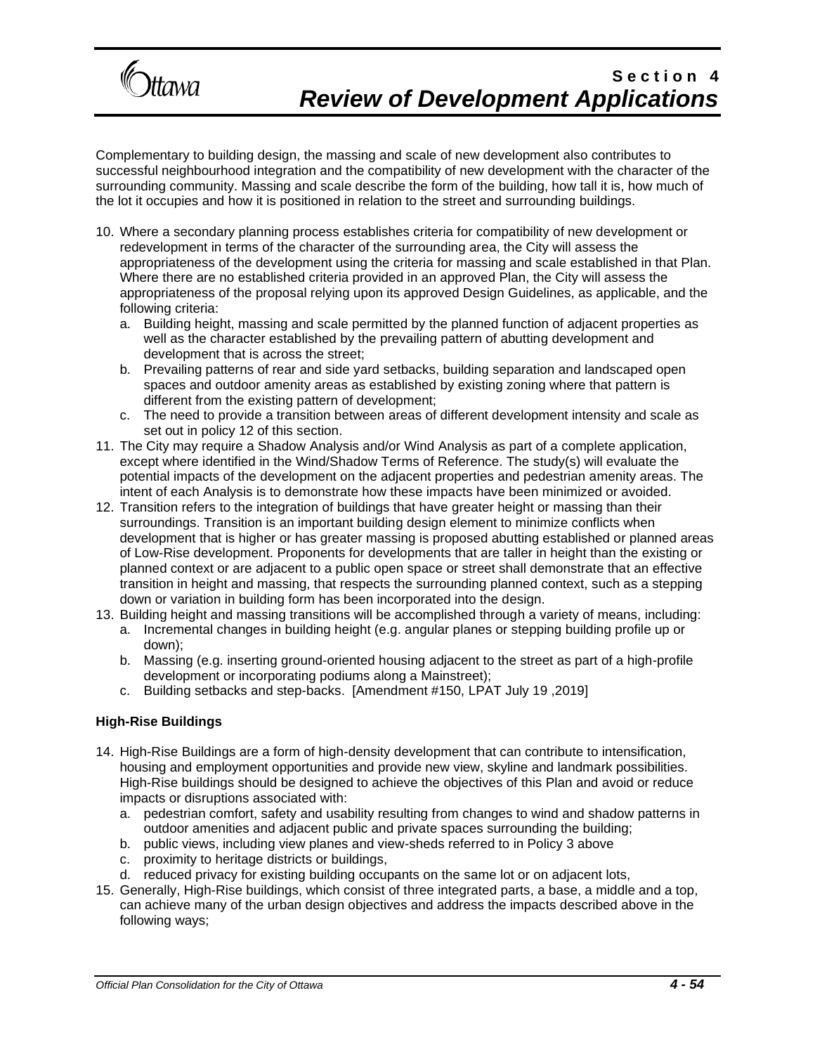Complementary to building design, the massing and scale of new development also contributes to successful neighbourhood integration and the compatibility of new development with the character of the surrounding community. Massing and scale describe the form of the building, how tall it is, how much of the lot it occupies and how it is positioned in relation to the street and surrounding buildings.

10. Where a secondary planning process establishes criteria for compatibility of new development or redevelopment in terms of the character of the surrounding area, the City will assess the appropriateness of the development using the criteria for massing and scale established in that Plan. Where there are no established criteria provided in an approved Plan, the City will assess the appropriateness of the proposal relying upon its approved Design Guidelines, as applicable, and the following criteria:
    a. Building height, massing and scale permitted by the planned function of adjacent properties as well as the character established by the prevailing pattern of abutting development and development that is across the street;
    b. Prevailing patterns of rear and side yard setbacks, building separation and landscaped open spaces and outdoor amenity areas as established by existing zoning where that pattern is different from the existing pattern of development;
    c. The need to provide a transition between areas of different development intensity and scale as set out in policy 12 of this section.
11. The City may require a Shadow Analysis and/or Wind Analysis as part of a complete application, except where identified in the Wind/Shadow Terms of Reference. The study(s) will evaluate the potential impacts of the development on the adjacent properties and pedestrian amenity areas. The intent of each Analysis is to demonstrate how these impacts have been minimized or avoided.
12. Transition refers to the integration of buildings that have greater height or massing than their surroundings. Transition is an important building design element to minimize conflicts when development that is higher or has greater massing is proposed abutting established or planned areas of Low-Rise development. Proponents for developments that are taller in height than the existing or planned context or are adjacent to a public open space or street shall demonstrate that an effective transition in height and massing, that respects the surrounding planned context, such as a stepping down or variation in building form has been incorporated into the design.
13. Building height and massing transitions will be accomplished through a variety of means, including:
    a. Incremental changes in building height (e.g. angular planes or stepping building profile up or down);
    b. Massing (e.g. inserting ground-oriented housing adjacent to the street as part of a high-profile development or incorporating podiums along a Mainstreet);
    c. Building setbacks and step-backs. [Amendment #150, LPAT July 19 ,2019]

**High-Rise Buildings**

14. High-Rise Buildings are a form of high-density development that can contribute to intensification, housing and employment opportunities and provide new view, skyline and landmark possibilities. High-Rise buildings should be designed to achieve the objectives of this Plan and avoid or reduce impacts or disruptions associated with:
    a. pedestrian comfort, safety and usability resulting from changes to wind and shadow patterns in outdoor amenities and adjacent public and private spaces surrounding the building;
    b. public views, including view planes and view-sheds referred to in Policy 3 above
    c. proximity to heritage districts or buildings,
    d. reduced privacy for existing building occupants on the same lot or on adjacent lots,
15. Generally, High-Rise buildings, which consist of three integrated parts, a base, a middle and a top, can achieve many of the urban design objectives and address the impacts described above in the following ways;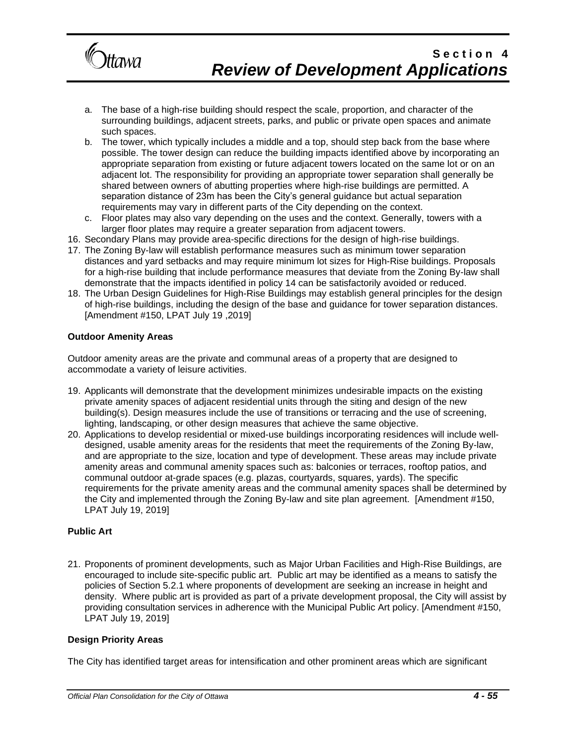a. The base of a high-rise building should respect the scale, proportion, and character of the surrounding buildings, adjacent streets, parks, and public or private open spaces and animate such spaces.
b. The tower, which typically includes a middle and a top, should step back from the base where possible. The tower design can reduce the building impacts identified above by incorporating an appropriate separation from existing or future adjacent towers located on the same lot or on an adjacent lot. The responsibility for providing an appropriate tower separation shall generally be shared between owners of abutting properties where high-rise buildings are permitted. A separation distance of 23m has been the City's general guidance but actual separation requirements may vary in different parts of the City depending on the context.
c. Floor plates may also vary depending on the uses and the context. Generally, towers with a larger floor plates may require a greater separation from adjacent towers.

16. Secondary Plans may provide area-specific directions for the design of high-rise buildings.
17. The Zoning By-law will establish performance measures such as minimum tower separation distances and yard setbacks and may require minimum lot sizes for High-Rise buildings. Proposals for a high-rise building that include performance measures that deviate from the Zoning By-law shall demonstrate that the impacts identified in policy 14 can be satisfactorily avoided or reduced.
18. The Urban Design Guidelines for High-Rise Buildings may establish general principles for the design of high-rise buildings, including the design of the base and guidance for tower separation distances. [Amendment #150, LPAT July 19 ,2019]

**Outdoor Amenity Areas**

Outdoor amenity areas are the private and communal areas of a property that are designed to accommodate a variety of leisure activities.

19. Applicants will demonstrate that the development minimizes undesirable impacts on the existing private amenity spaces of adjacent residential units through the siting and design of the new building(s). Design measures include the use of transitions or terracing and the use of screening, lighting, landscaping, or other design measures that achieve the same objective.
20. Applications to develop residential or mixed-use buildings incorporating residences will include well-designed, usable amenity areas for the residents that meet the requirements of the Zoning By-law, and are appropriate to the size, location and type of development. These areas may include private amenity areas and communal amenity spaces such as: balconies or terraces, rooftop patios, and communal outdoor at-grade spaces (e.g. plazas, courtyards, squares, yards). The specific requirements for the private amenity areas and the communal amenity spaces shall be determined by the City and implemented through the Zoning By-law and site plan agreement. [Amendment #150, LPAT July 19, 2019]

**Public Art**

21. Proponents of prominent developments, such as Major Urban Facilities and High-Rise Buildings, are encouraged to include site-specific public art. Public art may be identified as a means to satisfy the policies of Section 5.2.1 where proponents of development are seeking an increase in height and density. Where public art is provided as part of a private development proposal, the City will assist by providing consultation services in adherence with the Municipal Public Art policy. [Amendment #150, LPAT July 19, 2019]

**Design Priority Areas**

The City has identified target areas for intensification and other prominent areas which are significant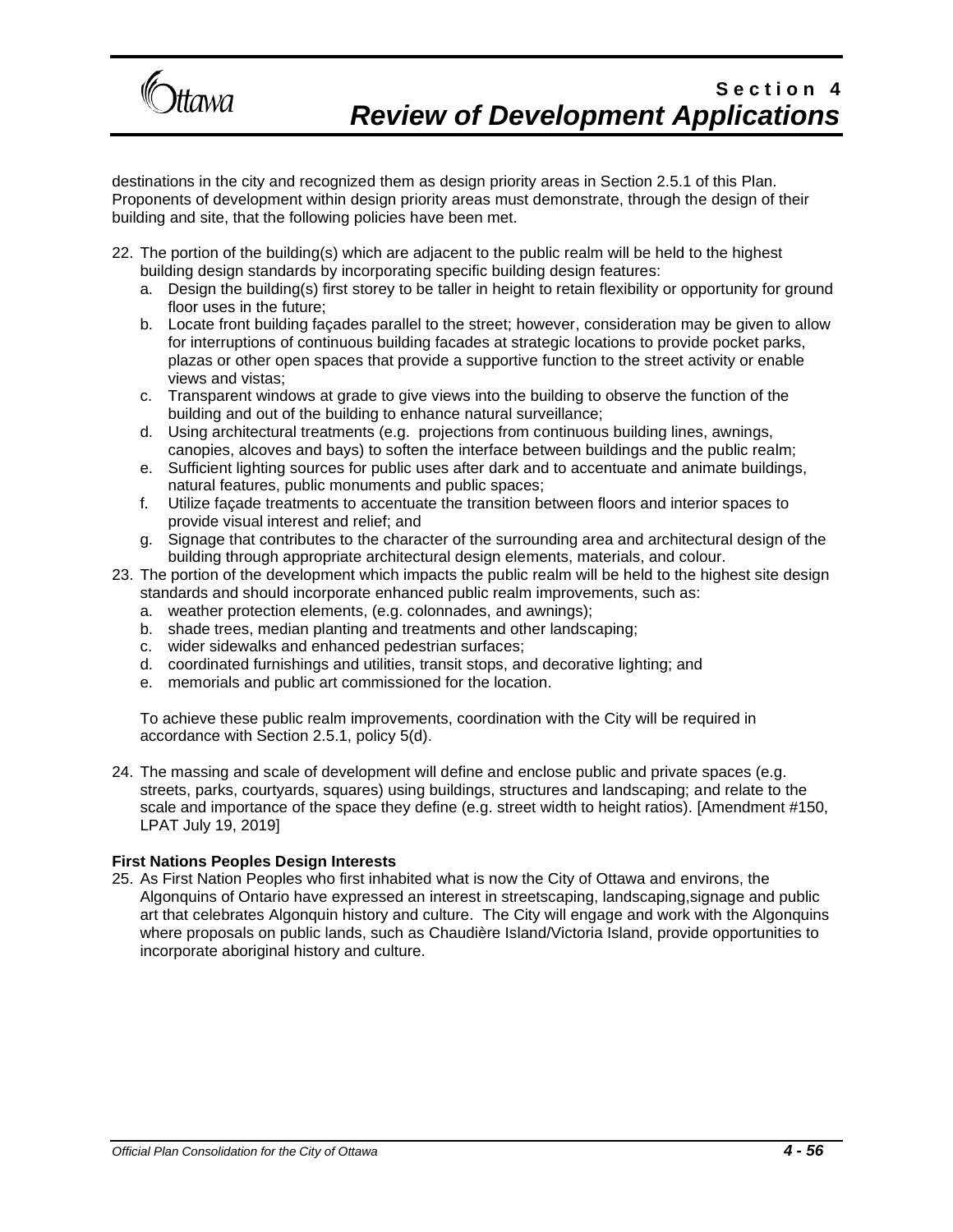destinations in the city and recognized them as design priority areas in Section 2.5.1 of this Plan. Proponents of development within design priority areas must demonstrate, through the design of their building and site, that the following policies have been met.

22. The portion of the building(s) which are adjacent to the public realm will be held to the highest building design standards by incorporating specific building design features:
    a. Design the building(s) first storey to be taller in height to retain flexibility or opportunity for ground floor uses in the future;
    b. Locate front building façades parallel to the street; however, consideration may be given to allow for interruptions of continuous building facades at strategic locations to provide pocket parks, plazas or other open spaces that provide a supportive function to the street activity or enable views and vistas;
    c. Transparent windows at grade to give views into the building to observe the function of the building and out of the building to enhance natural surveillance;
    d. Using architectural treatments (e.g. projections from continuous building lines, awnings, canopies, alcoves and bays) to soften the interface between buildings and the public realm;
    e. Sufficient lighting sources for public uses after dark and to accentuate and animate buildings, natural features, public monuments and public spaces;
    f. Utilize façade treatments to accentuate the transition between floors and interior spaces to provide visual interest and relief; and
    g. Signage that contributes to the character of the surrounding area and architectural design of the building through appropriate architectural design elements, materials, and colour.
23. The portion of the development which impacts the public realm will be held to the highest site design standards and should incorporate enhanced public realm improvements, such as:
    a. weather protection elements, (e.g. colonnades, and awnings);
    b. shade trees, median planting and treatments and other landscaping;
    c. wider sidewalks and enhanced pedestrian surfaces;
    d. coordinated furnishings and utilities, transit stops, and decorative lighting; and
    e. memorials and public art commissioned for the location.

    To achieve these public realm improvements, coordination with the City will be required in accordance with Section 2.5.1, policy 5(d).

24. The massing and scale of development will define and enclose public and private spaces (e.g. streets, parks, courtyards, squares) using buildings, structures and landscaping; and relate to the scale and importance of the space they define (e.g. street width to height ratios). [Amendment #150, LPAT July 19, 2019]

**First Nations Peoples Design Interests**

25. As First Nation Peoples who first inhabited what is now the City of Ottawa and environs, the Algonquins of Ontario have expressed an interest in streetscaping, landscaping,signage and public art that celebrates Algonquin history and culture. The City will engage and work with the Algonquins where proposals on public lands, such as Chaudière Island/Victoria Island, provide opportunities to incorporate aboriginal history and culture.